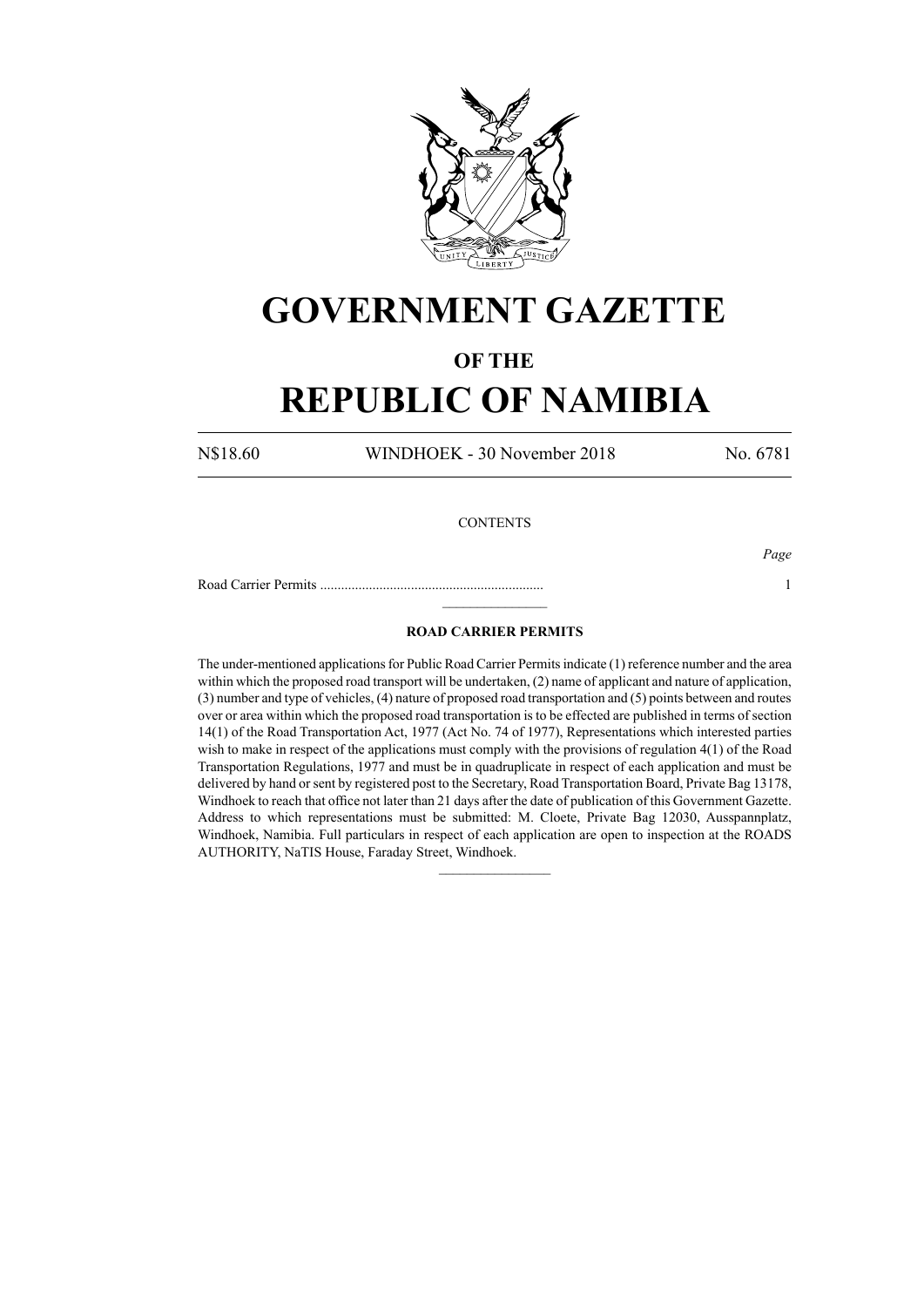# GOVERNMENT GAZETTE

## OF THE

# REPUBLIC OF NAMIBIA

N$18.60 WINDHOEK - 30 November 2018 No. 6781

CONTENTS

*Page*

Road Carrier Permits ................................................................ 1

---

### ROAD CARRIER PERMITS

The under-mentioned applications for Public Road Carrier Permits indicate (1) reference number and the area within which the proposed road transport will be undertaken, (2) name of applicant and nature of application, (3) number and type of vehicles, (4) nature of proposed road transportation and (5) points between and routes over or area within which the proposed road transportation is to be effected are published in terms of section 14(1) of the Road Transportation Act, 1977 (Act No. 74 of 1977), Representations which interested parties wish to make in respect of the applications must comply with the provisions of regulation 4(1) of the Road Transportation Regulations, 1977 and must be in quadruplicate in respect of each application and must be delivered by hand or sent by registered post to the Secretary, Road Transportation Board, Private Bag 13178, Windhoek to reach that office not later than 21 days after the date of publication of this Government Gazette. Address to which representations must be submitted: M. Cloete, Private Bag 12030, Ausspannplatz, Windhoek, Namibia. Full particulars in respect of each application are open to inspection at the ROADS AUTHORITY, NaTIS House, Faraday Street, Windhoek.

---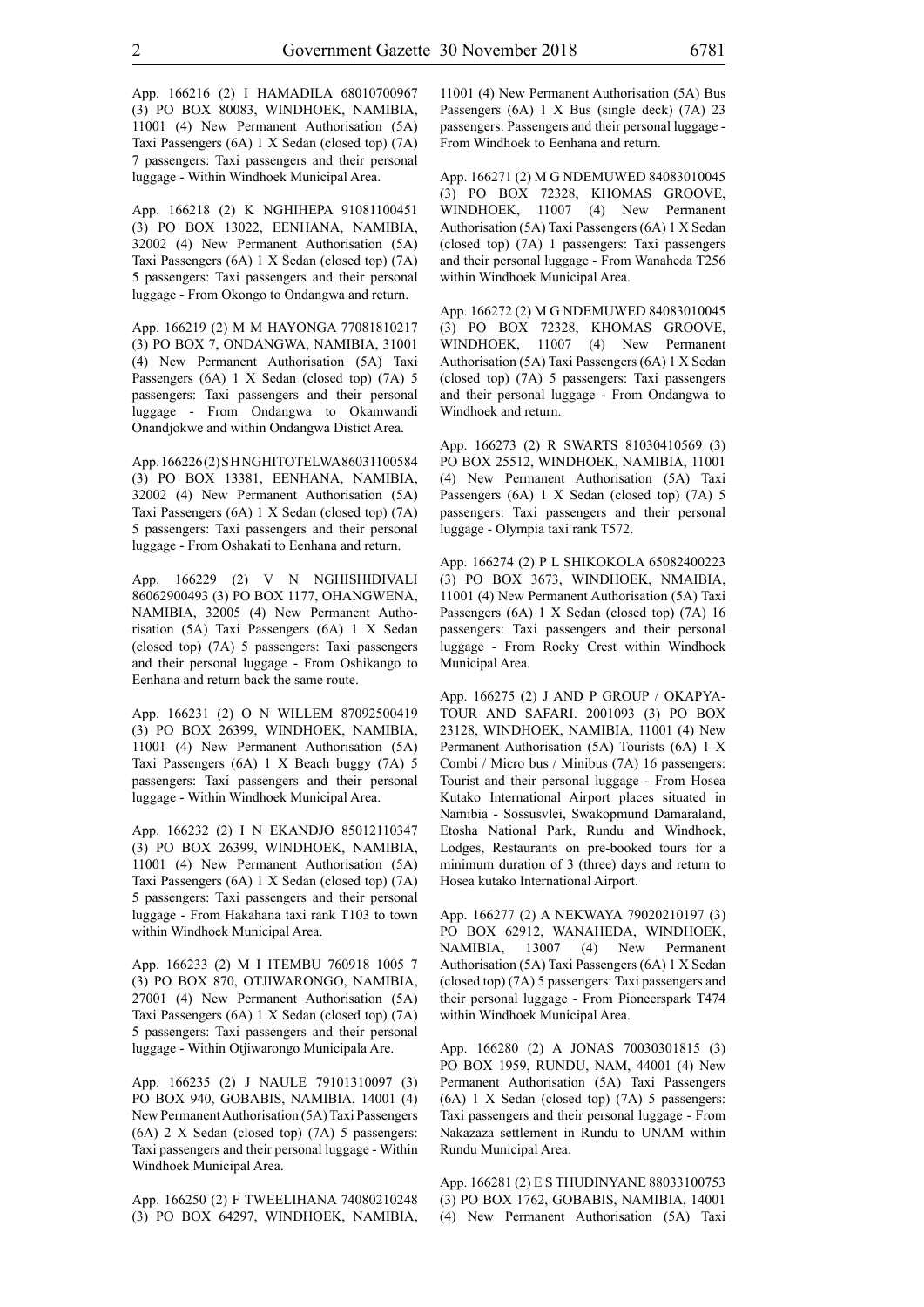App. 166216 (2) I HAMADILA 68010700967 (3) PO BOX 80083, WINDHOEK, NAMIBIA, 11001 (4) New Permanent Authorisation (5A) Taxi Passengers (6A) 1 X Sedan (closed top) (7A) 7 passengers: Taxi passengers and their personal luggage - Within Windhoek Municipal Area.

App. 166218 (2) K NGHIHEPA 91081100451 (3) PO BOX 13022, EENHANA, NAMIBIA, 32002 (4) New Permanent Authorisation (5A) Taxi Passengers (6A) 1 X Sedan (closed top) (7A) 5 passengers: Taxi passengers and their personal luggage - From Okongo to Ondangwa and return.

App. 166219 (2) M M HAYONGA 77081810217 (3) PO BOX 7, ONDANGWA, NAMIBIA, 31001 (4) New Permanent Authorisation (5A) Taxi Passengers (6A) 1 X Sedan (closed top) (7A) 5 passengers: Taxi passengers and their personal luggage - From Ondangwa to Okamwandi Onandjokwe and within Ondangwa Distict Area.

App. 166226 (2) S H NGHITOTELWA 86031100584 (3) PO BOX 13381, EENHANA, NAMIBIA, 32002 (4) New Permanent Authorisation (5A) Taxi Passengers (6A) 1 X Sedan (closed top) (7A) 5 passengers: Taxi passengers and their personal luggage - From Oshakati to Eenhana and return.

App. 166229 (2) V N NGHISHIDIVALI 86062900493 (3) PO BOX 1177, OHANGWENA, NAMIBIA, 32005 (4) New Permanent Authorisation (5A) Taxi Passengers (6A) 1 X Sedan (closed top) (7A) 5 passengers: Taxi passengers and their personal luggage - From Oshikango to Eenhana and return back the same route.

App. 166231 (2) O N WILLEM 87092500419 (3) PO BOX 26399, WINDHOEK, NAMIBIA, 11001 (4) New Permanent Authorisation (5A) Taxi Passengers (6A) 1 X Beach buggy (7A) 5 passengers: Taxi passengers and their personal luggage - Within Windhoek Municipal Area.

App. 166232 (2) I N EKANDJO 85012110347 (3) PO BOX 26399, WINDHOEK, NAMIBIA, 11001 (4) New Permanent Authorisation (5A) Taxi Passengers (6A) 1 X Sedan (closed top) (7A) 5 passengers: Taxi passengers and their personal luggage - From Hakahana taxi rank T103 to town within Windhoek Municipal Area.

App. 166233 (2) M I ITEMBU 760918 1005 7 (3) PO BOX 870, OTJIWARONGO, NAMIBIA, 27001 (4) New Permanent Authorisation (5A) Taxi Passengers (6A) 1 X Sedan (closed top) (7A) 5 passengers: Taxi passengers and their personal luggage - Within Otjiwarongo Municipala Are.

App. 166235 (2) J NAULE 79101310097 (3) PO BOX 940, GOBABIS, NAMIBIA, 14001 (4) New Permanent Authorisation (5A) Taxi Passengers (6A) 2 X Sedan (closed top) (7A) 5 passengers: Taxi passengers and their personal luggage - Within Windhoek Municipal Area.

App. 166250 (2) F TWEELIHANA 74080210248 (3) PO BOX 64297, WINDHOEK, NAMIBIA, 11001 (4) New Permanent Authorisation (5A) Bus Passengers (6A) 1 X Bus (single deck) (7A) 23 passengers: Passengers and their personal luggage - From Windhoek to Eenhana and return.

App. 166271 (2) M G NDEMUWED 84083010045 (3) PO BOX 72328, KHOMAS GROOVE, WINDHOEK, 11007 (4) New Permanent Authorisation (5A) Taxi Passengers (6A) 1 X Sedan (closed top) (7A) 1 passengers: Taxi passengers and their personal luggage - From Wanaheda T256 within Windhoek Municipal Area.

App. 166272 (2) M G NDEMUWED 84083010045 (3) PO BOX 72328, KHOMAS GROOVE, WINDHOEK, 11007 (4) New Permanent Authorisation (5A) Taxi Passengers (6A) 1 X Sedan (closed top) (7A) 5 passengers: Taxi passengers and their personal luggage - From Ondangwa to Windhoek and return.

App. 166273 (2) R SWARTS 81030410569 (3) PO BOX 25512, WINDHOEK, NAMIBIA, 11001 (4) New Permanent Authorisation (5A) Taxi Passengers (6A) 1 X Sedan (closed top) (7A) 5 passengers: Taxi passengers and their personal luggage - Olympia taxi rank T572.

App. 166274 (2) P L SHIKOKOLA 65082400223 (3) PO BOX 3673, WINDHOEK, NMAIBIA, 11001 (4) New Permanent Authorisation (5A) Taxi Passengers (6A) 1 X Sedan (closed top) (7A) 16 passengers: Taxi passengers and their personal luggage - From Rocky Crest within Windhoek Municipal Area.

App. 166275 (2) J AND P GROUP / OKAPYA-TOUR AND SAFARI. 2001093 (3) PO BOX 23128, WINDHOEK, NAMIBIA, 11001 (4) New Permanent Authorisation (5A) Tourists (6A) 1 X Combi / Micro bus / Minibus (7A) 16 passengers: Tourist and their personal luggage - From Hosea Kutako International Airport places situated in Namibia - Sossusvlei, Swakopmund Damaraland, Etosha National Park, Rundu and Windhoek, Lodges, Restaurants on pre-booked tours for a minimum duration of 3 (three) days and return to Hosea kutako International Airport.

App. 166277 (2) A NEKWAYA 79020210197 (3) PO BOX 62912, WANAHEDA, WINDHOEK, NAMIBIA, 13007 (4) New Permanent Authorisation (5A) Taxi Passengers (6A) 1 X Sedan (closed top) (7A) 5 passengers: Taxi passengers and their personal luggage - From Pioneerspark T474 within Windhoek Municipal Area.

App. 166280 (2) A JONAS 70030301815 (3) PO BOX 1959, RUNDU, NAM, 44001 (4) New Permanent Authorisation (5A) Taxi Passengers (6A) 1 X Sedan (closed top) (7A) 5 passengers: Taxi passengers and their personal luggage - From Nakazaza settlement in Rundu to UNAM within Rundu Municipal Area.

App. 166281 (2) E S THUDINYANE 88033100753 (3) PO BOX 1762, GOBABIS, NAMIBIA, 14001 (4) New Permanent Authorisation (5A) Taxi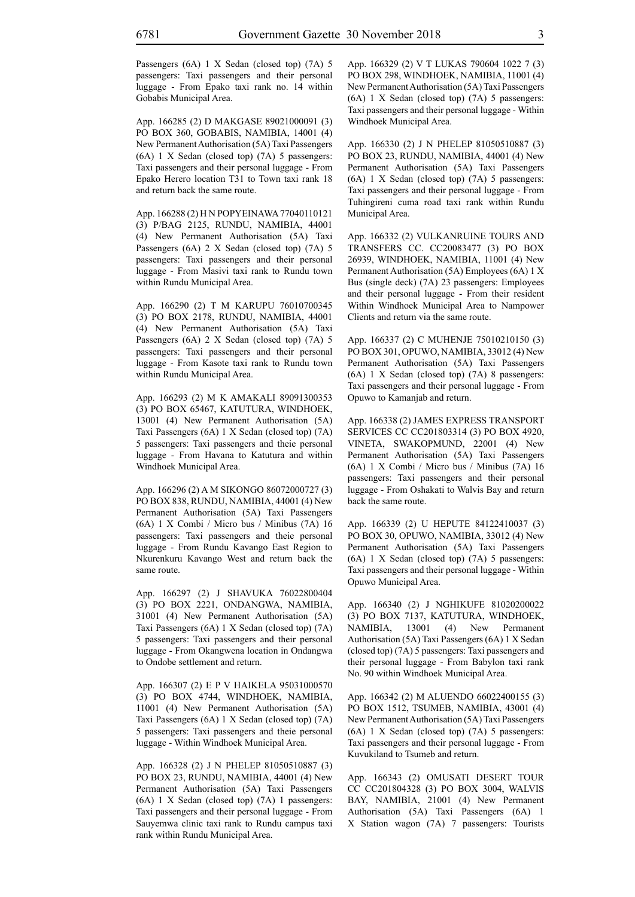Passengers (6A) 1 X Sedan (closed top) (7A) 5 passengers: Taxi passengers and their personal luggage - From Epako taxi rank no. 14 within Gobabis Municipal Area.

App. 166285 (2) D MAKGASE 89021000091 (3) PO BOX 360, GOBABIS, NAMIBIA, 14001 (4) New Permanent Authorisation (5A) Taxi Passengers (6A) 1 X Sedan (closed top) (7A) 5 passengers: Taxi passengers and their personal luggage - From Epako Herero location T31 to Town taxi rank 18 and return back the same route.

App. 166288 (2) H N POPYEINAWA 77040110121 (3) P/BAG 2125, RUNDU, NAMIBIA, 44001 (4) New Permanent Authorisation (5A) Taxi Passengers (6A) 2 X Sedan (closed top) (7A) 5 passengers: Taxi passengers and their personal luggage - From Masivi taxi rank to Rundu town within Rundu Municipal Area.

App. 166290 (2) T M KARUPU 76010700345 (3) PO BOX 2178, RUNDU, NAMIBIA, 44001 (4) New Permanent Authorisation (5A) Taxi Passengers (6A) 2 X Sedan (closed top) (7A) 5 passengers: Taxi passengers and their personal luggage - From Kasote taxi rank to Rundu town within Rundu Municipal Area.

App. 166293 (2) M K AMAKALI 89091300353 (3) PO BOX 65467, KATUTURA, WINDHOEK, 13001 (4) New Permanent Authorisation (5A) Taxi Passengers (6A) 1 X Sedan (closed top) (7A) 5 passengers: Taxi passengers and theie personal luggage - From Havana to Katutura and within Windhoek Municipal Area.

App. 166296 (2) A M SIKONGO 86072000727 (3) PO BOX 838, RUNDU, NAMIBIA, 44001 (4) New Permanent Authorisation (5A) Taxi Passengers (6A) 1 X Combi / Micro bus / Minibus (7A) 16 passengers: Taxi passengers and theie personal luggage - From Rundu Kavango East Region to Nkurenkuru Kavango West and return back the same route.

App. 166297 (2) J SHAVUKA 76022800404 (3) PO BOX 2221, ONDANGWA, NAMIBIA, 31001 (4) New Permanent Authorisation (5A) Taxi Passengers (6A) 1 X Sedan (closed top) (7A) 5 passengers: Taxi passengers and their personal luggage - From Okangwena location in Ondangwa to Ondobe settlement and return.

App. 166307 (2) E P V HAIKELA 95031000570 (3) PO BOX 4744, WINDHOEK, NAMIBIA, 11001 (4) New Permanent Authorisation (5A) Taxi Passengers (6A) 1 X Sedan (closed top) (7A) 5 passengers: Taxi passengers and theie personal luggage - Within Windhoek Municipal Area.

App. 166328 (2) J N PHELEP 81050510887 (3) PO BOX 23, RUNDU, NAMIBIA, 44001 (4) New Permanent Authorisation (5A) Taxi Passengers (6A) 1 X Sedan (closed top) (7A) 1 passengers: Taxi passengers and their personal luggage - From Sauyemwa clinic taxi rank to Rundu campus taxi rank within Rundu Municipal Area.

App. 166329 (2) V T LUKAS 790604 1022 7 (3) PO BOX 298, WINDHOEK, NAMIBIA, 11001 (4) New Permanent Authorisation (5A) Taxi Passengers (6A) 1 X Sedan (closed top) (7A) 5 passengers: Taxi passengers and their personal luggage - Within Windhoek Municipal Area.

App. 166330 (2) J N PHELEP 81050510887 (3) PO BOX 23, RUNDU, NAMIBIA, 44001 (4) New Permanent Authorisation (5A) Taxi Passengers (6A) 1 X Sedan (closed top) (7A) 5 passengers: Taxi passengers and their personal luggage - From Tuhingireni cuma road taxi rank within Rundu Municipal Area.

App. 166332 (2) VULKANRUINE TOURS AND TRANSFERS CC. CC20083477 (3) PO BOX 26939, WINDHOEK, NAMIBIA, 11001 (4) New Permanent Authorisation (5A) Employees (6A) 1 X Bus (single deck) (7A) 23 passengers: Employees and their personal luggage - From their resident Within Windhoek Municipal Area to Nampower Clients and return via the same route.

App. 166337 (2) C MUHENJE 75010210150 (3) PO BOX 301, OPUWO, NAMIBIA, 33012 (4) New Permanent Authorisation (5A) Taxi Passengers (6A) 1 X Sedan (closed top) (7A) 8 passengers: Taxi passengers and their personal luggage - From Opuwo to Kamanjab and return.

App. 166338 (2) JAMES EXPRESS TRANSPORT SERVICES CC CC201803314 (3) PO BOX 4920, VINETA, SWAKOPMUND, 22001 (4) New Permanent Authorisation (5A) Taxi Passengers (6A) 1 X Combi / Micro bus / Minibus (7A) 16 passengers: Taxi passengers and their personal luggage - From Oshakati to Walvis Bay and return back the same route.

App. 166339 (2) U HEPUTE 84122410037 (3) PO BOX 30, OPUWO, NAMIBIA, 33012 (4) New Permanent Authorisation (5A) Taxi Passengers (6A) 1 X Sedan (closed top) (7A) 5 passengers: Taxi passengers and their personal luggage - Within Opuwo Municipal Area.

App. 166340 (2) J NGHIKUFE 81020200022 (3) PO BOX 7137, KATUTURA, WINDHOEK, NAMIBIA, 13001 (4) New Permanent Authorisation (5A) Taxi Passengers (6A) 1 X Sedan (closed top) (7A) 5 passengers: Taxi passengers and their personal luggage - From Babylon taxi rank No. 90 within Windhoek Municipal Area.

App. 166342 (2) M ALUENDO 66022400155 (3) PO BOX 1512, TSUMEB, NAMIBIA, 43001 (4) New Permanent Authorisation (5A) Taxi Passengers (6A) 1 X Sedan (closed top) (7A) 5 passengers: Taxi passengers and their personal luggage - From Kuvukiland to Tsumeb and return.

App. 166343 (2) OMUSATI DESERT TOUR CC CC201804328 (3) PO BOX 3004, WALVIS BAY, NAMIBIA, 21001 (4) New Permanent Authorisation (5A) Taxi Passengers (6A) 1 X Station wagon (7A) 7 passengers: Tourists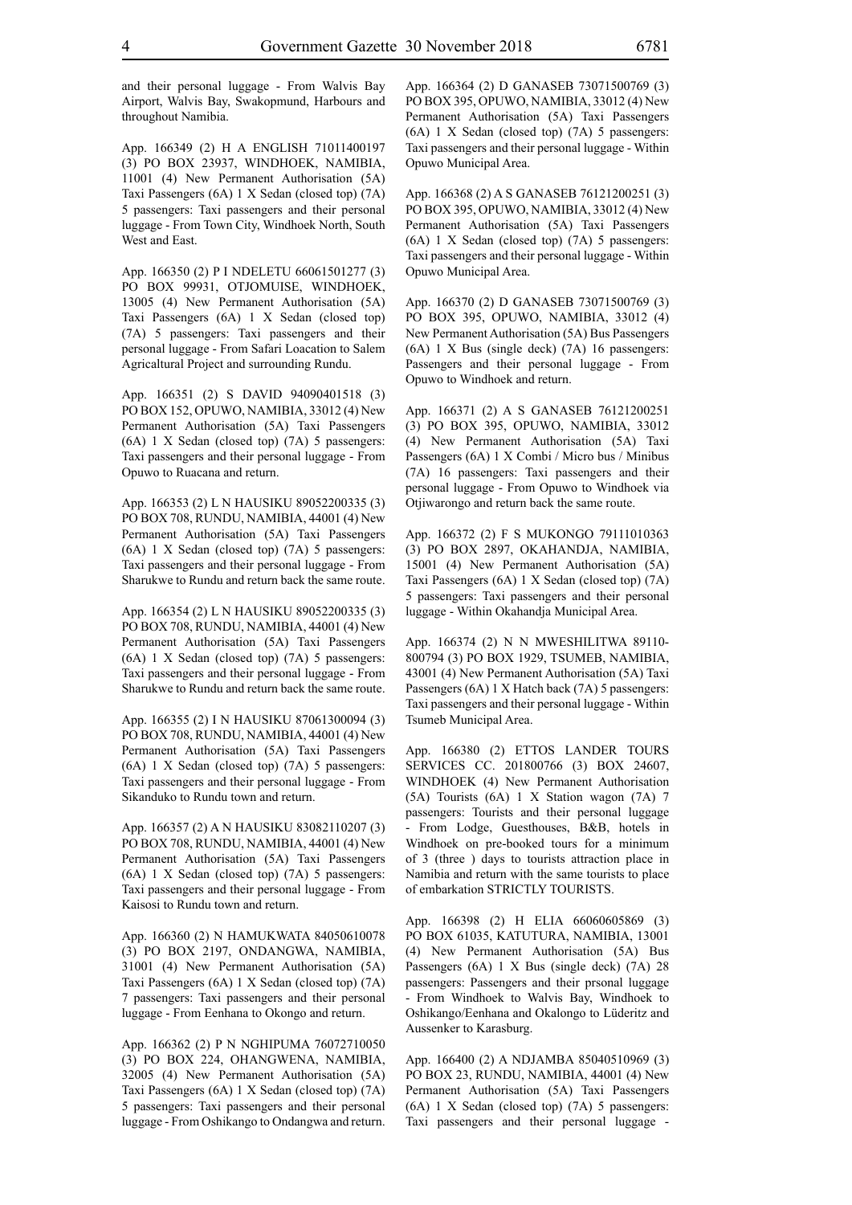and their personal luggage - From Walvis Bay Airport, Walvis Bay, Swakopmund, Harbours and throughout Namibia.

App. 166349 (2) H A ENGLISH 71011400197 (3) PO BOX 23937, WINDHOEK, NAMIBIA, 11001 (4) New Permanent Authorisation (5A) Taxi Passengers (6A) 1 X Sedan (closed top) (7A) 5 passengers: Taxi passengers and their personal luggage - From Town City, Windhoek North, South West and East.

App. 166350 (2) P I NDELETU 66061501277 (3) PO BOX 99931, OTJOMUISE, WINDHOEK, 13005 (4) New Permanent Authorisation (5A) Taxi Passengers (6A) 1 X Sedan (closed top) (7A) 5 passengers: Taxi passengers and their personal luggage - From Safari Loacation to Salem Agricaltural Project and surrounding Rundu.

App. 166351 (2) S DAVID 94090401518 (3) PO BOX 152, OPUWO, NAMIBIA, 33012 (4) New Permanent Authorisation (5A) Taxi Passengers (6A) 1 X Sedan (closed top) (7A) 5 passengers: Taxi passengers and their personal luggage - From Opuwo to Ruacana and return.

App. 166353 (2) L N HAUSIKU 89052200335 (3) PO BOX 708, RUNDU, NAMIBIA, 44001 (4) New Permanent Authorisation (5A) Taxi Passengers (6A) 1 X Sedan (closed top) (7A) 5 passengers: Taxi passengers and their personal luggage - From Sharukwe to Rundu and return back the same route.

App. 166354 (2) L N HAUSIKU 89052200335 (3) PO BOX 708, RUNDU, NAMIBIA, 44001 (4) New Permanent Authorisation (5A) Taxi Passengers (6A) 1 X Sedan (closed top) (7A) 5 passengers: Taxi passengers and their personal luggage - From Sharukwe to Rundu and return back the same route.

App. 166355 (2) I N HAUSIKU 87061300094 (3) PO BOX 708, RUNDU, NAMIBIA, 44001 (4) New Permanent Authorisation (5A) Taxi Passengers (6A) 1 X Sedan (closed top) (7A) 5 passengers: Taxi passengers and their personal luggage - From Sikanduko to Rundu town and return.

App. 166357 (2) A N HAUSIKU 83082110207 (3) PO BOX 708, RUNDU, NAMIBIA, 44001 (4) New Permanent Authorisation (5A) Taxi Passengers (6A) 1 X Sedan (closed top) (7A) 5 passengers: Taxi passengers and their personal luggage - From Kaisosi to Rundu town and return.

App. 166360 (2) N HAMUKWATA 84050610078 (3) PO BOX 2197, ONDANGWA, NAMIBIA, 31001 (4) New Permanent Authorisation (5A) Taxi Passengers (6A) 1 X Sedan (closed top) (7A) 7 passengers: Taxi passengers and their personal luggage - From Eenhana to Okongo and return.

App. 166362 (2) P N NGHIPUMA 76072710050 (3) PO BOX 224, OHANGWENA, NAMIBIA, 32005 (4) New Permanent Authorisation (5A) Taxi Passengers (6A) 1 X Sedan (closed top) (7A) 5 passengers: Taxi passengers and their personal luggage - From Oshikango to Ondangwa and return.

App. 166364 (2) D GANASEB 73071500769 (3) PO BOX 395, OPUWO, NAMIBIA, 33012 (4) New Permanent Authorisation (5A) Taxi Passengers (6A) 1 X Sedan (closed top) (7A) 5 passengers: Taxi passengers and their personal luggage - Within Opuwo Municipal Area.

App. 166368 (2) A S GANASEB 76121200251 (3) PO BOX 395, OPUWO, NAMIBIA, 33012 (4) New Permanent Authorisation (5A) Taxi Passengers (6A) 1 X Sedan (closed top) (7A) 5 passengers: Taxi passengers and their personal luggage - Within Opuwo Municipal Area.

App. 166370 (2) D GANASEB 73071500769 (3) PO BOX 395, OPUWO, NAMIBIA, 33012 (4) New Permanent Authorisation (5A) Bus Passengers (6A) 1 X Bus (single deck) (7A) 16 passengers: Passengers and their personal luggage - From Opuwo to Windhoek and return.

App. 166371 (2) A S GANASEB 76121200251 (3) PO BOX 395, OPUWO, NAMIBIA, 33012 (4) New Permanent Authorisation (5A) Taxi Passengers (6A) 1 X Combi / Micro bus / Minibus (7A) 16 passengers: Taxi passengers and their personal luggage - From Opuwo to Windhoek via Otjiwarongo and return back the same route.

App. 166372 (2) F S MUKONGO 79111010363 (3) PO BOX 2897, OKAHANDJA, NAMIBIA, 15001 (4) New Permanent Authorisation (5A) Taxi Passengers (6A) 1 X Sedan (closed top) (7A) 5 passengers: Taxi passengers and their personal luggage - Within Okahandja Municipal Area.

App. 166374 (2) N N MWESHILITWA 89110-800794 (3) PO BOX 1929, TSUMEB, NAMIBIA, 43001 (4) New Permanent Authorisation (5A) Taxi Passengers (6A) 1 X Hatch back (7A) 5 passengers: Taxi passengers and their personal luggage - Within Tsumeb Municipal Area.

App. 166380 (2) ETTOS LANDER TOURS SERVICES CC. 201800766 (3) BOX 24607, WINDHOEK (4) New Permanent Authorisation (5A) Tourists (6A) 1 X Station wagon (7A) 7 passengers: Tourists and their personal luggage - From Lodge, Guesthouses, B&B, hotels in Windhoek on pre-booked tours for a minimum of 3 (three ) days to tourists attraction place in Namibia and return with the same tourists to place of embarkation STRICTLY TOURISTS.

App. 166398 (2) H ELIA 66060605869 (3) PO BOX 61035, KATUTURA, NAMIBIA, 13001 (4) New Permanent Authorisation (5A) Bus Passengers (6A) 1 X Bus (single deck) (7A) 28 passengers: Passengers and their prsonal luggage - From Windhoek to Walvis Bay, Windhoek to Oshikango/Eenhana and Okalongo to Lüderitz and Aussenker to Karasburg.

App. 166400 (2) A NDJAMBA 85040510969 (3) PO BOX 23, RUNDU, NAMIBIA, 44001 (4) New Permanent Authorisation (5A) Taxi Passengers (6A) 1 X Sedan (closed top) (7A) 5 passengers: Taxi passengers and their personal luggage -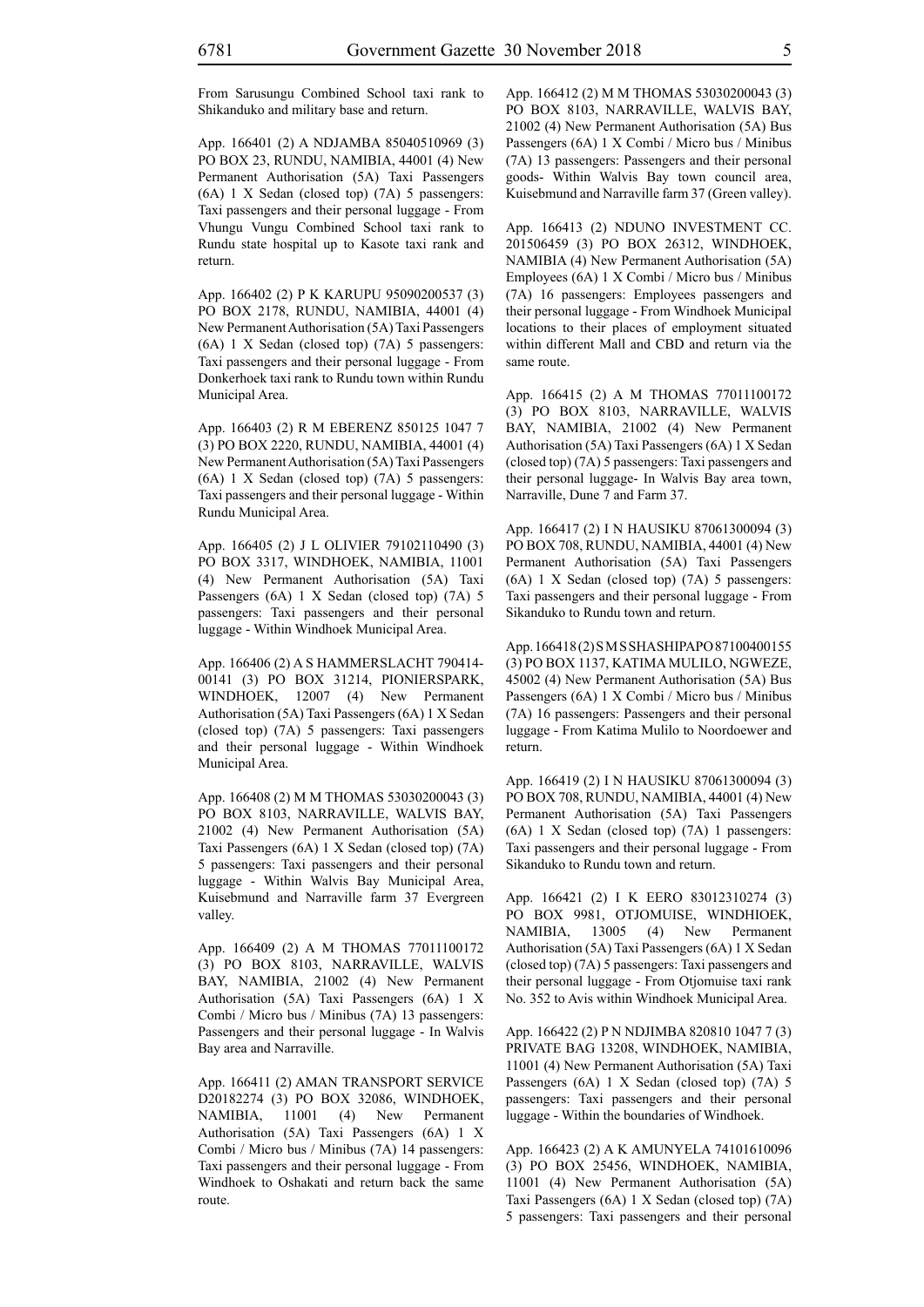From Sarusungu Combined School taxi rank to Shikanduko and military base and return.

App. 166401 (2) A NDJAMBA 85040510969 (3) PO BOX 23, RUNDU, NAMIBIA, 44001 (4) New Permanent Authorisation (5A) Taxi Passengers (6A) 1 X Sedan (closed top) (7A) 5 passengers: Taxi passengers and their personal luggage - From Vhungu Vungu Combined School taxi rank to Rundu state hospital up to Kasote taxi rank and return.

App. 166402 (2) P K KARUPU 95090200537 (3) PO BOX 2178, RUNDU, NAMIBIA, 44001 (4) New Permanent Authorisation (5A) Taxi Passengers (6A) 1 X Sedan (closed top) (7A) 5 passengers: Taxi passengers and their personal luggage - From Donkerhoek taxi rank to Rundu town within Rundu Municipal Area.

App. 166403 (2) R M EBERENZ 850125 1047 7 (3) PO BOX 2220, RUNDU, NAMIBIA, 44001 (4) New Permanent Authorisation (5A) Taxi Passengers (6A) 1 X Sedan (closed top) (7A) 5 passengers: Taxi passengers and their personal luggage - Within Rundu Municipal Area.

App. 166405 (2) J L OLIVIER 79102110490 (3) PO BOX 3317, WINDHOEK, NAMIBIA, 11001 (4) New Permanent Authorisation (5A) Taxi Passengers (6A) 1 X Sedan (closed top) (7A) 5 passengers: Taxi passengers and their personal luggage - Within Windhoek Municipal Area.

App. 166406 (2) A S HAMMERSLACHT 790414-00141 (3) PO BOX 31214, PIONIERSPARK, WINDHOEK, 12007 (4) New Permanent Authorisation (5A) Taxi Passengers (6A) 1 X Sedan (closed top) (7A) 5 passengers: Taxi passengers and their personal luggage - Within Windhoek Municipal Area.

App. 166408 (2) M M THOMAS 53030200043 (3) PO BOX 8103, NARRAVILLE, WALVIS BAY, 21002 (4) New Permanent Authorisation (5A) Taxi Passengers (6A) 1 X Sedan (closed top) (7A) 5 passengers: Taxi passengers and their personal luggage - Within Walvis Bay Municipal Area, Kuisebmund and Narraville farm 37 Evergreen valley.

App. 166409 (2) A M THOMAS 77011100172 (3) PO BOX 8103, NARRAVILLE, WALVIS BAY, NAMIBIA, 21002 (4) New Permanent Authorisation (5A) Taxi Passengers (6A) 1 X Combi / Micro bus / Minibus (7A) 13 passengers: Passengers and their personal luggage - In Walvis Bay area and Narraville.

App. 166411 (2) AMAN TRANSPORT SERVICE D20182274 (3) PO BOX 32086, WINDHOEK, NAMIBIA, 11001 (4) New Permanent Authorisation (5A) Taxi Passengers (6A) 1 X Combi / Micro bus / Minibus (7A) 14 passengers: Taxi passengers and their personal luggage - From Windhoek to Oshakati and return back the same route.

App. 166412 (2) M M THOMAS 53030200043 (3) PO BOX 8103, NARRAVILLE, WALVIS BAY, 21002 (4) New Permanent Authorisation (5A) Bus Passengers (6A) 1 X Combi / Micro bus / Minibus (7A) 13 passengers: Passengers and their personal goods- Within Walvis Bay town council area, Kuisebmund and Narraville farm 37 (Green valley).

App. 166413 (2) NDUNO INVESTMENT CC. 201506459 (3) PO BOX 26312, WINDHOEK, NAMIBIA (4) New Permanent Authorisation (5A) Employees (6A) 1 X Combi / Micro bus / Minibus (7A) 16 passengers: Employees passengers and their personal luggage - From Windhoek Municipal locations to their places of employment situated within different Mall and CBD and return via the same route.

App. 166415 (2) A M THOMAS 77011100172 (3) PO BOX 8103, NARRAVILLE, WALVIS BAY, NAMIBIA, 21002 (4) New Permanent Authorisation (5A) Taxi Passengers (6A) 1 X Sedan (closed top) (7A) 5 passengers: Taxi passengers and their personal luggage- In Walvis Bay area town, Narraville, Dune 7 and Farm 37.

App. 166417 (2) I N HAUSIKU 87061300094 (3) PO BOX 708, RUNDU, NAMIBIA, 44001 (4) New Permanent Authorisation (5A) Taxi Passengers (6A) 1 X Sedan (closed top) (7A) 5 passengers: Taxi passengers and their personal luggage - From Sikanduko to Rundu town and return.

App. 166418 (2) S M S SHASHIPAPO 87100400155 (3) PO BOX 1137, KATIMA MULILO, NGWEZE, 45002 (4) New Permanent Authorisation (5A) Bus Passengers (6A) 1 X Combi / Micro bus / Minibus (7A) 16 passengers: Passengers and their personal luggage - From Katima Mulilo to Noordoewer and return.

App. 166419 (2) I N HAUSIKU 87061300094 (3) PO BOX 708, RUNDU, NAMIBIA, 44001 (4) New Permanent Authorisation (5A) Taxi Passengers (6A) 1 X Sedan (closed top) (7A) 1 passengers: Taxi passengers and their personal luggage - From Sikanduko to Rundu town and return.

App. 166421 (2) I K EERO 83012310274 (3) PO BOX 9981, OTJOMUISE, WINDHIOEK, NAMIBIA, 13005 (4) New Permanent Authorisation (5A) Taxi Passengers (6A) 1 X Sedan (closed top) (7A) 5 passengers: Taxi passengers and their personal luggage - From Otjomuise taxi rank No. 352 to Avis within Windhoek Municipal Area.

App. 166422 (2) P N NDJIMBA 820810 1047 7 (3) PRIVATE BAG 13208, WINDHOEK, NAMIBIA, 11001 (4) New Permanent Authorisation (5A) Taxi Passengers (6A) 1 X Sedan (closed top) (7A) 5 passengers: Taxi passengers and their personal luggage - Within the boundaries of Windhoek.

App. 166423 (2) A K AMUNYELA 74101610096 (3) PO BOX 25456, WINDHOEK, NAMIBIA, 11001 (4) New Permanent Authorisation (5A) Taxi Passengers (6A) 1 X Sedan (closed top) (7A) 5 passengers: Taxi passengers and their personal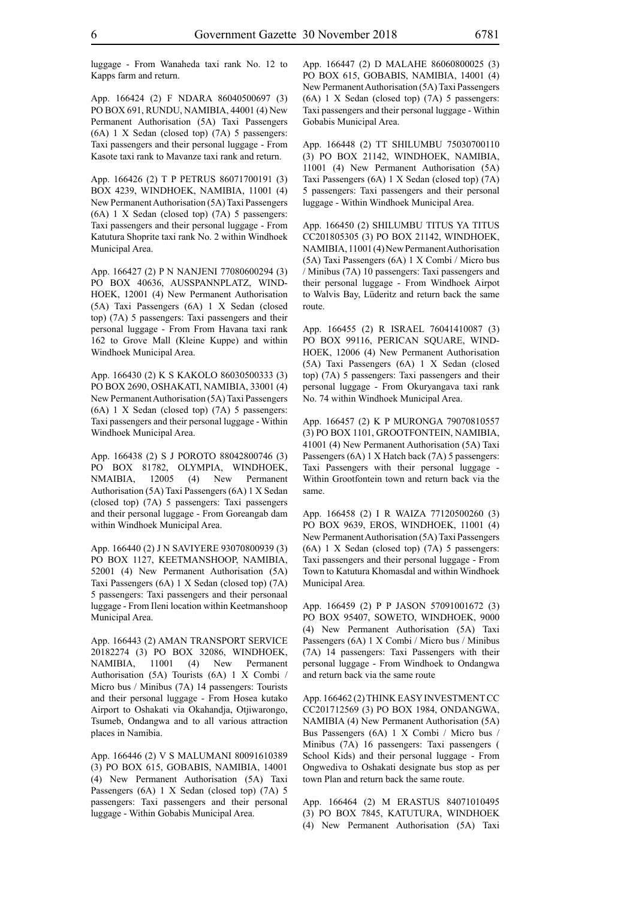luggage - From Wanaheda taxi rank No. 12 to Kapps farm and return.

App. 166424 (2) F NDARA 86040500697 (3) PO BOX 691, RUNDU, NAMIBIA, 44001 (4) New Permanent Authorisation (5A) Taxi Passengers (6A) 1 X Sedan (closed top) (7A) 5 passengers: Taxi passengers and their personal luggage - From Kasote taxi rank to Mavanze taxi rank and return.

App. 166426 (2) T P PETRUS 86071700191 (3) BOX 4239, WINDHOEK, NAMIBIA, 11001 (4) New Permanent Authorisation (5A) Taxi Passengers (6A) 1 X Sedan (closed top) (7A) 5 passengers: Taxi passengers and their personal luggage - From Katutura Shoprite taxi rank No. 2 within Windhoek Municipal Area.

App. 166427 (2) P N NANJENI 77080600294 (3) PO BOX 40636, AUSSPANNPLATZ, WINDHOEK, 12001 (4) New Permanent Authorisation (5A) Taxi Passengers (6A) 1 X Sedan (closed top) (7A) 5 passengers: Taxi passengers and their personal luggage - From From Havana taxi rank 162 to Grove Mall (Kleine Kuppe) and within Windhoek Municipal Area.

App. 166430 (2) K S KAKOLO 86030500333 (3) PO BOX 2690, OSHAKATI, NAMIBIA, 33001 (4) New Permanent Authorisation (5A) Taxi Passengers (6A) 1 X Sedan (closed top) (7A) 5 passengers: Taxi passengers and their personal luggage - Within Windhoek Municipal Area.

App. 166438 (2) S J POROTO 88042800746 (3) PO BOX 81782, OLYMPIA, WINDHOEK, NMAIBIA, 12005 (4) New Permanent Authorisation (5A) Taxi Passengers (6A) 1 X Sedan (closed top) (7A) 5 passengers: Taxi passengers and their personal luggage - From Goreangab dam within Windhoek Municipal Area.

App. 166440 (2) J N SAVIYERE 93070800939 (3) PO BOX 1127, KEETMANSHOOP, NAMIBIA, 52001 (4) New Permanent Authorisation (5A) Taxi Passengers (6A) 1 X Sedan (closed top) (7A) 5 passengers: Taxi passengers and their personaal luggage - From Ileni location within Keetmanshoop Municipal Area.

App. 166443 (2) AMAN TRANSPORT SERVICE 20182274 (3) PO BOX 32086, WINDHOEK, NAMIBIA, 11001 (4) New Permanent Authorisation (5A) Tourists (6A) 1 X Combi / Micro bus / Minibus (7A) 14 passengers: Tourists and their personal luggage - From Hosea kutako Airport to Oshakati via Okahandja, Otjiwarongo, Tsumeb, Ondangwa and to all various attraction places in Namibia.

App. 166446 (2) V S MALUMANI 80091610389 (3) PO BOX 615, GOBABIS, NAMIBIA, 14001 (4) New Permanent Authorisation (5A) Taxi Passengers (6A) 1 X Sedan (closed top) (7A) 5 passengers: Taxi passengers and their personal luggage - Within Gobabis Municipal Area.

App. 166447 (2) D MALAHE 86060800025 (3) PO BOX 615, GOBABIS, NAMIBIA, 14001 (4) New Permanent Authorisation (5A) Taxi Passengers (6A) 1 X Sedan (closed top) (7A) 5 passengers: Taxi passengers and their personal luggage - Within Gobabis Municipal Area.

App. 166448 (2) TT SHILUMBU 75030700110 (3) PO BOX 21142, WINDHOEK, NAMIBIA, 11001 (4) New Permanent Authorisation (5A) Taxi Passengers (6A) 1 X Sedan (closed top) (7A) 5 passengers: Taxi passengers and their personal luggage - Within Windhoek Municipal Area.

App. 166450 (2) SHILUMBU TITUS YA TITUS CC201805305 (3) PO BOX 21142, WINDHOEK, NAMIBIA, 11001 (4) New Permanent Authorisation (5A) Taxi Passengers (6A) 1 X Combi / Micro bus / Minibus (7A) 10 passengers: Taxi passengers and their personal luggage - From Windhoek Airpot to Walvis Bay, Lüderitz and return back the same route.

App. 166455 (2) R ISRAEL 76041410087 (3) PO BOX 99116, PERICAN SQUARE, WINDHOEK, 12006 (4) New Permanent Authorisation (5A) Taxi Passengers (6A) 1 X Sedan (closed top) (7A) 5 passengers: Taxi passengers and their personal luggage - From Okuryangava taxi rank No. 74 within Windhoek Municipal Area.

App. 166457 (2) K P MURONGA 79070810557 (3) PO BOX 1101, GROOTFONTEIN, NAMIBIA, 41001 (4) New Permanent Authorisation (5A) Taxi Passengers (6A) 1 X Hatch back (7A) 5 passengers: Taxi Passengers with their personal luggage - Within Grootfontein town and return back via the same.

App. 166458 (2) I R WAIZA 77120500260 (3) PO BOX 9639, EROS, WINDHOEK, 11001 (4) New Permanent Authorisation (5A) Taxi Passengers (6A) 1 X Sedan (closed top) (7A) 5 passengers: Taxi passengers and their personal luggage - From Town to Katutura Khomasdal and within Windhoek Municipal Area.

App. 166459 (2) P P JASON 57091001672 (3) PO BOX 95407, SOWETO, WINDHOEK, 9000 (4) New Permanent Authorisation (5A) Taxi Passengers (6A) 1 X Combi / Micro bus / Minibus (7A) 14 passengers: Taxi Passengers with their personal luggage - From Windhoek to Ondangwa and return back via the same route

App. 166462 (2) THINK EASY INVESTMENT CC CC201712569 (3) PO BOX 1984, ONDANGWA, NAMIBIA (4) New Permanent Authorisation (5A) Bus Passengers (6A) 1 X Combi / Micro bus / Minibus (7A) 16 passengers: Taxi passengers ( School Kids) and their personal luggage - From Ongwediva to Oshakati designate bus stop as per town Plan and return back the same route.

App. 166464 (2) M ERASTUS 84071010495 (3) PO BOX 7845, KATUTURA, WINDHOEK (4) New Permanent Authorisation (5A) Taxi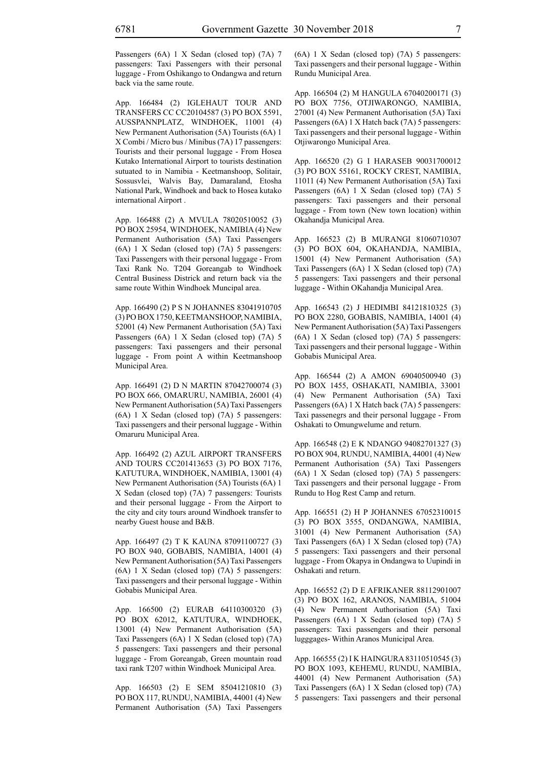Passengers (6A) 1 X Sedan (closed top) (7A) 7 passengers: Taxi Passengers with their personal luggage - From Oshikango to Ondangwa and return back via the same route.

App. 166484 (2) IGLEHAUT TOUR AND TRANSFERS CC CC20104587 (3) PO BOX 5591, AUSSPANNPLATZ, WINDHOEK, 11001 (4) New Permanent Authorisation (5A) Tourists (6A) 1 X Combi / Micro bus / Minibus (7A) 17 passengers: Tourists and their personal luggage - From Hosea Kutako International Airport to tourists destination sutuated to in Namibia - Keetmanshoop, Solitair, Sossusvlei, Walvis Bay, Damaraland, Etosha National Park, Windhoek and back to Hosea kutako international Airport .

App. 166488 (2) A MVULA 78020510052 (3) PO BOX 25954, WINDHOEK, NAMIBIA (4) New Permanent Authorisation (5A) Taxi Passengers (6A) 1 X Sedan (closed top) (7A) 5 passengers: Taxi Passengers with their personal luggage - From Taxi Rank No. T204 Goreangab to Windhoek Central Business Districk and return back via the same route Within Windhoek Muncipal area.

App. 166490 (2) P S N JOHANNES 83041910705 (3) PO BOX 1750, KEETMANSHOOP, NAMIBIA, 52001 (4) New Permanent Authorisation (5A) Taxi Passengers (6A) 1 X Sedan (closed top) (7A) 5 passengers: Taxi passengers and their personal luggage - From point A within Keetmanshoop Municipal Area.

App. 166491 (2) D N MARTIN 87042700074 (3) PO BOX 666, OMARURU, NAMIBIA, 26001 (4) New Permanent Authorisation (5A) Taxi Passengers (6A) 1 X Sedan (closed top) (7A) 5 passengers: Taxi passengers and their personal luggage - Within Omaruru Municipal Area.

App. 166492 (2) AZUL AIRPORT TRANSFERS AND TOURS CC201413653 (3) PO BOX 7176, KATUTURA, WINDHOEK, NAMIBIA, 13001 (4) New Permanent Authorisation (5A) Tourists (6A) 1 X Sedan (closed top) (7A) 7 passengers: Tourists and their personal luggage - From the Airport to the city and city tours around Windhoek transfer to nearby Guest house and B&B.

App. 166497 (2) T K KAUNA 87091100727 (3) PO BOX 940, GOBABIS, NAMIBIA, 14001 (4) New Permanent Authorisation (5A) Taxi Passengers (6A) 1 X Sedan (closed top) (7A) 5 passengers: Taxi passengers and their personal luggage - Within Gobabis Municipal Area.

App. 166500 (2) EURAB 64110300320 (3) PO BOX 62012, KATUTURA, WINDHOEK, 13001 (4) New Permanent Authorisation (5A) Taxi Passengers (6A) 1 X Sedan (closed top) (7A) 5 passengers: Taxi passengers and their personal luggage - From Goreangab, Green mountain road taxi rank T207 within Windhoek Municipal Area.

App. 166503 (2) E SEM 85041210810 (3) PO BOX 117, RUNDU, NAMIBIA, 44001 (4) New Permanent Authorisation (5A) Taxi Passengers (6A) 1 X Sedan (closed top) (7A) 5 passengers: Taxi passengers and their personal luggage - Within Rundu Municipal Area.

App. 166504 (2) M HANGULA 67040200171 (3) PO BOX 7756, OTJIWARONGO, NAMIBIA, 27001 (4) New Permanent Authorisation (5A) Taxi Passengers (6A) 1 X Hatch back (7A) 5 passengers: Taxi passengers and their personal luggage - Within Otjiwarongo Municipal Area.

App. 166520 (2) G I HARASEB 90031700012 (3) PO BOX 55161, ROCKY CREST, NAMIBIA, 11011 (4) New Permanent Authorisation (5A) Taxi Passengers (6A) 1 X Sedan (closed top) (7A) 5 passengers: Taxi passengers and their personal luggage - From town (New town location) within Okahandja Municipal Area.

App. 166523 (2) B MURANGI 81060710307 (3) PO BOX 604, OKAHANDJA, NAMIBIA, 15001 (4) New Permanent Authorisation (5A) Taxi Passengers (6A) 1 X Sedan (closed top) (7A) 5 passengers: Taxi passengers and their personal luggage - Within OKahandja Municipal Area.

App. 166543 (2) J HEDIMBI 84121810325 (3) PO BOX 2280, GOBABIS, NAMIBIA, 14001 (4) New Permanent Authorisation (5A) Taxi Passengers (6A) 1 X Sedan (closed top) (7A) 5 passengers: Taxi passengers and their personal luggage - Within Gobabis Municipal Area.

App. 166544 (2) A AMON 69040500940 (3) PO BOX 1455, OSHAKATI, NAMIBIA, 33001 (4) New Permanent Authorisation (5A) Taxi Passengers (6A) 1 X Hatch back (7A) 5 passengers: Taxi passenegrs and their personal luggage - From Oshakati to Omungwelume and return.

App. 166548 (2) E K NDANGO 94082701327 (3) PO BOX 904, RUNDU, NAMIBIA, 44001 (4) New Permanent Authorisation (5A) Taxi Passengers (6A) 1 X Sedan (closed top) (7A) 5 passengers: Taxi passengers and their personal luggage - From Rundu to Hog Rest Camp and return.

App. 166551 (2) H P JOHANNES 67052310015 (3) PO BOX 3555, ONDANGWA, NAMIBIA, 31001 (4) New Permanent Authorisation (5A) Taxi Passengers (6A) 1 X Sedan (closed top) (7A) 5 passengers: Taxi passengers and their personal luggage - From Okapya in Ondangwa to Uupindi in Oshakati and return.

App. 166552 (2) D E AFRIKANER 88112901007 (3) PO BOX 162, ARANOS, NAMIBIA, 51004 (4) New Permanent Authorisation (5A) Taxi Passengers (6A) 1 X Sedan (closed top) (7A) 5 passengers: Taxi passengers and their personal lugggages- Within Aranos Municipal Area.

App. 166555 (2) I K HAINGURA 83110510545 (3) PO BOX 1093, KEHEMU, RUNDU, NAMIBIA, 44001 (4) New Permanent Authorisation (5A) Taxi Passengers (6A) 1 X Sedan (closed top) (7A) 5 passengers: Taxi passengers and their personal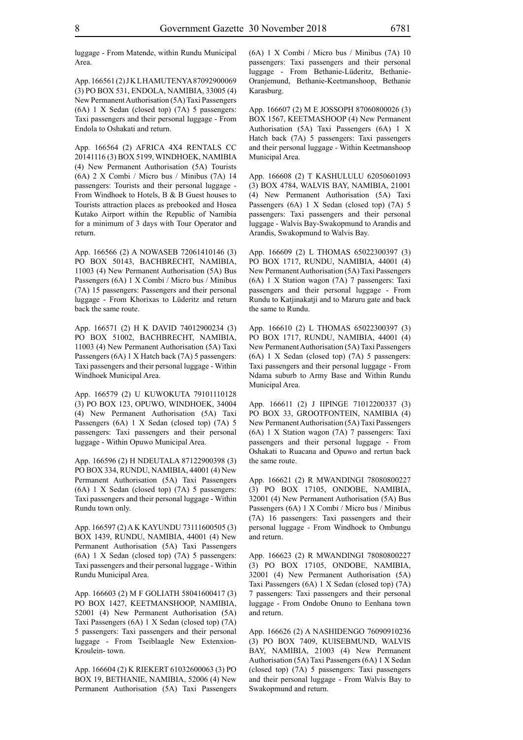luggage - From Matende, within Rundu Municipal Area.

App. 166561 (2) J K L HAMUTENYA 87092900069 (3) PO BOX 531, ENDOLA, NAMIBIA, 33005 (4) New Permanent Authorisation (5A) Taxi Passengers (6A) 1 X Sedan (closed top) (7A) 5 passengers: Taxi passengers and their personal luggage - From Endola to Oshakati and return.

App. 166564 (2) AFRICA 4X4 RENTALS CC 20141116 (3) BOX 5199, WINDHOEK, NAMIBIA (4) New Permanent Authorisation (5A) Tourists (6A) 2 X Combi / Micro bus / Minibus (7A) 14 passengers: Tourists and their personal luggage - From Windhoek to Hotels, B & B Guest houses to Tourists attraction places as prebooked and Hosea Kutako Airport within the Republic of Namibia for a minimum of 3 days with Tour Operator and return.

App. 166566 (2) A NOWASEB 72061410146 (3) PO BOX 50143, BACHBRECHT, NAMIBIA, 11003 (4) New Permanent Authorisation (5A) Bus Passengers (6A) 1 X Combi / Micro bus / Minibus (7A) 15 passengers: Passengers and their personal luggage - From Khorixas to Lüderitz and return back the same route.

App. 166571 (2) H K DAVID 74012900234 (3) PO BOX 51002, BACHBRECHT, NAMIBIA, 11003 (4) New Permanent Authorisation (5A) Taxi Passengers (6A) 1 X Hatch back (7A) 5 passengers: Taxi passengers and their personal luggage - Within Windhoek Municipal Area.

App. 166579 (2) U KUWOKUTA 79101110128 (3) PO BOX 123, OPUWO, WINDHOEK, 34004 (4) New Permanent Authorisation (5A) Taxi Passengers (6A) 1 X Sedan (closed top) (7A) 5 passengers: Taxi passengers and their personal luggage - Within Opuwo Municipal Area.

App. 166596 (2) H NDEUTALA 87122900398 (3) PO BOX 334, RUNDU, NAMIBIA, 44001 (4) New Permanent Authorisation (5A) Taxi Passengers (6A) 1 X Sedan (closed top) (7A) 5 passengers: Taxi passengers and their personal luggage - Within Rundu town only.

App. 166597 (2) A K KAYUNDU 73111600505 (3) BOX 1439, RUNDU, NAMIBIA, 44001 (4) New Permanent Authorisation (5A) Taxi Passengers (6A) 1 X Sedan (closed top) (7A) 5 passengers: Taxi passengers and their personal luggage - Within Rundu Municipal Area.

App. 166603 (2) M F GOLIATH 58041600417 (3) PO BOX 1427, KEETMANSHOOP, NAMIBIA, 52001 (4) New Permanent Authorisation (5A) Taxi Passengers (6A) 1 X Sedan (closed top) (7A) 5 passengers: Taxi passengers and their personal luggage - From Tseiblaagle New Extenxion-Kroulein- town.

App. 166604 (2) K RIEKERT 61032600063 (3) PO BOX 19, BETHANIE, NAMIBIA, 52006 (4) New Permanent Authorisation (5A) Taxi Passengers (6A) 1 X Combi / Micro bus / Minibus (7A) 10 passengers: Taxi passengers and their personal luggage - From Bethanie-Lüderitz, Bethanie-Oranjemund, Bethanie-Keetmanshoop, Bethanie Karasburg.

App. 166607 (2) M E JOSSOPH 87060800026 (3) BOX 1567, KEETMASHOOP (4) New Permanent Authorisation (5A) Taxi Passengers (6A) 1 X Hatch back (7A) 5 passengers: Taxi passengers and their personal luggage - Within Keetmanshoop Municipal Area.

App. 166608 (2) T KASHULULU 62050601093 (3) BOX 4784, WALVIS BAY, NAMIBIA, 21001 (4) New Permanent Authorisation (5A) Taxi Passengers (6A) 1 X Sedan (closed top) (7A) 5 passengers: Taxi passengers and their personal luggage - Walvis Bay-Swakopmund to Arandis and Arandis, Swakopmund to Walvis Bay.

App. 166609 (2) L THOMAS 65022300397 (3) PO BOX 1717, RUNDU, NAMIBIA, 44001 (4) New Permanent Authorisation (5A) Taxi Passengers (6A) 1 X Station wagon (7A) 7 passengers: Taxi passengers and their personal luggage - From Rundu to Katjinakatji and to Maruru gate and back the same to Rundu.

App. 166610 (2) L THOMAS 65022300397 (3) PO BOX 1717, RUNDU, NAMIBIA, 44001 (4) New Permanent Authorisation (5A) Taxi Passengers (6A) 1 X Sedan (closed top) (7A) 5 passengers: Taxi passengers and their personal luggage - From Ndama suburb to Army Base and Within Rundu Municipal Area.

App. 166611 (2) J IIPINGE 71012200337 (3) PO BOX 33, GROOTFONTEIN, NAMIBIA (4) New Permanent Authorisation (5A) Taxi Passengers (6A) 1 X Station wagon (7A) 7 passengers: Taxi passengers and their personal luggage - From Oshakati to Ruacana and Opuwo and rertun back the same route.

App. 166621 (2) R MWANDINGI 78080800227 (3) PO BOX 17105, ONDOBE, NAMIBIA, 32001 (4) New Permanent Authorisation (5A) Bus Passengers (6A) 1 X Combi / Micro bus / Minibus (7A) 16 passengers: Taxi passengers and their personal luggage - From Windhoek to Ombungu and return.

App. 166623 (2) R MWANDINGI 78080800227 (3) PO BOX 17105, ONDOBE, NAMIBIA, 32001 (4) New Permanent Authorisation (5A) Taxi Passengers (6A) 1 X Sedan (closed top) (7A) 7 passengers: Taxi passengers and their personal luggage - From Ondobe Onuno to Eenhana town and return.

App. 166626 (2) A NASHIDENGO 76090910236 (3) PO BOX 7409, KUISEBMUND, WALVIS BAY, NAMIBIA, 21003 (4) New Permanent Authorisation (5A) Taxi Passengers (6A) 1 X Sedan (closed top) (7A) 5 passengers: Taxi passengers and their personal luggage - From Walvis Bay to Swakopmund and return.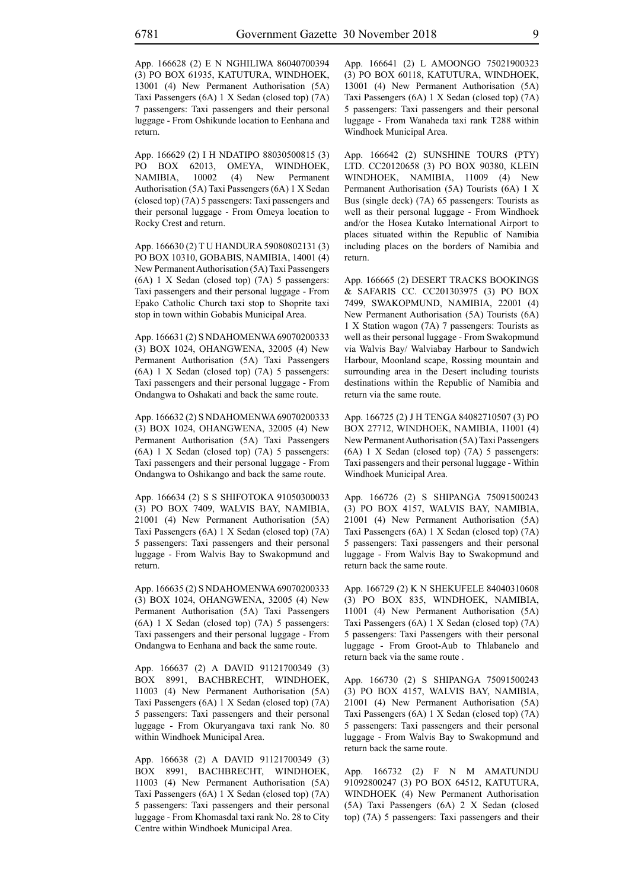App. 166628 (2) E N NGHILIWA 86040700394 (3) PO BOX 61935, KATUTURA, WINDHOEK, 13001 (4) New Permanent Authorisation (5A) Taxi Passengers (6A) 1 X Sedan (closed top) (7A) 7 passengers: Taxi passengers and their personal luggage - From Oshikunde location to Eenhana and return.

App. 166629 (2) I H NDATIPO 88030500815 (3) PO BOX 62013, OMEYA, WINDHOEK, NAMIBIA, 10002 (4) New Permanent Authorisation (5A) Taxi Passengers (6A) 1 X Sedan (closed top) (7A) 5 passengers: Taxi passengers and their personal luggage - From Omeya location to Rocky Crest and return.

App. 166630 (2) T U HANDURA 59080802131 (3) PO BOX 10310, GOBABIS, NAMIBIA, 14001 (4) New Permanent Authorisation (5A) Taxi Passengers (6A) 1 X Sedan (closed top) (7A) 5 passengers: Taxi passengers and their personal luggage - From Epako Catholic Church taxi stop to Shoprite taxi stop in town within Gobabis Municipal Area.

App. 166631 (2) S NDAHOMENWA 69070200333 (3) BOX 1024, OHANGWENA, 32005 (4) New Permanent Authorisation (5A) Taxi Passengers (6A) 1 X Sedan (closed top) (7A) 5 passengers: Taxi passengers and their personal luggage - From Ondangwa to Oshakati and back the same route.

App. 166632 (2) S NDAHOMENWA 69070200333 (3) BOX 1024, OHANGWENA, 32005 (4) New Permanent Authorisation (5A) Taxi Passengers (6A) 1 X Sedan (closed top) (7A) 5 passengers: Taxi passengers and their personal luggage - From Ondangwa to Oshikango and back the same route.

App. 166634 (2) S S SHIFOTOKA 91050300033 (3) PO BOX 7409, WALVIS BAY, NAMIBIA, 21001 (4) New Permanent Authorisation (5A) Taxi Passengers (6A) 1 X Sedan (closed top) (7A) 5 passengers: Taxi passengers and their personal luggage - From Walvis Bay to Swakopmund and return.

App. 166635 (2) S NDAHOMENWA 69070200333 (3) BOX 1024, OHANGWENA, 32005 (4) New Permanent Authorisation (5A) Taxi Passengers (6A) 1 X Sedan (closed top) (7A) 5 passengers: Taxi passengers and their personal luggage - From Ondangwa to Eenhana and back the same route.

App. 166637 (2) A DAVID 91121700349 (3) BOX 8991, BACHBRECHT, WINDHOEK, 11003 (4) New Permanent Authorisation (5A) Taxi Passengers (6A) 1 X Sedan (closed top) (7A) 5 passengers: Taxi passengers and their personal luggage - From Okuryangava taxi rank No. 80 within Windhoek Municipal Area.

App. 166638 (2) A DAVID 91121700349 (3) BOX 8991, BACHBRECHT, WINDHOEK, 11003 (4) New Permanent Authorisation (5A) Taxi Passengers (6A) 1 X Sedan (closed top) (7A) 5 passengers: Taxi passengers and their personal luggage - From Khomasdal taxi rank No. 28 to City Centre within Windhoek Municipal Area.

App. 166641 (2) L AMOONGO 75021900323 (3) PO BOX 60118, KATUTURA, WINDHOEK, 13001 (4) New Permanent Authorisation (5A) Taxi Passengers (6A) 1 X Sedan (closed top) (7A) 5 passengers: Taxi passengers and their personal luggage - From Wanaheda taxi rank T288 within Windhoek Municipal Area.

App. 166642 (2) SUNSHINE TOURS (PTY) LTD. CC20120658 (3) PO BOX 90380, KLEIN WINDHOEK, NAMIBIA, 11009 (4) New Permanent Authorisation (5A) Tourists (6A) 1 X Bus (single deck) (7A) 65 passengers: Tourists as well as their personal luggage - From Windhoek and/or the Hosea Kutako International Airport to places situated within the Republic of Namibia including places on the borders of Namibia and return.

App. 166665 (2) DESERT TRACKS BOOKINGS & SAFARIS CC. CC201303975 (3) PO BOX 7499, SWAKOPMUND, NAMIBIA, 22001 (4) New Permanent Authorisation (5A) Tourists (6A) 1 X Station wagon (7A) 7 passengers: Tourists as well as their personal luggage - From Swakopmund via Walvis Bay/ Walviabay Harbour to Sandwich Harbour, Moonland scape, Rossing mountain and surrounding area in the Desert including tourists destinations within the Republic of Namibia and return via the same route.

App. 166725 (2) J H TENGA 84082710507 (3) PO BOX 27712, WINDHOEK, NAMIBIA, 11001 (4) New Permanent Authorisation (5A) Taxi Passengers (6A) 1 X Sedan (closed top) (7A) 5 passengers: Taxi passengers and their personal luggage - Within Windhoek Municipal Area.

App. 166726 (2) S SHIPANGA 75091500243 (3) PO BOX 4157, WALVIS BAY, NAMIBIA, 21001 (4) New Permanent Authorisation (5A) Taxi Passengers (6A) 1 X Sedan (closed top) (7A) 5 passengers: Taxi passengers and their personal luggage - From Walvis Bay to Swakopmund and return back the same route.

App. 166729 (2) K N SHEKUFELE 84040310608 (3) PO BOX 835, WINDHOEK, NAMIBIA, 11001 (4) New Permanent Authorisation (5A) Taxi Passengers (6A) 1 X Sedan (closed top) (7A) 5 passengers: Taxi Passengers with their personal luggage - From Groot-Aub to Thlabanelo and return back via the same route .

App. 166730 (2) S SHIPANGA 75091500243 (3) PO BOX 4157, WALVIS BAY, NAMIBIA, 21001 (4) New Permanent Authorisation (5A) Taxi Passengers (6A) 1 X Sedan (closed top) (7A) 5 passengers: Taxi passengers and their personal luggage - From Walvis Bay to Swakopmund and return back the same route.

App. 166732 (2) F N M AMATUNDU 91092800247 (3) PO BOX 64512, KATUTURA, WINDHOEK (4) New Permanent Authorisation (5A) Taxi Passengers (6A) 2 X Sedan (closed top) (7A) 5 passengers: Taxi passengers and their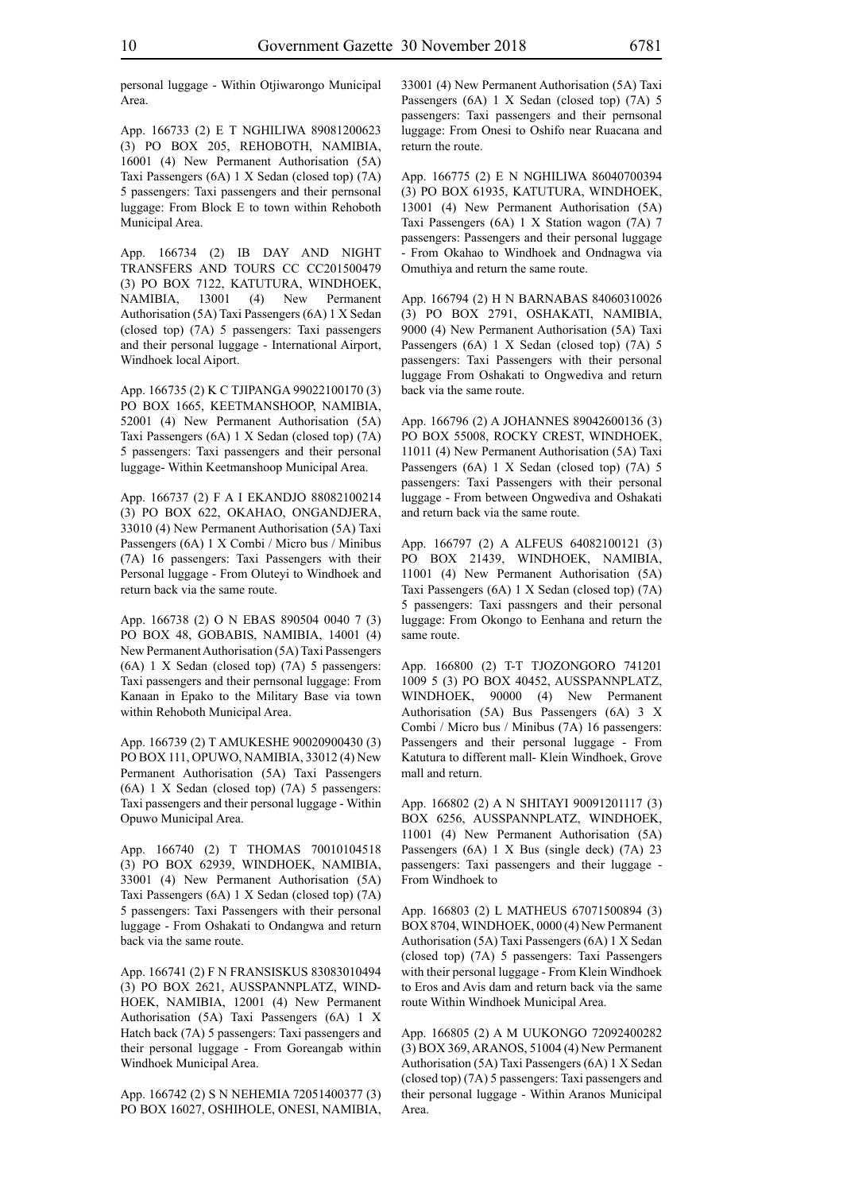personal luggage - Within Otjiwarongo Municipal Area.

App. 166733 (2) E T NGHILIWA 89081200623 (3) PO BOX 205, REHOBOTH, NAMIBIA, 16001 (4) New Permanent Authorisation (5A) Taxi Passengers (6A) 1 X Sedan (closed top) (7A) 5 passengers: Taxi passengers and their pernsonal luggage: From Block E to town within Rehoboth Municipal Area.

App. 166734 (2) IB DAY AND NIGHT TRANSFERS AND TOURS CC CC201500479 (3) PO BOX 7122, KATUTURA, WINDHOEK, NAMIBIA, 13001 (4) New Permanent Authorisation (5A) Taxi Passengers (6A) 1 X Sedan (closed top) (7A) 5 passengers: Taxi passengers and their personal luggage - International Airport, Windhoek local Aiport.

App. 166735 (2) K C TJIPANGA 99022100170 (3) PO BOX 1665, KEETMANSHOOP, NAMIBIA, 52001 (4) New Permanent Authorisation (5A) Taxi Passengers (6A) 1 X Sedan (closed top) (7A) 5 passengers: Taxi passengers and their personal luggage- Within Keetmanshoop Municipal Area.

App. 166737 (2) F A I EKANDJO 88082100214 (3) PO BOX 622, OKAHAO, ONGANDJERA, 33010 (4) New Permanent Authorisation (5A) Taxi Passengers (6A) 1 X Combi / Micro bus / Minibus (7A) 16 passengers: Taxi Passengers with their Personal luggage - From Oluteyi to Windhoek and return back via the same route.

App. 166738 (2) O N EBAS 890504 0040 7 (3) PO BOX 48, GOBABIS, NAMIBIA, 14001 (4) New Permanent Authorisation (5A) Taxi Passengers (6A) 1 X Sedan (closed top) (7A) 5 passengers: Taxi passengers and their pernsonal luggage: From Kanaan in Epako to the Military Base via town within Rehoboth Municipal Area.

App. 166739 (2) T AMUKESHE 90020900430 (3) PO BOX 111, OPUWO, NAMIBIA, 33012 (4) New Permanent Authorisation (5A) Taxi Passengers (6A) 1 X Sedan (closed top) (7A) 5 passengers: Taxi passengers and their personal luggage - Within Opuwo Municipal Area.

App. 166740 (2) T THOMAS 70010104518 (3) PO BOX 62939, WINDHOEK, NAMIBIA, 33001 (4) New Permanent Authorisation (5A) Taxi Passengers (6A) 1 X Sedan (closed top) (7A) 5 passengers: Taxi Passengers with their personal luggage - From Oshakati to Ondangwa and return back via the same route.

App. 166741 (2) F N FRANSISKUS 83083010494 (3) PO BOX 2621, AUSSPANNPLATZ, WIND-HOEK, NAMIBIA, 12001 (4) New Permanent Authorisation (5A) Taxi Passengers (6A) 1 X Hatch back (7A) 5 passengers: Taxi passengers and their personal luggage - From Goreangab within Windhoek Municipal Area.

App. 166742 (2) S N NEHEMIA 72051400377 (3) PO BOX 16027, OSHIHOLE, ONESI, NAMIBIA, 33001 (4) New Permanent Authorisation (5A) Taxi Passengers (6A) 1 X Sedan (closed top) (7A) 5 passengers: Taxi passengers and their pernsonal luggage: From Onesi to Oshifo near Ruacana and return the route.

App. 166775 (2) E N NGHILIWA 86040700394 (3) PO BOX 61935, KATUTURA, WINDHOEK, 13001 (4) New Permanent Authorisation (5A) Taxi Passengers (6A) 1 X Station wagon (7A) 7 passengers: Passengers and their personal luggage - From Okahao to Windhoek and Ondnagwa via Omuthiya and return the same route.

App. 166794 (2) H N BARNABAS 84060310026 (3) PO BOX 2791, OSHAKATI, NAMIBIA, 9000 (4) New Permanent Authorisation (5A) Taxi Passengers (6A) 1 X Sedan (closed top) (7A) 5 passengers: Taxi Passengers with their personal luggage From Oshakati to Ongwediva and return back via the same route.

App. 166796 (2) A JOHANNES 89042600136 (3) PO BOX 55008, ROCKY CREST, WINDHOEK, 11011 (4) New Permanent Authorisation (5A) Taxi Passengers (6A) 1 X Sedan (closed top) (7A) 5 passengers: Taxi Passengers with their personal luggage - From between Ongwediva and Oshakati and return back via the same route.

App. 166797 (2) A ALFEUS 64082100121 (3) PO BOX 21439, WINDHOEK, NAMIBIA, 11001 (4) New Permanent Authorisation (5A) Taxi Passengers (6A) 1 X Sedan (closed top) (7A) 5 passengers: Taxi passngers and their personal luggage: From Okongo to Eenhana and return the same route.

App. 166800 (2) T-T TJOZONGORO 741201 1009 5 (3) PO BOX 40452, AUSSPANNPLATZ, WINDHOEK, 90000 (4) New Permanent Authorisation (5A) Bus Passengers (6A) 3 X Combi / Micro bus / Minibus (7A) 16 passengers: Passengers and their personal luggage - From Katutura to different mall- Klein Windhoek, Grove mall and return.

App. 166802 (2) A N SHITAYI 90091201117 (3) BOX 6256, AUSSPANNPLATZ, WINDHOEK, 11001 (4) New Permanent Authorisation (5A) Passengers (6A) 1 X Bus (single deck) (7A) 23 passengers: Taxi passengers and their luggage - From Windhoek to

App. 166803 (2) L MATHEUS 67071500894 (3) BOX 8704, WINDHOEK, 0000 (4) New Permanent Authorisation (5A) Taxi Passengers (6A) 1 X Sedan (closed top) (7A) 5 passengers: Taxi Passengers with their personal luggage - From Klein Windhoek to Eros and Avis dam and return back via the same route Within Windhoek Municipal Area.

App. 166805 (2) A M UUKONGO 72092400282 (3) BOX 369, ARANOS, 51004 (4) New Permanent Authorisation (5A) Taxi Passengers (6A) 1 X Sedan (closed top) (7A) 5 passengers: Taxi passengers and their personal luggage - Within Aranos Municipal Area.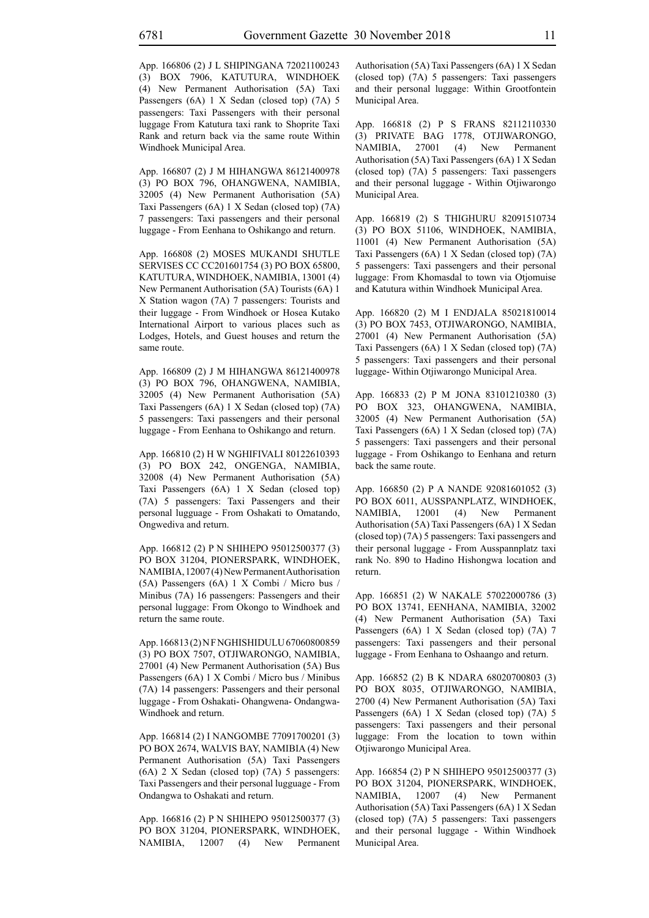App. 166806 (2) J L SHIPINGANA 72021100243 (3) BOX 7906, KATUTURA, WINDHOEK (4) New Permanent Authorisation (5A) Taxi Passengers (6A) 1 X Sedan (closed top) (7A) 5 passengers: Taxi Passengers with their personal luggage From Katutura taxi rank to Shoprite Taxi Rank and return back via the same route Within Windhoek Municipal Area.

App. 166807 (2) J M HIHANGWA 86121400978 (3) PO BOX 796, OHANGWENA, NAMIBIA, 32005 (4) New Permanent Authorisation (5A) Taxi Passengers (6A) 1 X Sedan (closed top) (7A) 7 passengers: Taxi passengers and their personal luggage - From Eenhana to Oshikango and return.

App. 166808 (2) MOSES MUKANDI SHUTLE SERVISES CC CC201601754 (3) PO BOX 65800, KATUTURA, WINDHOEK, NAMIBIA, 13001 (4) New Permanent Authorisation (5A) Tourists (6A) 1 X Station wagon (7A) 7 passengers: Tourists and their luggage - From Windhoek or Hosea Kutako International Airport to various places such as Lodges, Hotels, and Guest houses and return the same route.

App. 166809 (2) J M HIHANGWA 86121400978 (3) PO BOX 796, OHANGWENA, NAMIBIA, 32005 (4) New Permanent Authorisation (5A) Taxi Passengers (6A) 1 X Sedan (closed top) (7A) 5 passengers: Taxi passengers and their personal luggage - From Eenhana to Oshikango and return.

App. 166810 (2) H W NGHIFIVALI 80122610393 (3) PO BOX 242, ONGENGA, NAMIBIA, 32008 (4) New Permanent Authorisation (5A) Taxi Passengers (6A) 1 X Sedan (closed top) (7A) 5 passengers: Taxi Passengers and their personal lugguage - From Oshakati to Omatando, Ongwediva and return.

App. 166812 (2) P N SHIHEPO 95012500377 (3) PO BOX 31204, PIONERSPARK, WINDHOEK, NAMIBIA, 12007 (4) New Permanent Authorisation (5A) Passengers (6A) 1 X Combi / Micro bus / Minibus (7A) 16 passengers: Passengers and their personal luggage: From Okongo to Windhoek and return the same route.

App. 166813 (2) N F NGHISHIDULU 67060800859 (3) PO BOX 7507, OTJIWARONGO, NAMIBIA, 27001 (4) New Permanent Authorisation (5A) Bus Passengers (6A) 1 X Combi / Micro bus / Minibus (7A) 14 passengers: Passengers and their personal luggage - From Oshakati- Ohangwena- Ondangwa- Windhoek and return.

App. 166814 (2) I NANGOMBE 77091700201 (3) PO BOX 2674, WALVIS BAY, NAMIBIA (4) New Permanent Authorisation (5A) Taxi Passengers (6A) 2 X Sedan (closed top) (7A) 5 passengers: Taxi Passengers and their personal lugguage - From Ondangwa to Oshakati and return.

App. 166816 (2) P N SHIHEPO 95012500377 (3) PO BOX 31204, PIONERSPARK, WINDHOEK, NAMIBIA, 12007 (4) New Permanent Authorisation (5A) Taxi Passengers (6A) 1 X Sedan (closed top) (7A) 5 passengers: Taxi passengers and their personal luggage: Within Grootfontein Municipal Area.

App. 166818 (2) P S FRANS 82112110330 (3) PRIVATE BAG 1778, OTJIWARONGO, NAMIBIA, 27001 (4) New Permanent Authorisation (5A) Taxi Passengers (6A) 1 X Sedan (closed top) (7A) 5 passengers: Taxi passengers and their personal luggage - Within Otjiwarongo Municipal Area.

App. 166819 (2) S THIGHURU 82091510734 (3) PO BOX 51106, WINDHOEK, NAMIBIA, 11001 (4) New Permanent Authorisation (5A) Taxi Passengers (6A) 1 X Sedan (closed top) (7A) 5 passengers: Taxi passengers and their personal luggage: From Khomasdal to town via Otjomuise and Katutura within Windhoek Municipal Area.

App. 166820 (2) M I ENDJALA 85021810014 (3) PO BOX 7453, OTJIWARONGO, NAMIBIA, 27001 (4) New Permanent Authorisation (5A) Taxi Passengers (6A) 1 X Sedan (closed top) (7A) 5 passengers: Taxi passengers and their personal luggage- Within Otjiwarongo Municipal Area.

App. 166833 (2) P M JONA 83101210380 (3) PO BOX 323, OHANGWENA, NAMIBIA, 32005 (4) New Permanent Authorisation (5A) Taxi Passengers (6A) 1 X Sedan (closed top) (7A) 5 passengers: Taxi passengers and their personal luggage - From Oshikango to Eenhana and return back the same route.

App. 166850 (2) P A NANDE 92081601052 (3) PO BOX 6011, AUSSPANPLATZ, WINDHOEK, NAMIBIA, 12001 (4) New Permanent Authorisation (5A) Taxi Passengers (6A) 1 X Sedan (closed top) (7A) 5 passengers: Taxi passengers and their personal luggage - From Ausspannplatz taxi rank No. 890 to Hadino Hishongwa location and return.

App. 166851 (2) W NAKALE 57022000786 (3) PO BOX 13741, EENHANA, NAMIBIA, 32002 (4) New Permanent Authorisation (5A) Taxi Passengers (6A) 1 X Sedan (closed top) (7A) 7 passengers: Taxi passengers and their personal luggage - From Eenhana to Oshaango and return.

App. 166852 (2) B K NDARA 68020700803 (3) PO BOX 8035, OTJIWARONGO, NAMIBIA, 2700 (4) New Permanent Authorisation (5A) Taxi Passengers (6A) 1 X Sedan (closed top) (7A) 5 passengers: Taxi passengers and their personal luggage: From the location to town within Otjiwarongo Municipal Area.

App. 166854 (2) P N SHIHEPO 95012500377 (3) PO BOX 31204, PIONERSPARK, WINDHOEK, NAMIBIA, 12007 (4) New Permanent Authorisation (5A) Taxi Passengers (6A) 1 X Sedan (closed top) (7A) 5 passengers: Taxi passengers and their personal luggage - Within Windhoek Municipal Area.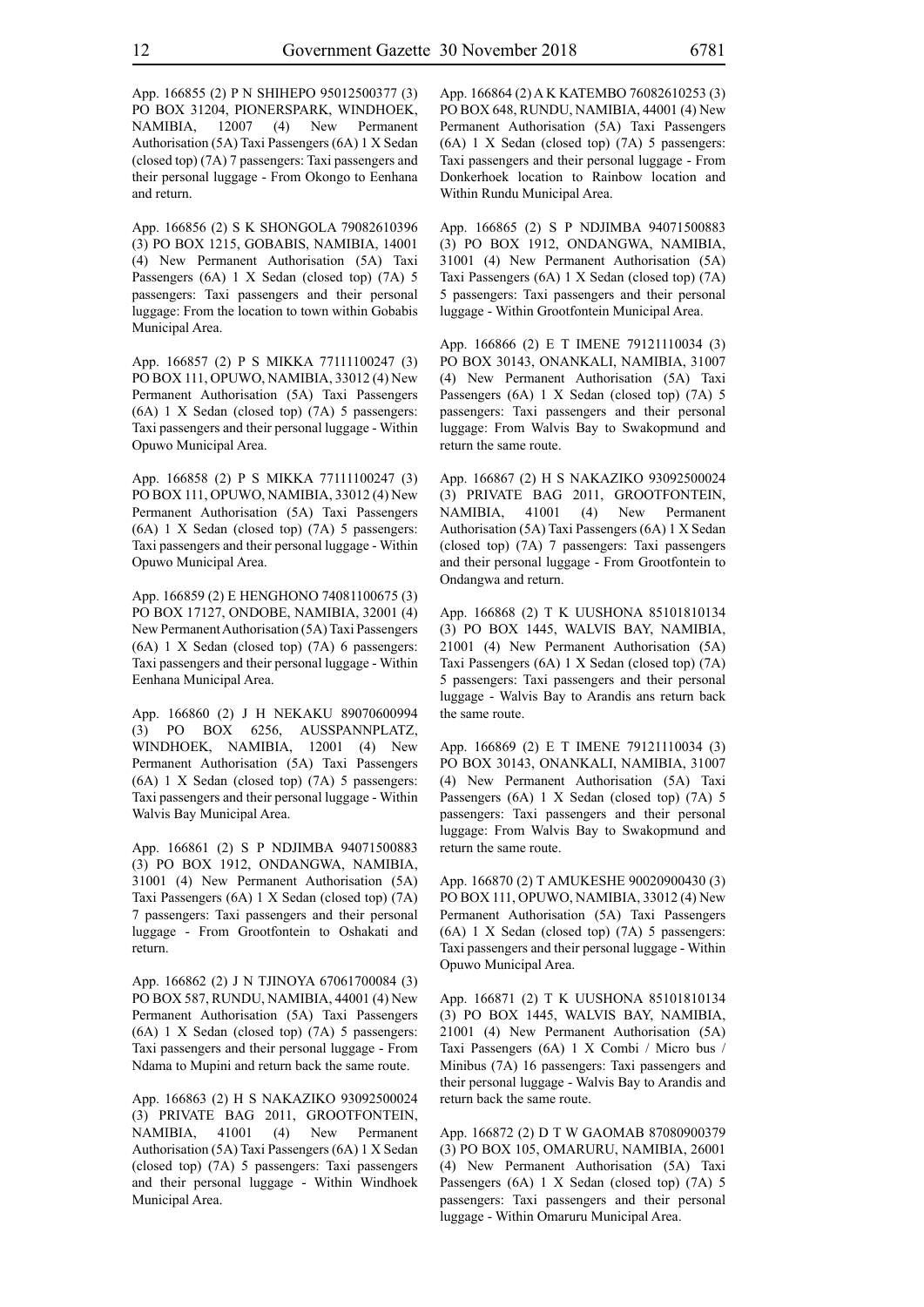App. 166855 (2) P N SHIHEPO 95012500377 (3) PO BOX 31204, PIONERSPARK, WINDHOEK, NAMIBIA, 12007 (4) New Permanent Authorisation (5A) Taxi Passengers (6A) 1 X Sedan (closed top) (7A) 7 passengers: Taxi passengers and their personal luggage - From Okongo to Eenhana and return.

App. 166856 (2) S K SHONGOLA 79082610396 (3) PO BOX 1215, GOBABIS, NAMIBIA, 14001 (4) New Permanent Authorisation (5A) Taxi Passengers (6A) 1 X Sedan (closed top) (7A) 5 passengers: Taxi passengers and their personal luggage: From the location to town within Gobabis Municipal Area.

App. 166857 (2) P S MIKKA 77111100247 (3) PO BOX 111, OPUWO, NAMIBIA, 33012 (4) New Permanent Authorisation (5A) Taxi Passengers (6A) 1 X Sedan (closed top) (7A) 5 passengers: Taxi passengers and their personal luggage - Within Opuwo Municipal Area.

App. 166858 (2) P S MIKKA 77111100247 (3) PO BOX 111, OPUWO, NAMIBIA, 33012 (4) New Permanent Authorisation (5A) Taxi Passengers (6A) 1 X Sedan (closed top) (7A) 5 passengers: Taxi passengers and their personal luggage - Within Opuwo Municipal Area.

App. 166859 (2) E HENGHONO 74081100675 (3) PO BOX 17127, ONDOBE, NAMIBIA, 32001 (4) New Permanent Authorisation (5A) Taxi Passengers (6A) 1 X Sedan (closed top) (7A) 6 passengers: Taxi passengers and their personal luggage - Within Eenhana Municipal Area.

App. 166860 (2) J H NEKAKU 89070600994 (3) PO BOX 6256, AUSSPANNPLATZ, WINDHOEK, NAMIBIA, 12001 (4) New Permanent Authorisation (5A) Taxi Passengers (6A) 1 X Sedan (closed top) (7A) 5 passengers: Taxi passengers and their personal luggage - Within Walvis Bay Municipal Area.

App. 166861 (2) S P NDJIMBA 94071500883 (3) PO BOX 1912, ONDANGWA, NAMIBIA, 31001 (4) New Permanent Authorisation (5A) Taxi Passengers (6A) 1 X Sedan (closed top) (7A) 7 passengers: Taxi passengers and their personal luggage - From Grootfontein to Oshakati and return.

App. 166862 (2) J N TJINOYA 67061700084 (3) PO BOX 587, RUNDU, NAMIBIA, 44001 (4) New Permanent Authorisation (5A) Taxi Passengers (6A) 1 X Sedan (closed top) (7A) 5 passengers: Taxi passengers and their personal luggage - From Ndama to Mupini and return back the same route.

App. 166863 (2) H S NAKAZIKO 93092500024 (3) PRIVATE BAG 2011, GROOTFONTEIN, NAMIBIA, 41001 (4) New Permanent Authorisation (5A) Taxi Passengers (6A) 1 X Sedan (closed top) (7A) 5 passengers: Taxi passengers and their personal luggage - Within Windhoek Municipal Area.

App. 166864 (2) A K KATEMBO 76082610253 (3) PO BOX 648, RUNDU, NAMIBIA, 44001 (4) New Permanent Authorisation (5A) Taxi Passengers (6A) 1 X Sedan (closed top) (7A) 5 passengers: Taxi passengers and their personal luggage - From Donkerhoek location to Rainbow location and Within Rundu Municipal Area.

App. 166865 (2) S P NDJIMBA 94071500883 (3) PO BOX 1912, ONDANGWA, NAMIBIA, 31001 (4) New Permanent Authorisation (5A) Taxi Passengers (6A) 1 X Sedan (closed top) (7A) 5 passengers: Taxi passengers and their personal luggage - Within Grootfontein Municipal Area.

App. 166866 (2) E T IMENE 79121110034 (3) PO BOX 30143, ONANKALI, NAMIBIA, 31007 (4) New Permanent Authorisation (5A) Taxi Passengers (6A) 1 X Sedan (closed top) (7A) 5 passengers: Taxi passengers and their personal luggage: From Walvis Bay to Swakopmund and return the same route.

App. 166867 (2) H S NAKAZIKO 93092500024 (3) PRIVATE BAG 2011, GROOTFONTEIN, NAMIBIA, 41001 (4) New Permanent Authorisation (5A) Taxi Passengers (6A) 1 X Sedan (closed top) (7A) 7 passengers: Taxi passengers and their personal luggage - From Grootfontein to Ondangwa and return.

App. 166868 (2) T K UUSHONA 85101810134 (3) PO BOX 1445, WALVIS BAY, NAMIBIA, 21001 (4) New Permanent Authorisation (5A) Taxi Passengers (6A) 1 X Sedan (closed top) (7A) 5 passengers: Taxi passengers and their personal luggage - Walvis Bay to Arandis ans return back the same route.

App. 166869 (2) E T IMENE 79121110034 (3) PO BOX 30143, ONANKALI, NAMIBIA, 31007 (4) New Permanent Authorisation (5A) Taxi Passengers (6A) 1 X Sedan (closed top) (7A) 5 passengers: Taxi passengers and their personal luggage: From Walvis Bay to Swakopmund and return the same route.

App. 166870 (2) T AMUKESHE 90020900430 (3) PO BOX 111, OPUWO, NAMIBIA, 33012 (4) New Permanent Authorisation (5A) Taxi Passengers (6A) 1 X Sedan (closed top) (7A) 5 passengers: Taxi passengers and their personal luggage - Within Opuwo Municipal Area.

App. 166871 (2) T K UUSHONA 85101810134 (3) PO BOX 1445, WALVIS BAY, NAMIBIA, 21001 (4) New Permanent Authorisation (5A) Taxi Passengers (6A) 1 X Combi / Micro bus / Minibus (7A) 16 passengers: Taxi passengers and their personal luggage - Walvis Bay to Arandis and return back the same route.

App. 166872 (2) D T W GAOMAB 87080900379 (3) PO BOX 105, OMARURU, NAMIBIA, 26001 (4) New Permanent Authorisation (5A) Taxi Passengers (6A) 1 X Sedan (closed top) (7A) 5 passengers: Taxi passengers and their personal luggage - Within Omaruru Municipal Area.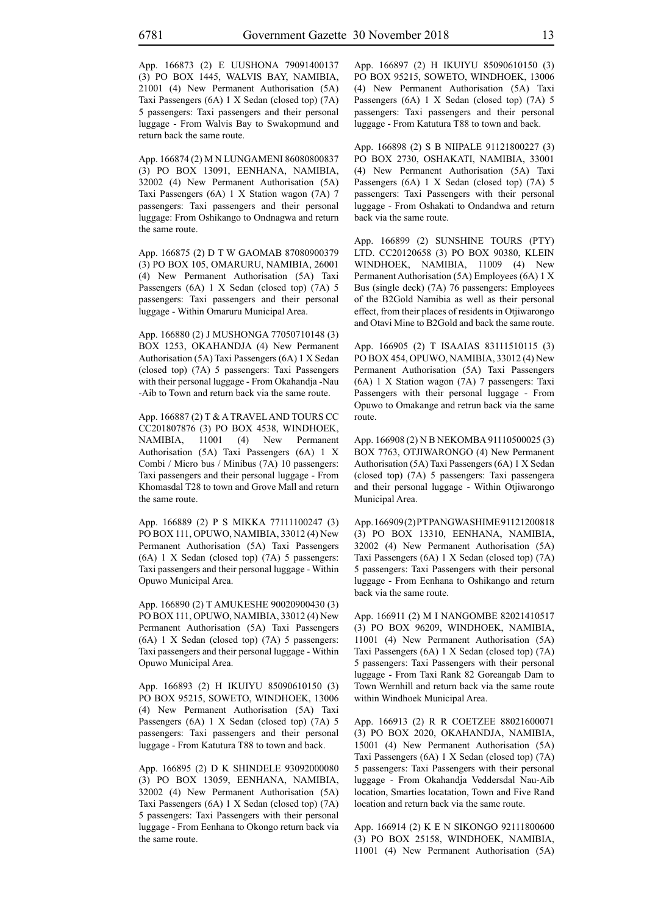App. 166873 (2) E UUSHONA 79091400137 (3) PO BOX 1445, WALVIS BAY, NAMIBIA, 21001 (4) New Permanent Authorisation (5A) Taxi Passengers (6A) 1 X Sedan (closed top) (7A) 5 passengers: Taxi passengers and their personal luggage - From Walvis Bay to Swakopmund and return back the same route.

App. 166874 (2) M N LUNGAMENI 86080800837 (3) PO BOX 13091, EENHANA, NAMIBIA, 32002 (4) New Permanent Authorisation (5A) Taxi Passengers (6A) 1 X Station wagon (7A) 7 passengers: Taxi passengers and their personal luggage: From Oshikango to Ondnagwa and return the same route.

App. 166875 (2) D T W GAOMAB 87080900379 (3) PO BOX 105, OMARURU, NAMIBIA, 26001 (4) New Permanent Authorisation (5A) Taxi Passengers (6A) 1 X Sedan (closed top) (7A) 5 passengers: Taxi passengers and their personal luggage - Within Omaruru Municipal Area.

App. 166880 (2) J MUSHONGA 77050710148 (3) BOX 1253, OKAHANDJA (4) New Permanent Authorisation (5A) Taxi Passengers (6A) 1 X Sedan (closed top) (7A) 5 passengers: Taxi Passengers with their personal luggage - From Okahandja -Nau -Aib to Town and return back via the same route.

App. 166887 (2) T & A TRAVEL AND TOURS CC CC201807876 (3) PO BOX 4538, WINDHOEK, NAMIBIA, 11001 (4) New Permanent Authorisation (5A) Taxi Passengers (6A) 1 X Combi / Micro bus / Minibus (7A) 10 passengers: Taxi passengers and their personal luggage - From Khomasdal T28 to town and Grove Mall and return the same route.

App. 166889 (2) P S MIKKA 77111100247 (3) PO BOX 111, OPUWO, NAMIBIA, 33012 (4) New Permanent Authorisation (5A) Taxi Passengers (6A) 1 X Sedan (closed top) (7A) 5 passengers: Taxi passengers and their personal luggage - Within Opuwo Municipal Area.

App. 166890 (2) T AMUKESHE 90020900430 (3) PO BOX 111, OPUWO, NAMIBIA, 33012 (4) New Permanent Authorisation (5A) Taxi Passengers (6A) 1 X Sedan (closed top) (7A) 5 passengers: Taxi passengers and their personal luggage - Within Opuwo Municipal Area.

App. 166893 (2) H IKUIYU 85090610150 (3) PO BOX 95215, SOWETO, WINDHOEK, 13006 (4) New Permanent Authorisation (5A) Taxi Passengers (6A) 1 X Sedan (closed top) (7A) 5 passengers: Taxi passengers and their personal luggage - From Katutura T88 to town and back.

App. 166895 (2) D K SHINDELE 93092000080 (3) PO BOX 13059, EENHANA, NAMIBIA, 32002 (4) New Permanent Authorisation (5A) Taxi Passengers (6A) 1 X Sedan (closed top) (7A) 5 passengers: Taxi Passengers with their personal luggage - From Eenhana to Okongo return back via the same route.

App. 166897 (2) H IKUIYU 85090610150 (3) PO BOX 95215, SOWETO, WINDHOEK, 13006 (4) New Permanent Authorisation (5A) Taxi Passengers (6A) 1 X Sedan (closed top) (7A) 5 passengers: Taxi passengers and their personal luggage - From Katutura T88 to town and back.

App. 166898 (2) S B NIIPALE 91121800227 (3) PO BOX 2730, OSHAKATI, NAMIBIA, 33001 (4) New Permanent Authorisation (5A) Taxi Passengers (6A) 1 X Sedan (closed top) (7A) 5 passengers: Taxi Passengers with their personal luggage - From Oshakati to Ondandwa and return back via the same route.

App. 166899 (2) SUNSHINE TOURS (PTY) LTD. CC20120658 (3) PO BOX 90380, KLEIN WINDHOEK, NAMIBIA, 11009 (4) New Permanent Authorisation (5A) Employees (6A) 1 X Bus (single deck) (7A) 76 passengers: Employees of the B2Gold Namibia as well as their personal effect, from their places of residents in Otjiwarongo and Otavi Mine to B2Gold and back the same route.

App. 166905 (2) T ISAAIAS 83111510115 (3) PO BOX 454, OPUWO, NAMIBIA, 33012 (4) New Permanent Authorisation (5A) Taxi Passengers (6A) 1 X Station wagon (7A) 7 passengers: Taxi Passengers with their personal luggage - From Opuwo to Omakange and retrun back via the same route.

App. 166908 (2) N B NEKOMBA 91110500025 (3) BOX 7763, OTJIWARONGO (4) New Permanent Authorisation (5A) Taxi Passengers (6A) 1 X Sedan (closed top) (7A) 5 passengers: Taxi passengera and their personal luggage - Within Otjiwarongo Municipal Area.

App. 166909 (2) P T PANGWASHIME 91121200818 (3) PO BOX 13310, EENHANA, NAMIBIA, 32002 (4) New Permanent Authorisation (5A) Taxi Passengers (6A) 1 X Sedan (closed top) (7A) 5 passengers: Taxi Passengers with their personal luggage - From Eenhana to Oshikango and return back via the same route.

App. 166911 (2) M I NANGOMBE 82021410517 (3) PO BOX 96209, WINDHOEK, NAMIBIA, 11001 (4) New Permanent Authorisation (5A) Taxi Passengers (6A) 1 X Sedan (closed top) (7A) 5 passengers: Taxi Passengers with their personal luggage - From Taxi Rank 82 Goreangab Dam to Town Wernhill and return back via the same route within Windhoek Municipal Area.

App. 166913 (2) R R COETZEE 88021600071 (3) PO BOX 2020, OKAHANDJA, NAMIBIA, 15001 (4) New Permanent Authorisation (5A) Taxi Passengers (6A) 1 X Sedan (closed top) (7A) 5 passengers: Taxi Passengers with their personal luggage - From Okahandja Veddersdal Nau-Aib location, Smarties locatation, Town and Five Rand location and return back via the same route.

App. 166914 (2) K E N SIKONGO 92111800600 (3) PO BOX 25158, WINDHOEK, NAMIBIA, 11001 (4) New Permanent Authorisation (5A)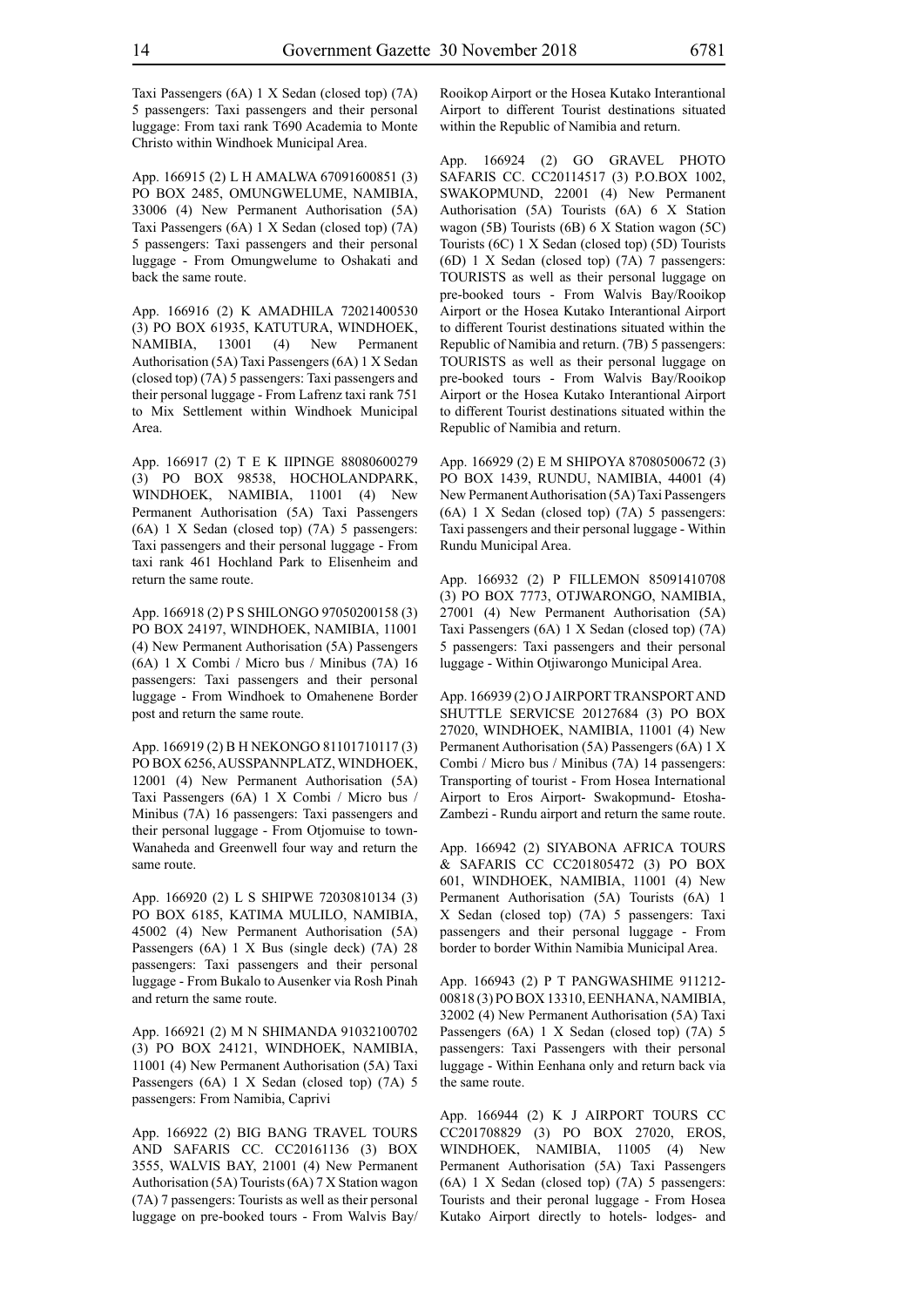Taxi Passengers (6A) 1 X Sedan (closed top) (7A) 5 passengers: Taxi passengers and their personal luggage: From taxi rank T690 Academia to Monte Christo within Windhoek Municipal Area.

App. 166915 (2) L H AMALWA 67091600851 (3) PO BOX 2485, OMUNGWELUME, NAMIBIA, 33006 (4) New Permanent Authorisation (5A) Taxi Passengers (6A) 1 X Sedan (closed top) (7A) 5 passengers: Taxi passengers and their personal luggage - From Omungwelume to Oshakati and back the same route.

App. 166916 (2) K AMADHILA 72021400530 (3) PO BOX 61935, KATUTURA, WINDHOEK, NAMIBIA, 13001 (4) New Permanent Authorisation (5A) Taxi Passengers (6A) 1 X Sedan (closed top) (7A) 5 passengers: Taxi passengers and their personal luggage - From Lafrenz taxi rank 751 to Mix Settlement within Windhoek Municipal Area.

App. 166917 (2) T E K IIPINGE 88080600279 (3) PO BOX 98538, HOCHOLANDPARK, WINDHOEK, NAMIBIA, 11001 (4) New Permanent Authorisation (5A) Taxi Passengers (6A) 1 X Sedan (closed top) (7A) 5 passengers: Taxi passengers and their personal luggage - From taxi rank 461 Hochland Park to Elisenheim and return the same route.

App. 166918 (2) P S SHILONGO 97050200158 (3) PO BOX 24197, WINDHOEK, NAMIBIA, 11001 (4) New Permanent Authorisation (5A) Passengers (6A) 1 X Combi / Micro bus / Minibus (7A) 16 passengers: Taxi passengers and their personal luggage - From Windhoek to Omahenene Border post and return the same route.

App. 166919 (2) B H NEKONGO 81101710117 (3) PO BOX 6256, AUSSPANNPLATZ, WINDHOEK, 12001 (4) New Permanent Authorisation (5A) Taxi Passengers (6A) 1 X Combi / Micro bus / Minibus (7A) 16 passengers: Taxi passengers and their personal luggage - From Otjomuise to town-Wanaheda and Greenwell four way and return the same route.

App. 166920 (2) L S SHIPWE 72030810134 (3) PO BOX 6185, KATIMA MULILO, NAMIBIA, 45002 (4) New Permanent Authorisation (5A) Passengers (6A) 1 X Bus (single deck) (7A) 28 passengers: Taxi passengers and their personal luggage - From Bukalo to Ausenker via Rosh Pinah and return the same route.

App. 166921 (2) M N SHIMANDA 91032100702 (3) PO BOX 24121, WINDHOEK, NAMIBIA, 11001 (4) New Permanent Authorisation (5A) Taxi Passengers (6A) 1 X Sedan (closed top) (7A) 5 passengers: From Namibia, Caprivi

App. 166922 (2) BIG BANG TRAVEL TOURS AND SAFARIS CC. CC20161136 (3) BOX 3555, WALVIS BAY, 21001 (4) New Permanent Authorisation (5A) Tourists (6A) 7 X Station wagon (7A) 7 passengers: Tourists as well as their personal luggage on pre-booked tours - From Walvis Bay/Rooikop Airport or the Hosea Kutako Interantional Airport to different Tourist destinations situated within the Republic of Namibia and return.

App. 166924 (2) GO GRAVEL PHOTO SAFARIS CC. CC20114517 (3) P.O.BOX 1002, SWAKOPMUND, 22001 (4) New Permanent Authorisation (5A) Tourists (6A) 6 X Station wagon (5B) Tourists (6B) 6 X Station wagon (5C) Tourists (6C) 1 X Sedan (closed top) (5D) Tourists (6D) 1 X Sedan (closed top) (7A) 7 passengers: TOURISTS as well as their personal luggage on pre-booked tours - From Walvis Bay/Rooikop Airport or the Hosea Kutako Interantional Airport to different Tourist destinations situated within the Republic of Namibia and return. (7B) 5 passengers: TOURISTS as well as their personal luggage on pre-booked tours - From Walvis Bay/Rooikop Airport or the Hosea Kutako Interantional Airport to different Tourist destinations situated within the Republic of Namibia and return.

App. 166929 (2) E M SHIPOYA 87080500672 (3) PO BOX 1439, RUNDU, NAMIBIA, 44001 (4) New Permanent Authorisation (5A) Taxi Passengers (6A) 1 X Sedan (closed top) (7A) 5 passengers: Taxi passengers and their personal luggage - Within Rundu Municipal Area.

App. 166932 (2) P FILLEMON 85091410708 (3) PO BOX 7773, OTJWARONGO, NAMIBIA, 27001 (4) New Permanent Authorisation (5A) Taxi Passengers (6A) 1 X Sedan (closed top) (7A) 5 passengers: Taxi passengers and their personal luggage - Within Otjiwarongo Municipal Area.

App. 166939 (2) O J AIRPORT TRANSPORT AND SHUTTLE SERVICSE 20127684 (3) PO BOX 27020, WINDHOEK, NAMIBIA, 11001 (4) New Permanent Authorisation (5A) Passengers (6A) 1 X Combi / Micro bus / Minibus (7A) 14 passengers: Transporting of tourist - From Hosea International Airport to Eros Airport- Swakopmund- Etosha-Zambezi - Rundu airport and return the same route.

App. 166942 (2) SIYABONA AFRICA TOURS & SAFARIS CC CC201805472 (3) PO BOX 601, WINDHOEK, NAMIBIA, 11001 (4) New Permanent Authorisation (5A) Tourists (6A) 1 X Sedan (closed top) (7A) 5 passengers: Taxi passengers and their personal luggage - From border to border Within Namibia Municipal Area.

App. 166943 (2) P T PANGWASHIME 911212-00818 (3) PO BOX 13310, EENHANA, NAMIBIA, 32002 (4) New Permanent Authorisation (5A) Taxi Passengers (6A) 1 X Sedan (closed top) (7A) 5 passengers: Taxi Passengers with their personal luggage - Within Eenhana only and return back via the same route.

App. 166944 (2) K J AIRPORT TOURS CC CC201708829 (3) PO BOX 27020, EROS, WINDHOEK, NAMIBIA, 11005 (4) New Permanent Authorisation (5A) Taxi Passengers (6A) 1 X Sedan (closed top) (7A) 5 passengers: Tourists and their peronal luggage - From Hosea Kutako Airport directly to hotels- lodges- and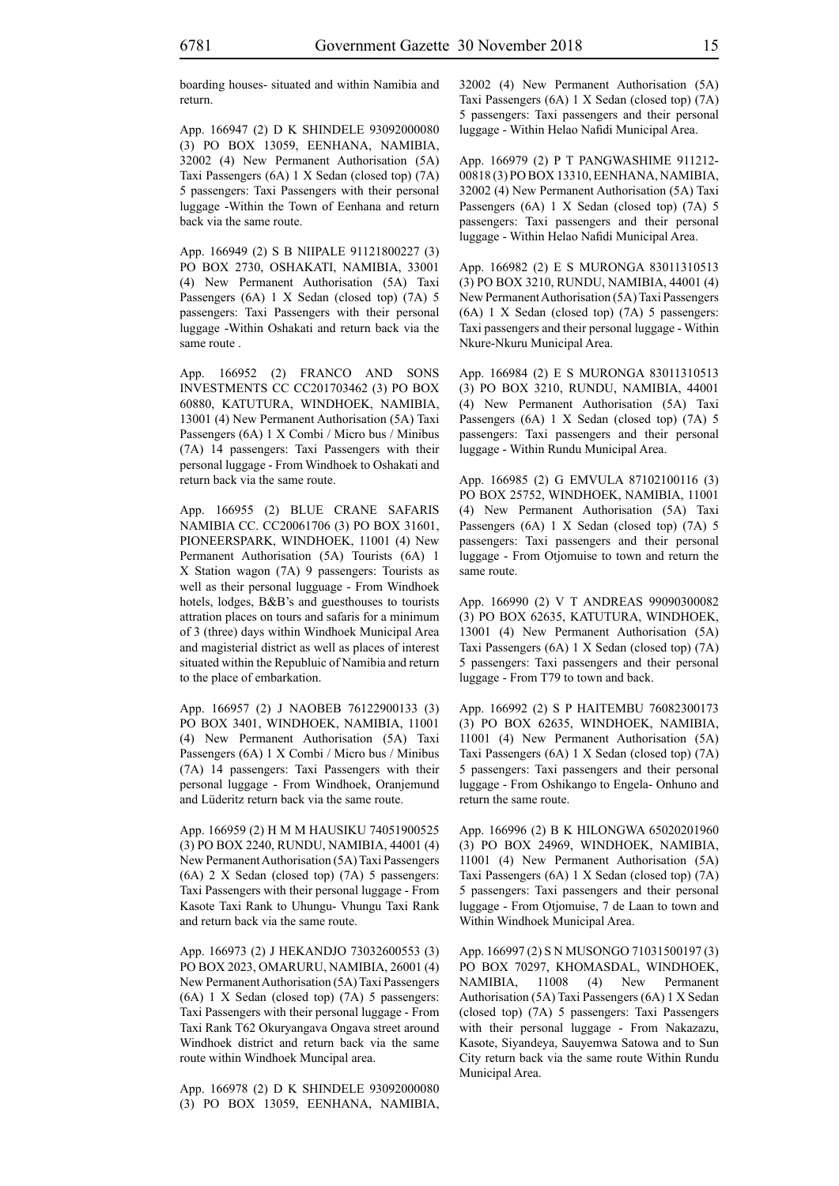boarding houses- situated and within Namibia and return.

App. 166947 (2) D K SHINDELE 93092000080 (3) PO BOX 13059, EENHANA, NAMIBIA, 32002 (4) New Permanent Authorisation (5A) Taxi Passengers (6A) 1 X Sedan (closed top) (7A) 5 passengers: Taxi Passengers with their personal luggage -Within the Town of Eenhana and return back via the same route.

App. 166949 (2) S B NIIPALE 91121800227 (3) PO BOX 2730, OSHAKATI, NAMIBIA, 33001 (4) New Permanent Authorisation (5A) Taxi Passengers (6A) 1 X Sedan (closed top) (7A) 5 passengers: Taxi Passengers with their personal luggage -Within Oshakati and return back via the same route .

App. 166952 (2) FRANCO AND SONS INVESTMENTS CC CC201703462 (3) PO BOX 60880, KATUTURA, WINDHOEK, NAMIBIA, 13001 (4) New Permanent Authorisation (5A) Taxi Passengers (6A) 1 X Combi / Micro bus / Minibus (7A) 14 passengers: Taxi Passengers with their personal luggage - From Windhoek to Oshakati and return back via the same route.

App. 166955 (2) BLUE CRANE SAFARIS NAMIBIA CC. CC20061706 (3) PO BOX 31601, PIONEERSPARK, WINDHOEK, 11001 (4) New Permanent Authorisation (5A) Tourists (6A) 1 X Station wagon (7A) 9 passengers: Tourists as well as their personal lugguage - From Windhoek hotels, lodges, B&B's and guesthouses to tourists attration places on tours and safaris for a minimum of 3 (three) days within Windhoek Municipal Area and magisterial district as well as places of interest situated within the Republuic of Namibia and return to the place of embarkation.

App. 166957 (2) J NAOBEB 76122900133 (3) PO BOX 3401, WINDHOEK, NAMIBIA, 11001 (4) New Permanent Authorisation (5A) Taxi Passengers (6A) 1 X Combi / Micro bus / Minibus (7A) 14 passengers: Taxi Passengers with their personal luggage - From Windhoek, Oranjemund and Lüderitz return back via the same route.

App. 166959 (2) H M M HAUSIKU 74051900525 (3) PO BOX 2240, RUNDU, NAMIBIA, 44001 (4) New Permanent Authorisation (5A) Taxi Passengers (6A) 2 X Sedan (closed top) (7A) 5 passengers: Taxi Passengers with their personal luggage - From Kasote Taxi Rank to Uhungu- Vhungu Taxi Rank and return back via the same route.

App. 166973 (2) J HEKANDJO 73032600553 (3) PO BOX 2023, OMARURU, NAMIBIA, 26001 (4) New Permanent Authorisation (5A) Taxi Passengers (6A) 1 X Sedan (closed top) (7A) 5 passengers: Taxi Passengers with their personal luggage - From Taxi Rank T62 Okuryangava Ongava street around Windhoek district and return back via the same route within Windhoek Muncipal area.

App. 166978 (2) D K SHINDELE 93092000080 (3) PO BOX 13059, EENHANA, NAMIBIA, 32002 (4) New Permanent Authorisation (5A) Taxi Passengers (6A) 1 X Sedan (closed top) (7A) 5 passengers: Taxi passengers and their personal luggage - Within Helao Nafidi Municipal Area.

App. 166979 (2) P T PANGWASHIME 911212-00818 (3) PO BOX 13310, EENHANA, NAMIBIA, 32002 (4) New Permanent Authorisation (5A) Taxi Passengers (6A) 1 X Sedan (closed top) (7A) 5 passengers: Taxi passengers and their personal luggage - Within Helao Nafidi Municipal Area.

App. 166982 (2) E S MURONGA 83011310513 (3) PO BOX 3210, RUNDU, NAMIBIA, 44001 (4) New Permanent Authorisation (5A) Taxi Passengers (6A) 1 X Sedan (closed top) (7A) 5 passengers: Taxi passengers and their personal luggage - Within Nkure-Nkuru Municipal Area.

App. 166984 (2) E S MURONGA 83011310513 (3) PO BOX 3210, RUNDU, NAMIBIA, 44001 (4) New Permanent Authorisation (5A) Taxi Passengers (6A) 1 X Sedan (closed top) (7A) 5 passengers: Taxi passengers and their personal luggage - Within Rundu Municipal Area.

App. 166985 (2) G EMVULA 87102100116 (3) PO BOX 25752, WINDHOEK, NAMIBIA, 11001 (4) New Permanent Authorisation (5A) Taxi Passengers (6A) 1 X Sedan (closed top) (7A) 5 passengers: Taxi passengers and their personal luggage - From Otjomuise to town and return the same route.

App. 166990 (2) V T ANDREAS 99090300082 (3) PO BOX 62635, KATUTURA, WINDHOEK, 13001 (4) New Permanent Authorisation (5A) Taxi Passengers (6A) 1 X Sedan (closed top) (7A) 5 passengers: Taxi passengers and their personal luggage - From T79 to town and back.

App. 166992 (2) S P HAITEMBU 76082300173 (3) PO BOX 62635, WINDHOEK, NAMIBIA, 11001 (4) New Permanent Authorisation (5A) Taxi Passengers (6A) 1 X Sedan (closed top) (7A) 5 passengers: Taxi passengers and their personal luggage - From Oshikango to Engela- Onhuno and return the same route.

App. 166996 (2) B K HILONGWA 65020201960 (3) PO BOX 24969, WINDHOEK, NAMIBIA, 11001 (4) New Permanent Authorisation (5A) Taxi Passengers (6A) 1 X Sedan (closed top) (7A) 5 passengers: Taxi passengers and their personal luggage - From Otjomuise, 7 de Laan to town and Within Windhoek Municipal Area.

App. 166997 (2) S N MUSONGO 71031500197 (3) PO BOX 70297, KHOMASDAL, WINDHOEK, NAMIBIA, 11008 (4) New Permanent Authorisation (5A) Taxi Passengers (6A) 1 X Sedan (closed top) (7A) 5 passengers: Taxi Passengers with their personal luggage - From Nakazazu, Kasote, Siyandeya, Sauyemwa Satowa and to Sun City return back via the same route Within Rundu Municipal Area.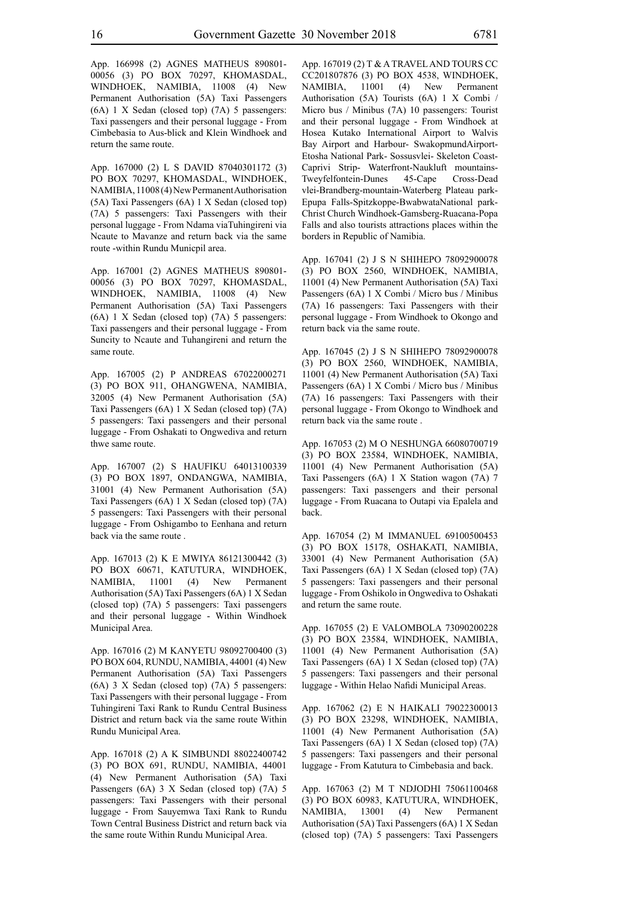App. 166998 (2) AGNES MATHEUS 890801-00056 (3) PO BOX 70297, KHOMASDAL, WINDHOEK, NAMIBIA, 11008 (4) New Permanent Authorisation (5A) Taxi Passengers (6A) 1 X Sedan (closed top) (7A) 5 passengers: Taxi passengers and their personal luggage - From Cimbebasia to Aus-blick and Klein Windhoek and return the same route.

App. 167000 (2) L S DAVID 87040301172 (3) PO BOX 70297, KHOMASDAL, WINDHOEK, NAMIBIA, 11008 (4) New Permanent Authorisation (5A) Taxi Passengers (6A) 1 X Sedan (closed top) (7A) 5 passengers: Taxi Passengers with their personal luggage - From Ndama viaTuhingireni via Ncaute to Mavanze and return back via the same route -within Rundu Municpil area.

App. 167001 (2) AGNES MATHEUS 890801-00056 (3) PO BOX 70297, KHOMASDAL, WINDHOEK, NAMIBIA, 11008 (4) New Permanent Authorisation (5A) Taxi Passengers (6A) 1 X Sedan (closed top) (7A) 5 passengers: Taxi passengers and their personal luggage - From Suncity to Ncaute and Tuhangireni and return the same route.

App. 167005 (2) P ANDREAS 67022000271 (3) PO BOX 911, OHANGWENA, NAMIBIA, 32005 (4) New Permanent Authorisation (5A) Taxi Passengers (6A) 1 X Sedan (closed top) (7A) 5 passengers: Taxi passengers and their personal luggage - From Oshakati to Ongwediva and return thwe same route.

App. 167007 (2) S HAUFIKU 64013100339 (3) PO BOX 1897, ONDANGWA, NAMIBIA, 31001 (4) New Permanent Authorisation (5A) Taxi Passengers (6A) 1 X Sedan (closed top) (7A) 5 passengers: Taxi Passengers with their personal luggage - From Oshigambo to Eenhana and return back via the same route .

App. 167013 (2) K E MWIYA 86121300442 (3) PO BOX 60671, KATUTURA, WINDHOEK, NAMIBIA, 11001 (4) New Permanent Authorisation (5A) Taxi Passengers (6A) 1 X Sedan (closed top) (7A) 5 passengers: Taxi passengers and their personal luggage - Within Windhoek Municipal Area.

App. 167016 (2) M KANYETU 98092700400 (3) PO BOX 604, RUNDU, NAMIBIA, 44001 (4) New Permanent Authorisation (5A) Taxi Passengers (6A) 3 X Sedan (closed top) (7A) 5 passengers: Taxi Passengers with their personal luggage - From Tuhingireni Taxi Rank to Rundu Central Business District and return back via the same route Within Rundu Municipal Area.

App. 167018 (2) A K SIMBUNDI 88022400742 (3) PO BOX 691, RUNDU, NAMIBIA, 44001 (4) New Permanent Authorisation (5A) Taxi Passengers (6A) 3 X Sedan (closed top) (7A) 5 passengers: Taxi Passengers with their personal luggage - From Sauyemwa Taxi Rank to Rundu Town Central Business District and return back via the same route Within Rundu Municipal Area.

App. 167019 (2) T & A TRAVEL AND TOURS CC CC201807876 (3) PO BOX 4538, WINDHOEK, NAMIBIA, 11001 (4) New Permanent Authorisation (5A) Tourists (6A) 1 X Combi / Micro bus / Minibus (7A) 10 passengers: Tourist and their personal luggage - From Windhoek at Hosea Kutako International Airport to Walvis Bay Airport and Harbour- SwakopmundAirport-Etosha National Park- Sossusvlei- Skeleton Coast-Caprivi Strip- Waterfront-Naukluft mountains-Tweyfelfontein-Dunes 45-Cape Cross-Dead vlei-Brandberg-mountain-Waterberg Plateau park-Epupa Falls-Spitzkoppe-BwabwataNational park-Christ Church Windhoek-Gamsberg-Ruacana-Popa Falls and also tourists attractions places within the borders in Republic of Namibia.

App. 167041 (2) J S N SHIHEPO 78092900078 (3) PO BOX 2560, WINDHOEK, NAMIBIA, 11001 (4) New Permanent Authorisation (5A) Taxi Passengers (6A) 1 X Combi / Micro bus / Minibus (7A) 16 passengers: Taxi Passengers with their personal luggage - From Windhoek to Okongo and return back via the same route.

App. 167045 (2) J S N SHIHEPO 78092900078 (3) PO BOX 2560, WINDHOEK, NAMIBIA, 11001 (4) New Permanent Authorisation (5A) Taxi Passengers (6A) 1 X Combi / Micro bus / Minibus (7A) 16 passengers: Taxi Passengers with their personal luggage - From Okongo to Windhoek and return back via the same route .

App. 167053 (2) M O NESHUNGA 66080700719 (3) PO BOX 23584, WINDHOEK, NAMIBIA, 11001 (4) New Permanent Authorisation (5A) Taxi Passengers (6A) 1 X Station wagon (7A) 7 passengers: Taxi passengers and their personal luggage - From Ruacana to Outapi via Epalela and back.

App. 167054 (2) M IMMANUEL 69100500453 (3) PO BOX 15178, OSHAKATI, NAMIBIA, 33001 (4) New Permanent Authorisation (5A) Taxi Passengers (6A) 1 X Sedan (closed top) (7A) 5 passengers: Taxi passengers and their personal luggage - From Oshikolo in Ongwediva to Oshakati and return the same route.

App. 167055 (2) E VALOMBOLA 73090200228 (3) PO BOX 23584, WINDHOEK, NAMIBIA, 11001 (4) New Permanent Authorisation (5A) Taxi Passengers (6A) 1 X Sedan (closed top) (7A) 5 passengers: Taxi passengers and their personal luggage - Within Helao Nafidi Municipal Areas.

App. 167062 (2) E N HAIKALI 79022300013 (3) PO BOX 23298, WINDHOEK, NAMIBIA, 11001 (4) New Permanent Authorisation (5A) Taxi Passengers (6A) 1 X Sedan (closed top) (7A) 5 passengers: Taxi passengers and their personal luggage - From Katutura to Cimbebasia and back.

App. 167063 (2) M T NDJODHI 75061100468 (3) PO BOX 60983, KATUTURA, WINDHOEK, NAMIBIA, 13001 (4) New Permanent Authorisation (5A) Taxi Passengers (6A) 1 X Sedan (closed top) (7A) 5 passengers: Taxi Passengers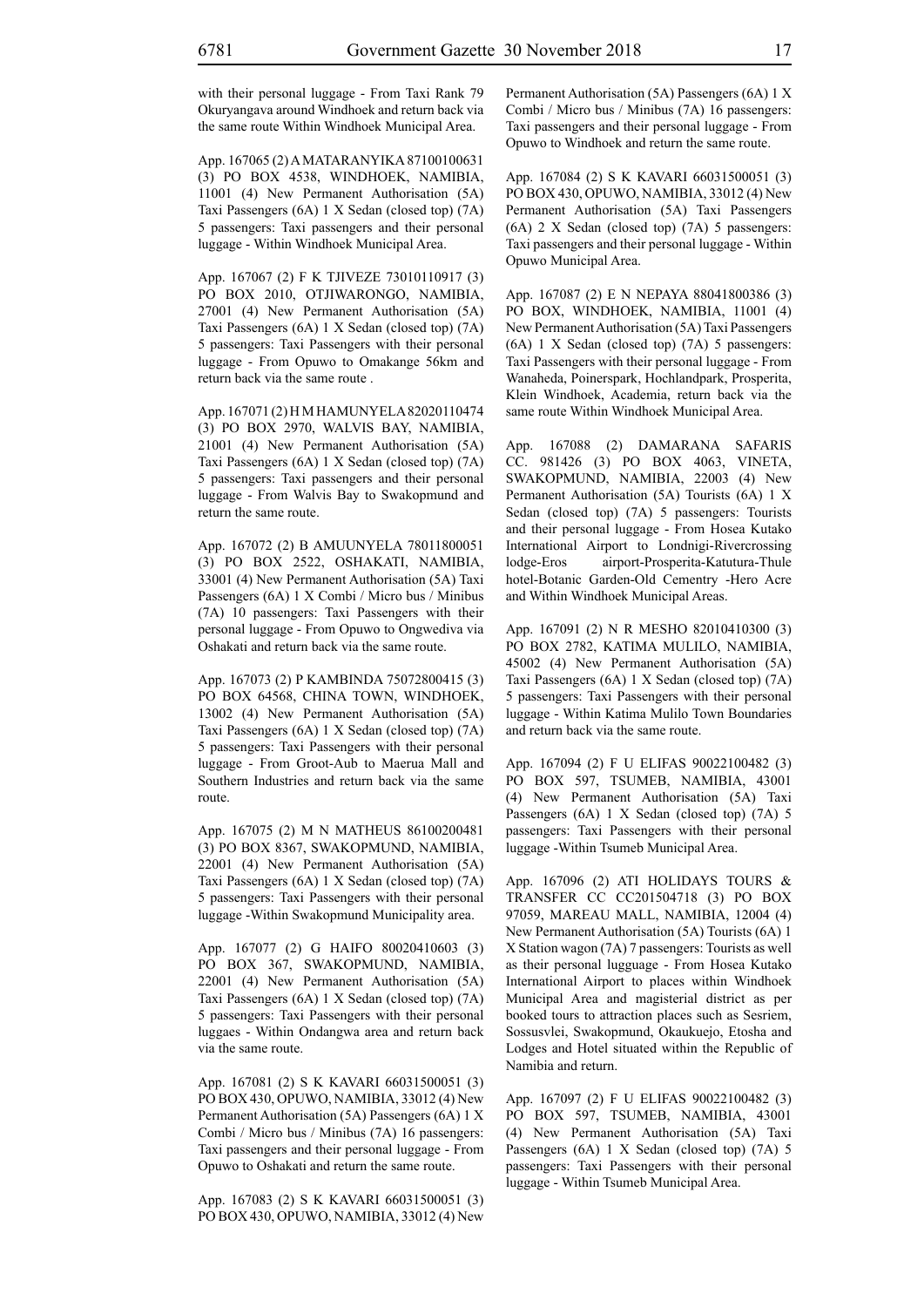with their personal luggage - From Taxi Rank 79 Okuryangava around Windhoek and return back via the same route Within Windhoek Municipal Area.

App. 167065 (2) A MATARANYIKA 87100100631 (3) PO BOX 4538, WINDHOEK, NAMIBIA, 11001 (4) New Permanent Authorisation (5A) Taxi Passengers (6A) 1 X Sedan (closed top) (7A) 5 passengers: Taxi passengers and their personal luggage - Within Windhoek Municipal Area.

App. 167067 (2) F K TJIVEZE 73010110917 (3) PO BOX 2010, OTJIWARONGO, NAMIBIA, 27001 (4) New Permanent Authorisation (5A) Taxi Passengers (6A) 1 X Sedan (closed top) (7A) 5 passengers: Taxi Passengers with their personal luggage - From Opuwo to Omakange 56km and return back via the same route .

App. 167071 (2) H M HAMUNYELA 82020110474 (3) PO BOX 2970, WALVIS BAY, NAMIBIA, 21001 (4) New Permanent Authorisation (5A) Taxi Passengers (6A) 1 X Sedan (closed top) (7A) 5 passengers: Taxi passengers and their personal luggage - From Walvis Bay to Swakopmund and return the same route.

App. 167072 (2) B AMUUNYELA 78011800051 (3) PO BOX 2522, OSHAKATI, NAMIBIA, 33001 (4) New Permanent Authorisation (5A) Taxi Passengers (6A) 1 X Combi / Micro bus / Minibus (7A) 10 passengers: Taxi Passengers with their personal luggage - From Opuwo to Ongwediva via Oshakati and return back via the same route.

App. 167073 (2) P KAMBINDA 75072800415 (3) PO BOX 64568, CHINA TOWN, WINDHOEK, 13002 (4) New Permanent Authorisation (5A) Taxi Passengers (6A) 1 X Sedan (closed top) (7A) 5 passengers: Taxi Passengers with their personal luggage - From Groot-Aub to Maerua Mall and Southern Industries and return back via the same route.

App. 167075 (2) M N MATHEUS 86100200481 (3) PO BOX 8367, SWAKOPMUND, NAMIBIA, 22001 (4) New Permanent Authorisation (5A) Taxi Passengers (6A) 1 X Sedan (closed top) (7A) 5 passengers: Taxi Passengers with their personal luggage -Within Swakopmund Municipality area.

App. 167077 (2) G HAIFO 80020410603 (3) PO BOX 367, SWAKOPMUND, NAMIBIA, 22001 (4) New Permanent Authorisation (5A) Taxi Passengers (6A) 1 X Sedan (closed top) (7A) 5 passengers: Taxi Passengers with their personal luggaes - Within Ondangwa area and return back via the same route.

App. 167081 (2) S K KAVARI 66031500051 (3) PO BOX 430, OPUWO, NAMIBIA, 33012 (4) New Permanent Authorisation (5A) Passengers (6A) 1 X Combi / Micro bus / Minibus (7A) 16 passengers: Taxi passengers and their personal luggage - From Opuwo to Oshakati and return the same route.

App. 167083 (2) S K KAVARI 66031500051 (3) PO BOX 430, OPUWO, NAMIBIA, 33012 (4) New Permanent Authorisation (5A) Passengers (6A) 1 X Combi / Micro bus / Minibus (7A) 16 passengers: Taxi passengers and their personal luggage - From Opuwo to Windhoek and return the same route.

App. 167084 (2) S K KAVARI 66031500051 (3) PO BOX 430, OPUWO, NAMIBIA, 33012 (4) New Permanent Authorisation (5A) Taxi Passengers (6A) 2 X Sedan (closed top) (7A) 5 passengers: Taxi passengers and their personal luggage - Within Opuwo Municipal Area.

App. 167087 (2) E N NEPAYA 88041800386 (3) PO BOX, WINDHOEK, NAMIBIA, 11001 (4) New Permanent Authorisation (5A) Taxi Passengers (6A) 1 X Sedan (closed top) (7A) 5 passengers: Taxi Passengers with their personal luggage - From Wanaheda, Poinerspark, Hochlandpark, Prosperita, Klein Windhoek, Academia, return back via the same route Within Windhoek Municipal Area.

App. 167088 (2) DAMARANA SAFARIS CC. 981426 (3) PO BOX 4063, VINETA, SWAKOPMUND, NAMIBIA, 22003 (4) New Permanent Authorisation (5A) Tourists (6A) 1 X Sedan (closed top) (7A) 5 passengers: Tourists and their personal luggage - From Hosea Kutako International Airport to Londnigi-Rivercrossing lodge-Eros airport-Prosperita-Katutura-Thule hotel-Botanic Garden-Old Cementry -Hero Acre and Within Windhoek Municipal Areas.

App. 167091 (2) N R MESHO 82010410300 (3) PO BOX 2782, KATIMA MULILO, NAMIBIA, 45002 (4) New Permanent Authorisation (5A) Taxi Passengers (6A) 1 X Sedan (closed top) (7A) 5 passengers: Taxi Passengers with their personal luggage - Within Katima Mulilo Town Boundaries and return back via the same route.

App. 167094 (2) F U ELIFAS 90022100482 (3) PO BOX 597, TSUMEB, NAMIBIA, 43001 (4) New Permanent Authorisation (5A) Taxi Passengers (6A) 1 X Sedan (closed top) (7A) 5 passengers: Taxi Passengers with their personal luggage -Within Tsumeb Municipal Area.

App. 167096 (2) ATI HOLIDAYS TOURS & TRANSFER CC CC201504718 (3) PO BOX 97059, MAREAU MALL, NAMIBIA, 12004 (4) New Permanent Authorisation (5A) Tourists (6A) 1 X Station wagon (7A) 7 passengers: Tourists as well as their personal lugguage - From Hosea Kutako International Airport to places within Windhoek Municipal Area and magisterial district as per booked tours to attraction places such as Sesriem, Sossusvlei, Swakopmund, Okaukuejo, Etosha and Lodges and Hotel situated within the Republic of Namibia and return.

App. 167097 (2) F U ELIFAS 90022100482 (3) PO BOX 597, TSUMEB, NAMIBIA, 43001 (4) New Permanent Authorisation (5A) Taxi Passengers (6A) 1 X Sedan (closed top) (7A) 5 passengers: Taxi Passengers with their personal luggage - Within Tsumeb Municipal Area.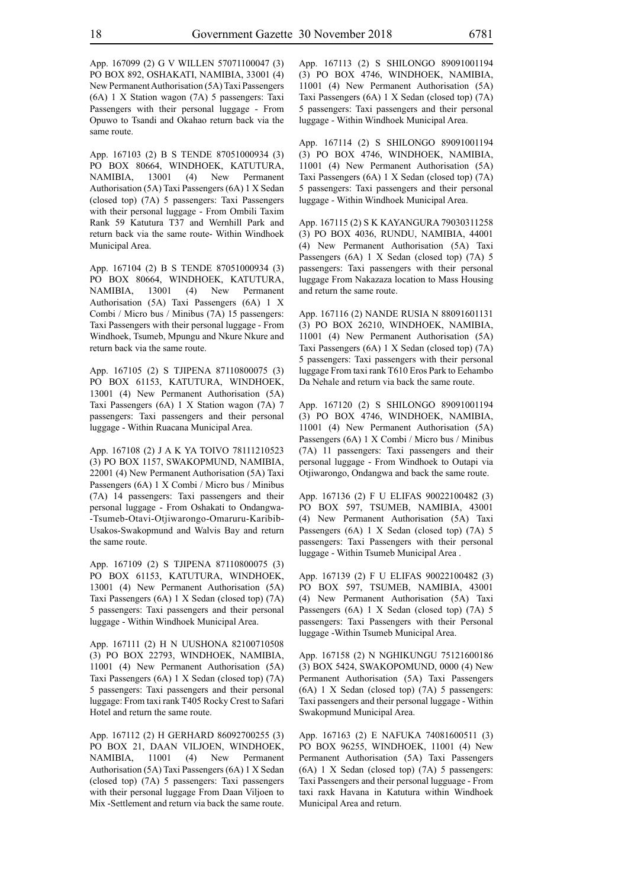App. 167099 (2) G V WILLEN 57071100047 (3) PO BOX 892, OSHAKATI, NAMIBIA, 33001 (4) New Permanent Authorisation (5A) Taxi Passengers (6A) 1 X Station wagon (7A) 5 passengers: Taxi Passengers with their personal luggage - From Opuwo to Tsandi and Okahao return back via the same route.

App. 167103 (2) B S TENDE 87051000934 (3) PO BOX 80664, WINDHOEK, KATUTURA, NAMIBIA, 13001 (4) New Permanent Authorisation (5A) Taxi Passengers (6A) 1 X Sedan (closed top) (7A) 5 passengers: Taxi Passengers with their personal luggage - From Ombili Taxim Rank 59 Katutura T37 and Wernhill Park and return back via the same route- Within Windhoek Municipal Area.

App. 167104 (2) B S TENDE 87051000934 (3) PO BOX 80664, WINDHOEK, KATUTURA, NAMIBIA, 13001 (4) New Permanent Authorisation (5A) Taxi Passengers (6A) 1 X Combi / Micro bus / Minibus (7A) 15 passengers: Taxi Passengers with their personal luggage - From Windhoek, Tsumeb, Mpungu and Nkure Nkure and return back via the same route.

App. 167105 (2) S TJIPENA 87110800075 (3) PO BOX 61153, KATUTURA, WINDHOEK, 13001 (4) New Permanent Authorisation (5A) Taxi Passengers (6A) 1 X Station wagon (7A) 7 passengers: Taxi passengers and their personal luggage - Within Ruacana Municipal Area.

App. 167108 (2) J A K YA TOIVO 78111210523 (3) PO BOX 1157, SWAKOPMUND, NAMIBIA, 22001 (4) New Permanent Authorisation (5A) Taxi Passengers (6A) 1 X Combi / Micro bus / Minibus (7A) 14 passengers: Taxi passengers and their personal luggage - From Oshakati to Ondangwa--Tsumeb-Otavi-Otjiwarongo-Omaruru-Karibib-Usakos-Swakopmund and Walvis Bay and return the same route.

App. 167109 (2) S TJIPENA 87110800075 (3) PO BOX 61153, KATUTURA, WINDHOEK, 13001 (4) New Permanent Authorisation (5A) Taxi Passengers (6A) 1 X Sedan (closed top) (7A) 5 passengers: Taxi passengers and their personal luggage - Within Windhoek Municipal Area.

App. 167111 (2) H N UUSHONA 82100710508 (3) PO BOX 22793, WINDHOEK, NAMIBIA, 11001 (4) New Permanent Authorisation (5A) Taxi Passengers (6A) 1 X Sedan (closed top) (7A) 5 passengers: Taxi passengers and their personal luggage: From taxi rank T405 Rocky Crest to Safari Hotel and return the same route.

App. 167112 (2) H GERHARD 86092700255 (3) PO BOX 21, DAAN VILJOEN, WINDHOEK, NAMIBIA, 11001 (4) New Permanent Authorisation (5A) Taxi Passengers (6A) 1 X Sedan (closed top) (7A) 5 passengers: Taxi passengers with their personal luggage From Daan Viljoen to Mix -Settlement and return via back the same route.

App. 167113 (2) S SHILONGO 89091001194 (3) PO BOX 4746, WINDHOEK, NAMIBIA, 11001 (4) New Permanent Authorisation (5A) Taxi Passengers (6A) 1 X Sedan (closed top) (7A) 5 passengers: Taxi passengers and their personal luggage - Within Windhoek Municipal Area.

App. 167114 (2) S SHILONGO 89091001194 (3) PO BOX 4746, WINDHOEK, NAMIBIA, 11001 (4) New Permanent Authorisation (5A) Taxi Passengers (6A) 1 X Sedan (closed top) (7A) 5 passengers: Taxi passengers and their personal luggage - Within Windhoek Municipal Area.

App. 167115 (2) S K KAYANGURA 79030311258 (3) PO BOX 4036, RUNDU, NAMIBIA, 44001 (4) New Permanent Authorisation (5A) Taxi Passengers (6A) 1 X Sedan (closed top) (7A) 5 passengers: Taxi passengers with their personal luggage From Nakazaza location to Mass Housing and return the same route.

App. 167116 (2) NANDE RUSIA N 88091601131 (3) PO BOX 26210, WINDHOEK, NAMIBIA, 11001 (4) New Permanent Authorisation (5A) Taxi Passengers (6A) 1 X Sedan (closed top) (7A) 5 passengers: Taxi passengers with their personal luggage From taxi rank T610 Eros Park to Eehambo Da Nehale and return via back the same route.

App. 167120 (2) S SHILONGO 89091001194 (3) PO BOX 4746, WINDHOEK, NAMIBIA, 11001 (4) New Permanent Authorisation (5A) Passengers (6A) 1 X Combi / Micro bus / Minibus (7A) 11 passengers: Taxi passengers and their personal luggage - From Windhoek to Outapi via Otjiwarongo, Ondangwa and back the same route.

App. 167136 (2) F U ELIFAS 90022100482 (3) PO BOX 597, TSUMEB, NAMIBIA, 43001 (4) New Permanent Authorisation (5A) Taxi Passengers (6A) 1 X Sedan (closed top) (7A) 5 passengers: Taxi Passengers with their personal luggage - Within Tsumeb Municipal Area .

App. 167139 (2) F U ELIFAS 90022100482 (3) PO BOX 597, TSUMEB, NAMIBIA, 43001 (4) New Permanent Authorisation (5A) Taxi Passengers (6A) 1 X Sedan (closed top) (7A) 5 passengers: Taxi Passengers with their Personal luggage -Within Tsumeb Municipal Area.

App. 167158 (2) N NGHIKUNGU 75121600186 (3) BOX 5424, SWAKOPOMUND, 0000 (4) New Permanent Authorisation (5A) Taxi Passengers (6A) 1 X Sedan (closed top) (7A) 5 passengers: Taxi passengers and their personal luggage - Within Swakopmund Municipal Area.

App. 167163 (2) E NAFUKA 74081600511 (3) PO BOX 96255, WINDHOEK, 11001 (4) New Permanent Authorisation (5A) Taxi Passengers (6A) 1 X Sedan (closed top) (7A) 5 passengers: Taxi Passengers and their personal lugguage - From taxi raxk Havana in Katutura within Windhoek Municipal Area and return.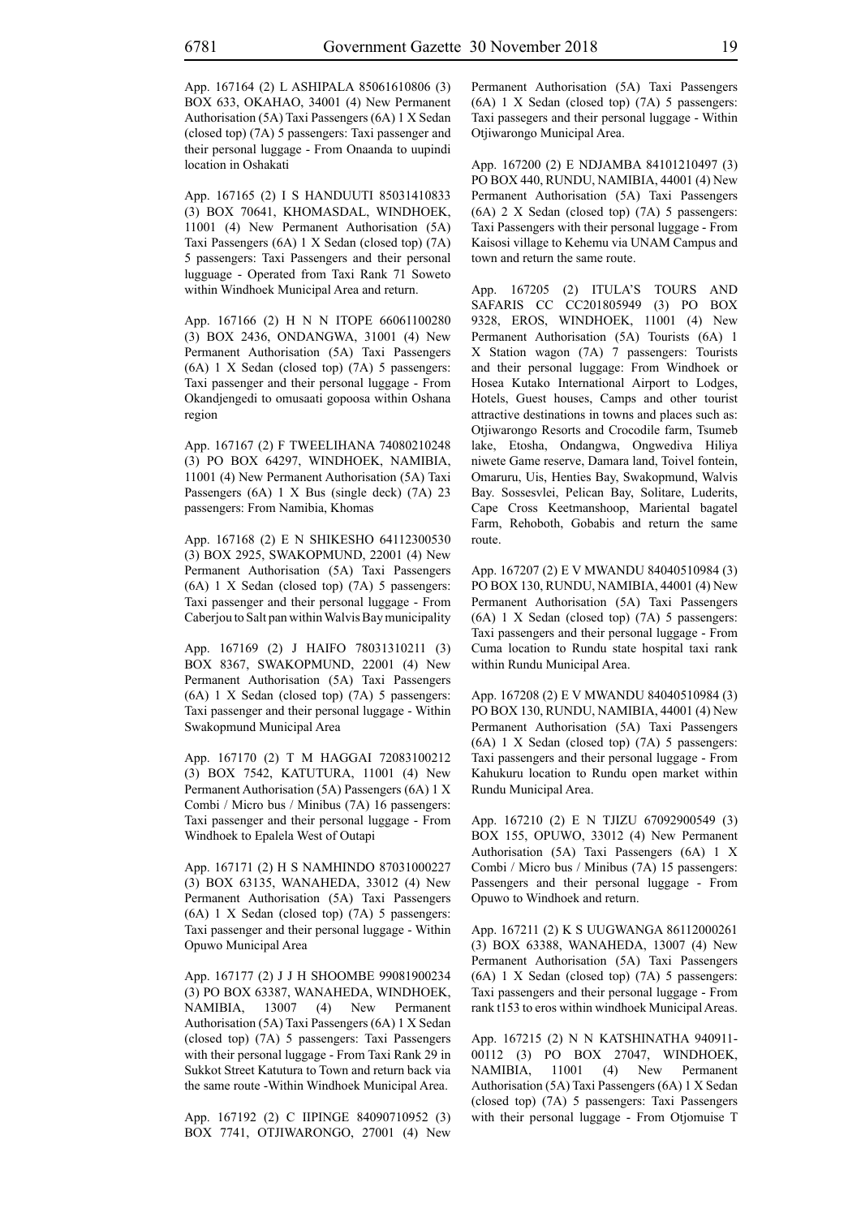App. 167164 (2) L ASHIPALA 85061610806 (3) BOX 633, OKAHAO, 34001 (4) New Permanent Authorisation (5A) Taxi Passengers (6A) 1 X Sedan (closed top) (7A) 5 passengers: Taxi passenger and their personal luggage - From Onaanda to uupindi location in Oshakati

App. 167165 (2) I S HANDUUTI 85031410833 (3) BOX 70641, KHOMASDAL, WINDHOEK, 11001 (4) New Permanent Authorisation (5A) Taxi Passengers (6A) 1 X Sedan (closed top) (7A) 5 passengers: Taxi Passengers and their personal lugguage - Operated from Taxi Rank 71 Soweto within Windhoek Municipal Area and return.

App. 167166 (2) H N N ITOPE 66061100280 (3) BOX 2436, ONDANGWA, 31001 (4) New Permanent Authorisation (5A) Taxi Passengers (6A) 1 X Sedan (closed top) (7A) 5 passengers: Taxi passenger and their personal luggage - From Okandjengedi to omusaati gopoosa within Oshana region

App. 167167 (2) F TWEELIHANA 74080210248 (3) PO BOX 64297, WINDHOEK, NAMIBIA, 11001 (4) New Permanent Authorisation (5A) Taxi Passengers (6A) 1 X Bus (single deck) (7A) 23 passengers: From Namibia, Khomas

App. 167168 (2) E N SHIKESHO 64112300530 (3) BOX 2925, SWAKOPMUND, 22001 (4) New Permanent Authorisation (5A) Taxi Passengers (6A) 1 X Sedan (closed top) (7A) 5 passengers: Taxi passenger and their personal luggage - From Caberjou to Salt pan within Walvis Bay municipality

App. 167169 (2) J HAIFO 78031310211 (3) BOX 8367, SWAKOPMUND, 22001 (4) New Permanent Authorisation (5A) Taxi Passengers (6A) 1 X Sedan (closed top) (7A) 5 passengers: Taxi passenger and their personal luggage - Within Swakopmund Municipal Area

App. 167170 (2) T M HAGGAI 72083100212 (3) BOX 7542, KATUTURA, 11001 (4) New Permanent Authorisation (5A) Passengers (6A) 1 X Combi / Micro bus / Minibus (7A) 16 passengers: Taxi passenger and their personal luggage - From Windhoek to Epalela West of Outapi

App. 167171 (2) H S NAMHINDO 87031000227 (3) BOX 63135, WANAHEDA, 33012 (4) New Permanent Authorisation (5A) Taxi Passengers (6A) 1 X Sedan (closed top) (7A) 5 passengers: Taxi passenger and their personal luggage - Within Opuwo Municipal Area

App. 167177 (2) J J H SHOOMBE 99081900234 (3) PO BOX 63387, WANAHEDA, WINDHOEK, NAMIBIA, 13007 (4) New Permanent Authorisation (5A) Taxi Passengers (6A) 1 X Sedan (closed top) (7A) 5 passengers: Taxi Passengers with their personal luggage - From Taxi Rank 29 in Sukkot Street Katutura to Town and return back via the same route -Within Windhoek Municipal Area.

App. 167192 (2) C IIPINGE 84090710952 (3) BOX 7741, OTJIWARONGO, 27001 (4) New Permanent Authorisation (5A) Taxi Passengers (6A) 1 X Sedan (closed top) (7A) 5 passengers: Taxi passegers and their personal luggage - Within Otjiwarongo Municipal Area.

App. 167200 (2) E NDJAMBA 84101210497 (3) PO BOX 440, RUNDU, NAMIBIA, 44001 (4) New Permanent Authorisation (5A) Taxi Passengers (6A) 2 X Sedan (closed top) (7A) 5 passengers: Taxi Passengers with their personal luggage - From Kaisosi village to Kehemu via UNAM Campus and town and return the same route.

App. 167205 (2) ITULA'S TOURS AND SAFARIS CC CC201805949 (3) PO BOX 9328, EROS, WINDHOEK, 11001 (4) New Permanent Authorisation (5A) Tourists (6A) 1 X Station wagon (7A) 7 passengers: Tourists and their personal luggage: From Windhoek or Hosea Kutako International Airport to Lodges, Hotels, Guest houses, Camps and other tourist attractive destinations in towns and places such as: Otjiwarongo Resorts and Crocodile farm, Tsumeb lake, Etosha, Ondangwa, Ongwediva Hiliya niwete Game reserve, Damara land, Toivel fontein, Omaruru, Uis, Henties Bay, Swakopmund, Walvis Bay. Sossesvlei, Pelican Bay, Solitare, Luderits, Cape Cross Keetmanshoop, Mariental bagatel Farm, Rehoboth, Gobabis and return the same route.

App. 167207 (2) E V MWANDU 84040510984 (3) PO BOX 130, RUNDU, NAMIBIA, 44001 (4) New Permanent Authorisation (5A) Taxi Passengers (6A) 1 X Sedan (closed top) (7A) 5 passengers: Taxi passengers and their personal luggage - From Cuma location to Rundu state hospital taxi rank within Rundu Municipal Area.

App. 167208 (2) E V MWANDU 84040510984 (3) PO BOX 130, RUNDU, NAMIBIA, 44001 (4) New Permanent Authorisation (5A) Taxi Passengers (6A) 1 X Sedan (closed top) (7A) 5 passengers: Taxi passengers and their personal luggage - From Kahukuru location to Rundu open market within Rundu Municipal Area.

App. 167210 (2) E N TJIZU 67092900549 (3) BOX 155, OPUWO, 33012 (4) New Permanent Authorisation (5A) Taxi Passengers (6A) 1 X Combi / Micro bus / Minibus (7A) 15 passengers: Passengers and their personal luggage - From Opuwo to Windhoek and return.

App. 167211 (2) K S UUGWANGA 86112000261 (3) BOX 63388, WANAHEDA, 13007 (4) New Permanent Authorisation (5A) Taxi Passengers (6A) 1 X Sedan (closed top) (7A) 5 passengers: Taxi passengers and their personal luggage - From rank t153 to eros within windhoek Municipal Areas.

App. 167215 (2) N N KATSHINATHA 940911-00112 (3) PO BOX 27047, WINDHOEK, NAMIBIA, 11001 (4) New Permanent Authorisation (5A) Taxi Passengers (6A) 1 X Sedan (closed top) (7A) 5 passengers: Taxi Passengers with their personal luggage - From Otjomuise T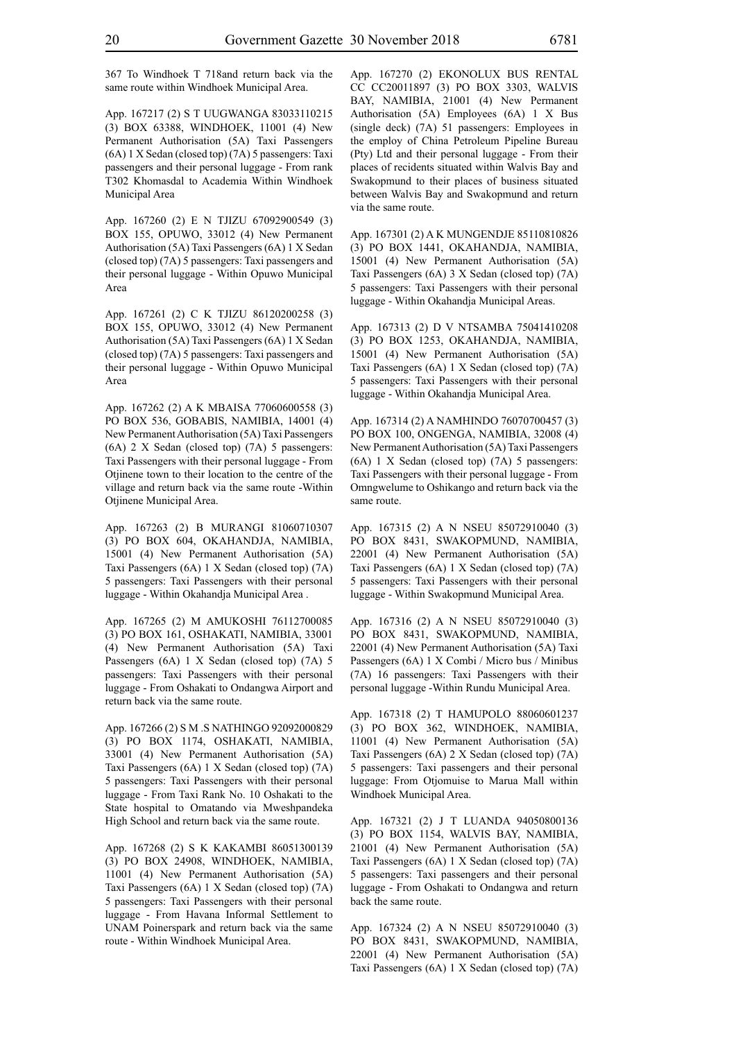367 To Windhoek T 718and return back via the same route within Windhoek Municipal Area.

App. 167217 (2) S T UUGWANGA 83033110215 (3) BOX 63388, WINDHOEK, 11001 (4) New Permanent Authorisation (5A) Taxi Passengers (6A) 1 X Sedan (closed top) (7A) 5 passengers: Taxi passengers and their personal luggage - From rank T302 Khomasdal to Academia Within Windhoek Municipal Area

App. 167260 (2) E N TJIZU 67092900549 (3) BOX 155, OPUWO, 33012 (4) New Permanent Authorisation (5A) Taxi Passengers (6A) 1 X Sedan (closed top) (7A) 5 passengers: Taxi passengers and their personal luggage - Within Opuwo Municipal Area

App. 167261 (2) C K TJIZU 86120200258 (3) BOX 155, OPUWO, 33012 (4) New Permanent Authorisation (5A) Taxi Passengers (6A) 1 X Sedan (closed top) (7A) 5 passengers: Taxi passengers and their personal luggage - Within Opuwo Municipal Area

App. 167262 (2) A K MBAISA 77060600558 (3) PO BOX 536, GOBABIS, NAMIBIA, 14001 (4) New Permanent Authorisation (5A) Taxi Passengers (6A) 2 X Sedan (closed top) (7A) 5 passengers: Taxi Passengers with their personal luggage - From Otjinene town to their location to the centre of the village and return back via the same route -Within Otjinene Municipal Area.

App. 167263 (2) B MURANGI 81060710307 (3) PO BOX 604, OKAHANDJA, NAMIBIA, 15001 (4) New Permanent Authorisation (5A) Taxi Passengers (6A) 1 X Sedan (closed top) (7A) 5 passengers: Taxi Passengers with their personal luggage - Within Okahandja Municipal Area .

App. 167265 (2) M AMUKOSHI 76112700085 (3) PO BOX 161, OSHAKATI, NAMIBIA, 33001 (4) New Permanent Authorisation (5A) Taxi Passengers (6A) 1 X Sedan (closed top) (7A) 5 passengers: Taxi Passengers with their personal luggage - From Oshakati to Ondangwa Airport and return back via the same route.

App. 167266 (2) S M .S NATHINGO 92092000829 (3) PO BOX 1174, OSHAKATI, NAMIBIA, 33001 (4) New Permanent Authorisation (5A) Taxi Passengers (6A) 1 X Sedan (closed top) (7A) 5 passengers: Taxi Passengers with their personal luggage - From Taxi Rank No. 10 Oshakati to the State hospital to Omatando via Mweshpandeka High School and return back via the same route.

App. 167268 (2) S K KAKAMBI 86051300139 (3) PO BOX 24908, WINDHOEK, NAMIBIA, 11001 (4) New Permanent Authorisation (5A) Taxi Passengers (6A) 1 X Sedan (closed top) (7A) 5 passengers: Taxi Passengers with their personal luggage - From Havana Informal Settlement to UNAM Poinerspark and return back via the same route - Within Windhoek Municipal Area.

App. 167270 (2) EKONOLUX BUS RENTAL CC CC20011897 (3) PO BOX 3303, WALVIS BAY, NAMIBIA, 21001 (4) New Permanent Authorisation (5A) Employees (6A) 1 X Bus (single deck) (7A) 51 passengers: Employees in the employ of China Petroleum Pipeline Bureau (Pty) Ltd and their personal luggage - From their places of recidents situated within Walvis Bay and Swakopmund to their places of business situated between Walvis Bay and Swakopmund and return via the same route.

App. 167301 (2) A K MUNGENDJE 85110810826 (3) PO BOX 1441, OKAHANDJA, NAMIBIA, 15001 (4) New Permanent Authorisation (5A) Taxi Passengers (6A) 3 X Sedan (closed top) (7A) 5 passengers: Taxi Passengers with their personal luggage - Within Okahandja Municipal Areas.

App. 167313 (2) D V NTSAMBA 75041410208 (3) PO BOX 1253, OKAHANDJA, NAMIBIA, 15001 (4) New Permanent Authorisation (5A) Taxi Passengers (6A) 1 X Sedan (closed top) (7A) 5 passengers: Taxi Passengers with their personal luggage - Within Okahandja Municipal Area.

App. 167314 (2) A NAMHINDO 76070700457 (3) PO BOX 100, ONGENGA, NAMIBIA, 32008 (4) New Permanent Authorisation (5A) Taxi Passengers (6A) 1 X Sedan (closed top) (7A) 5 passengers: Taxi Passengers with their personal luggage - From Omngwelume to Oshikango and return back via the same route.

App. 167315 (2) A N NSEU 85072910040 (3) PO BOX 8431, SWAKOPMUND, NAMIBIA, 22001 (4) New Permanent Authorisation (5A) Taxi Passengers (6A) 1 X Sedan (closed top) (7A) 5 passengers: Taxi Passengers with their personal luggage - Within Swakopmund Municipal Area.

App. 167316 (2) A N NSEU 85072910040 (3) PO BOX 8431, SWAKOPMUND, NAMIBIA, 22001 (4) New Permanent Authorisation (5A) Taxi Passengers (6A) 1 X Combi / Micro bus / Minibus (7A) 16 passengers: Taxi Passengers with their personal luggage -Within Rundu Municipal Area.

App. 167318 (2) T HAMUPOLO 88060601237 (3) PO BOX 362, WINDHOEK, NAMIBIA, 11001 (4) New Permanent Authorisation (5A) Taxi Passengers (6A) 2 X Sedan (closed top) (7A) 5 passengers: Taxi passengers and their personal luggage: From Otjomuise to Marua Mall within Windhoek Municipal Area.

App. 167321 (2) J T LUANDA 94050800136 (3) PO BOX 1154, WALVIS BAY, NAMIBIA, 21001 (4) New Permanent Authorisation (5A) Taxi Passengers (6A) 1 X Sedan (closed top) (7A) 5 passengers: Taxi passengers and their personal luggage - From Oshakati to Ondangwa and return back the same route.

App. 167324 (2) A N NSEU 85072910040 (3) PO BOX 8431, SWAKOPMUND, NAMIBIA, 22001 (4) New Permanent Authorisation (5A) Taxi Passengers (6A) 1 X Sedan (closed top) (7A)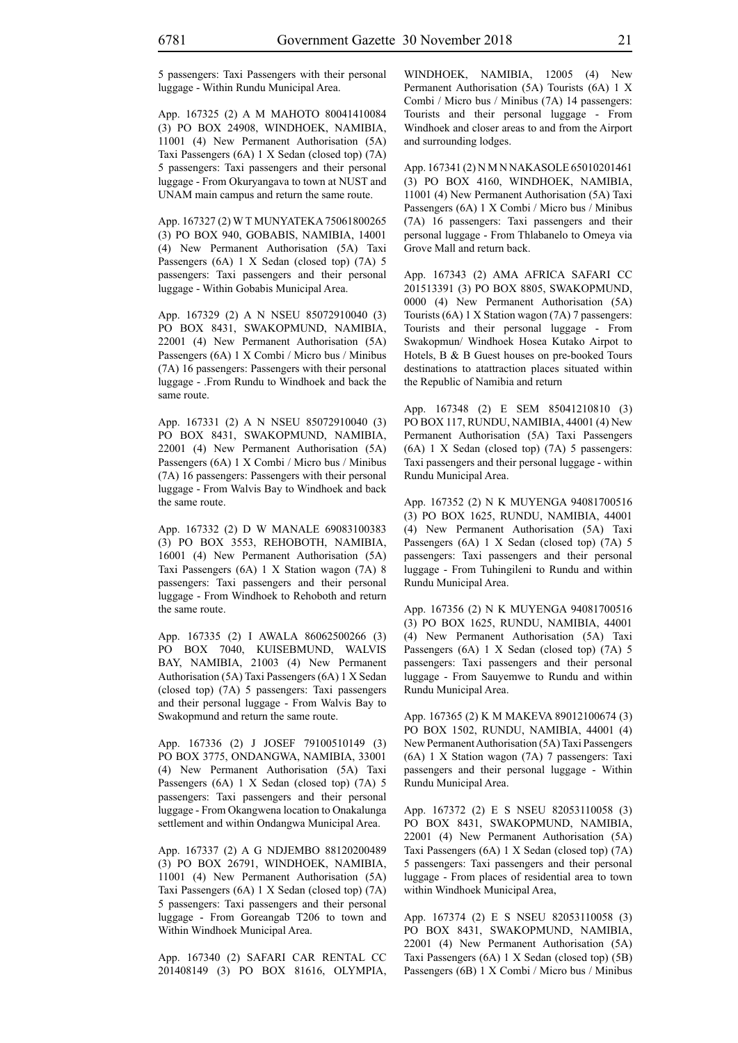5 passengers: Taxi Passengers with their personal luggage - Within Rundu Municipal Area.

App. 167325 (2) A M MAHOTO 80041410084 (3) PO BOX 24908, WINDHOEK, NAMIBIA, 11001 (4) New Permanent Authorisation (5A) Taxi Passengers (6A) 1 X Sedan (closed top) (7A) 5 passengers: Taxi passengers and their personal luggage - From Okuryangava to town at NUST and UNAM main campus and return the same route.

App. 167327 (2) W T MUNYATEKA 75061800265 (3) PO BOX 940, GOBABIS, NAMIBIA, 14001 (4) New Permanent Authorisation (5A) Taxi Passengers (6A) 1 X Sedan (closed top) (7A) 5 passengers: Taxi passengers and their personal luggage - Within Gobabis Municipal Area.

App. 167329 (2) A N NSEU 85072910040 (3) PO BOX 8431, SWAKOPMUND, NAMIBIA, 22001 (4) New Permanent Authorisation (5A) Passengers (6A) 1 X Combi / Micro bus / Minibus (7A) 16 passengers: Passengers with their personal luggage - .From Rundu to Windhoek and back the same route.

App. 167331 (2) A N NSEU 85072910040 (3) PO BOX 8431, SWAKOPMUND, NAMIBIA, 22001 (4) New Permanent Authorisation (5A) Passengers (6A) 1 X Combi / Micro bus / Minibus (7A) 16 passengers: Passengers with their personal luggage - From Walvis Bay to Windhoek and back the same route.

App. 167332 (2) D W MANALE 69083100383 (3) PO BOX 3553, REHOBOTH, NAMIBIA, 16001 (4) New Permanent Authorisation (5A) Taxi Passengers (6A) 1 X Station wagon (7A) 8 passengers: Taxi passengers and their personal luggage - From Windhoek to Rehoboth and return the same route.

App. 167335 (2) I AWALA 86062500266 (3) PO BOX 7040, KUISEBMUND, WALVIS BAY, NAMIBIA, 21003 (4) New Permanent Authorisation (5A) Taxi Passengers (6A) 1 X Sedan (closed top) (7A) 5 passengers: Taxi passengers and their personal luggage - From Walvis Bay to Swakopmund and return the same route.

App. 167336 (2) J JOSEF 79100510149 (3) PO BOX 3775, ONDANGWA, NAMIBIA, 33001 (4) New Permanent Authorisation (5A) Taxi Passengers (6A) 1 X Sedan (closed top) (7A) 5 passengers: Taxi passengers and their personal luggage - From Okangwena location to Onakalunga settlement and within Ondangwa Municipal Area.

App. 167337 (2) A G NDJEMBO 88120200489 (3) PO BOX 26791, WINDHOEK, NAMIBIA, 11001 (4) New Permanent Authorisation (5A) Taxi Passengers (6A) 1 X Sedan (closed top) (7A) 5 passengers: Taxi passengers and their personal luggage - From Goreangab T206 to town and Within Windhoek Municipal Area.

App. 167340 (2) SAFARI CAR RENTAL CC 201408149 (3) PO BOX 81616, OLYMPIA, WINDHOEK, NAMIBIA, 12005 (4) New Permanent Authorisation (5A) Tourists (6A) 1 X Combi / Micro bus / Minibus (7A) 14 passengers: Tourists and their personal luggage - From Windhoek and closer areas to and from the Airport and surrounding lodges.

App. 167341 (2) N M N NAKASOLE 65010201461 (3) PO BOX 4160, WINDHOEK, NAMIBIA, 11001 (4) New Permanent Authorisation (5A) Taxi Passengers (6A) 1 X Combi / Micro bus / Minibus (7A) 16 passengers: Taxi passengers and their personal luggage - From Thlabanelo to Omeya via Grove Mall and return back.

App. 167343 (2) AMA AFRICA SAFARI CC 201513391 (3) PO BOX 8805, SWAKOPMUND, 0000 (4) New Permanent Authorisation (5A) Tourists (6A) 1 X Station wagon (7A) 7 passengers: Tourists and their personal luggage - From Swakopmun/ Windhoek Hosea Kutako Airpot to Hotels, B & B Guest houses on pre-booked Tours destinations to atattraction places situated within the Republic of Namibia and return

App. 167348 (2) E SEM 85041210810 (3) PO BOX 117, RUNDU, NAMIBIA, 44001 (4) New Permanent Authorisation (5A) Taxi Passengers (6A) 1 X Sedan (closed top) (7A) 5 passengers: Taxi passengers and their personal luggage - within Rundu Municipal Area.

App. 167352 (2) N K MUYENGA 94081700516 (3) PO BOX 1625, RUNDU, NAMIBIA, 44001 (4) New Permanent Authorisation (5A) Taxi Passengers (6A) 1 X Sedan (closed top) (7A) 5 passengers: Taxi passengers and their personal luggage - From Tuhingileni to Rundu and within Rundu Municipal Area.

App. 167356 (2) N K MUYENGA 94081700516 (3) PO BOX 1625, RUNDU, NAMIBIA, 44001 (4) New Permanent Authorisation (5A) Taxi Passengers (6A) 1 X Sedan (closed top) (7A) 5 passengers: Taxi passengers and their personal luggage - From Sauyemwe to Rundu and within Rundu Municipal Area.

App. 167365 (2) K M MAKEVA 89012100674 (3) PO BOX 1502, RUNDU, NAMIBIA, 44001 (4) New Permanent Authorisation (5A) Taxi Passengers (6A) 1 X Station wagon (7A) 7 passengers: Taxi passengers and their personal luggage - Within Rundu Municipal Area.

App. 167372 (2) E S NSEU 82053110058 (3) PO BOX 8431, SWAKOPMUND, NAMIBIA, 22001 (4) New Permanent Authorisation (5A) Taxi Passengers (6A) 1 X Sedan (closed top) (7A) 5 passengers: Taxi passengers and their personal luggage - From places of residential area to town within Windhoek Municipal Area,

App. 167374 (2) E S NSEU 82053110058 (3) PO BOX 8431, SWAKOPMUND, NAMIBIA, 22001 (4) New Permanent Authorisation (5A) Taxi Passengers (6A) 1 X Sedan (closed top) (5B) Passengers (6B) 1 X Combi / Micro bus / Minibus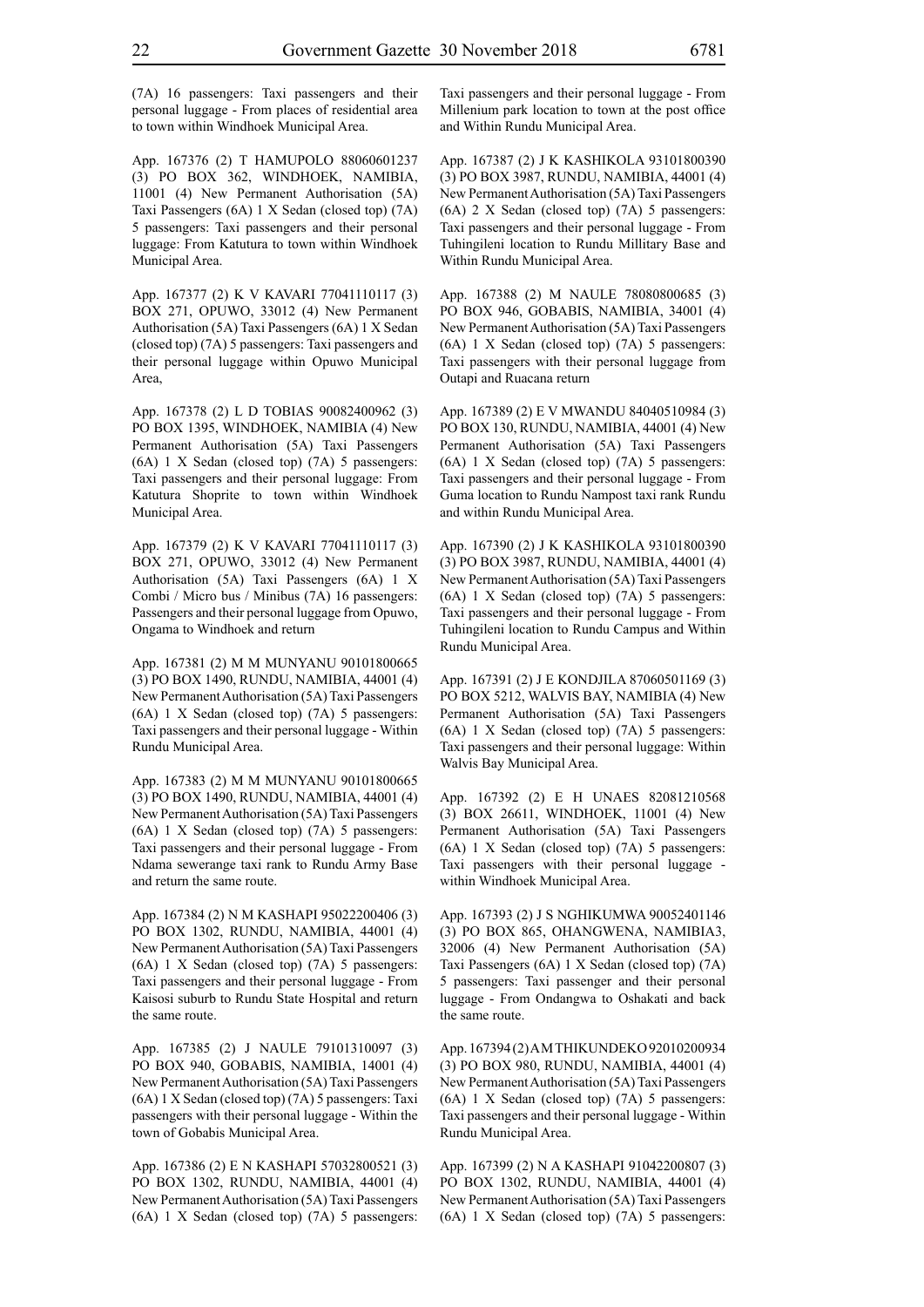(7A) 16 passengers: Taxi passengers and their personal luggage - From places of residential area to town within Windhoek Municipal Area.

App. 167376 (2) T HAMUPOLO 88060601237 (3) PO BOX 362, WINDHOEK, NAMIBIA, 11001 (4) New Permanent Authorisation (5A) Taxi Passengers (6A) 1 X Sedan (closed top) (7A) 5 passengers: Taxi passengers and their personal luggage: From Katutura to town within Windhoek Municipal Area.

App. 167377 (2) K V KAVARI 77041110117 (3) BOX 271, OPUWO, 33012 (4) New Permanent Authorisation (5A) Taxi Passengers (6A) 1 X Sedan (closed top) (7A) 5 passengers: Taxi passengers and their personal luggage within Opuwo Municipal Area,

App. 167378 (2) L D TOBIAS 90082400962 (3) PO BOX 1395, WINDHOEK, NAMIBIA (4) New Permanent Authorisation (5A) Taxi Passengers (6A) 1 X Sedan (closed top) (7A) 5 passengers: Taxi passengers and their personal luggage: From Katutura Shoprite to town within Windhoek Municipal Area.

App. 167379 (2) K V KAVARI 77041110117 (3) BOX 271, OPUWO, 33012 (4) New Permanent Authorisation (5A) Taxi Passengers (6A) 1 X Combi / Micro bus / Minibus (7A) 16 passengers: Passengers and their personal luggage from Opuwo, Ongama to Windhoek and return

App. 167381 (2) M M MUNYANU 90101800665 (3) PO BOX 1490, RUNDU, NAMIBIA, 44001 (4) New Permanent Authorisation (5A) Taxi Passengers (6A) 1 X Sedan (closed top) (7A) 5 passengers: Taxi passengers and their personal luggage - Within Rundu Municipal Area.

App. 167383 (2) M M MUNYANU 90101800665 (3) PO BOX 1490, RUNDU, NAMIBIA, 44001 (4) New Permanent Authorisation (5A) Taxi Passengers (6A) 1 X Sedan (closed top) (7A) 5 passengers: Taxi passengers and their personal luggage - From Ndama sewerange taxi rank to Rundu Army Base and return the same route.

App. 167384 (2) N M KASHAPI 95022200406 (3) PO BOX 1302, RUNDU, NAMIBIA, 44001 (4) New Permanent Authorisation (5A) Taxi Passengers (6A) 1 X Sedan (closed top) (7A) 5 passengers: Taxi passengers and their personal luggage - From Kaisosi suburb to Rundu State Hospital and return the same route.

App. 167385 (2) J NAULE 79101310097 (3) PO BOX 940, GOBABIS, NAMIBIA, 14001 (4) New Permanent Authorisation (5A) Taxi Passengers (6A) 1 X Sedan (closed top) (7A) 5 passengers: Taxi passengers with their personal luggage - Within the town of Gobabis Municipal Area.

App. 167386 (2) E N KASHAPI 57032800521 (3) PO BOX 1302, RUNDU, NAMIBIA, 44001 (4) New Permanent Authorisation (5A) Taxi Passengers (6A) 1 X Sedan (closed top) (7A) 5 passengers: Taxi passengers and their personal luggage - From Millenium park location to town at the post office and Within Rundu Municipal Area.

App. 167387 (2) J K KASHIKOLA 93101800390 (3) PO BOX 3987, RUNDU, NAMIBIA, 44001 (4) New Permanent Authorisation (5A) Taxi Passengers (6A) 2 X Sedan (closed top) (7A) 5 passengers: Taxi passengers and their personal luggage - From Tuhingileni location to Rundu Millitary Base and Within Rundu Municipal Area.

App. 167388 (2) M NAULE 78080800685 (3) PO BOX 946, GOBABIS, NAMIBIA, 34001 (4) New Permanent Authorisation (5A) Taxi Passengers (6A) 1 X Sedan (closed top) (7A) 5 passengers: Taxi passengers with their personal luggage from Outapi and Ruacana return

App. 167389 (2) E V MWANDU 84040510984 (3) PO BOX 130, RUNDU, NAMIBIA, 44001 (4) New Permanent Authorisation (5A) Taxi Passengers (6A) 1 X Sedan (closed top) (7A) 5 passengers: Taxi passengers and their personal luggage - From Guma location to Rundu Nampost taxi rank Rundu and within Rundu Municipal Area.

App. 167390 (2) J K KASHIKOLA 93101800390 (3) PO BOX 3987, RUNDU, NAMIBIA, 44001 (4) New Permanent Authorisation (5A) Taxi Passengers (6A) 1 X Sedan (closed top) (7A) 5 passengers: Taxi passengers and their personal luggage - From Tuhingileni location to Rundu Campus and Within Rundu Municipal Area.

App. 167391 (2) J E KONDJILA 87060501169 (3) PO BOX 5212, WALVIS BAY, NAMIBIA (4) New Permanent Authorisation (5A) Taxi Passengers (6A) 1 X Sedan (closed top) (7A) 5 passengers: Taxi passengers and their personal luggage: Within Walvis Bay Municipal Area.

App. 167392 (2) E H UNAES 82081210568 (3) BOX 26611, WINDHOEK, 11001 (4) New Permanent Authorisation (5A) Taxi Passengers (6A) 1 X Sedan (closed top) (7A) 5 passengers: Taxi passengers with their personal luggage - within Windhoek Municipal Area.

App. 167393 (2) J S NGHIKUMWA 90052401146 (3) PO BOX 865, OHANGWENA, NAMIBIA3, 32006 (4) New Permanent Authorisation (5A) Taxi Passengers (6A) 1 X Sedan (closed top) (7A) 5 passengers: Taxi passenger and their personal luggage - From Ondangwa to Oshakati and back the same route.

App. 167394 (2) A M THIKUNDEKO 92010200934 (3) PO BOX 980, RUNDU, NAMIBIA, 44001 (4) New Permanent Authorisation (5A) Taxi Passengers (6A) 1 X Sedan (closed top) (7A) 5 passengers: Taxi passengers and their personal luggage - Within Rundu Municipal Area.

App. 167399 (2) N A KASHAPI 91042200807 (3) PO BOX 1302, RUNDU, NAMIBIA, 44001 (4) New Permanent Authorisation (5A) Taxi Passengers (6A) 1 X Sedan (closed top) (7A) 5 passengers: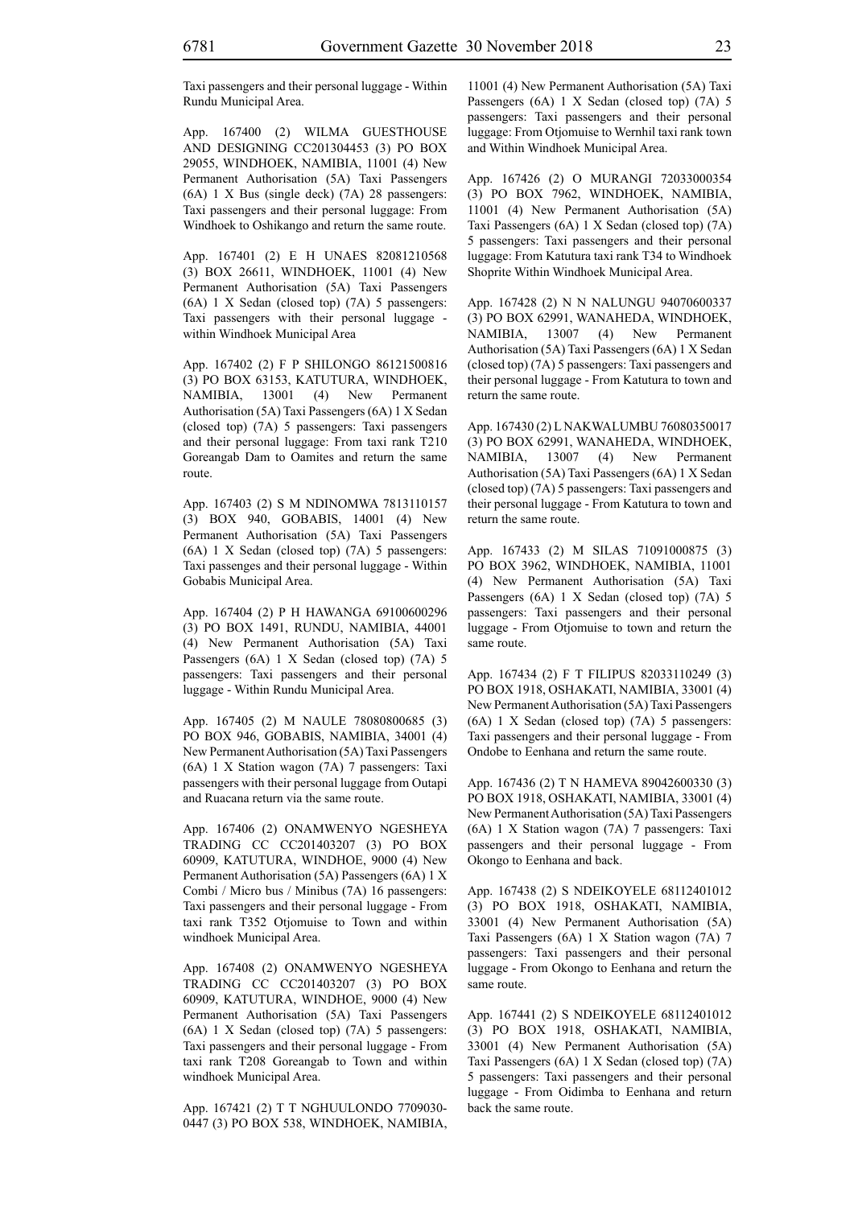Taxi passengers and their personal luggage - Within Rundu Municipal Area.

App. 167400 (2) WILMA GUESTHOUSE AND DESIGNING CC201304453 (3) PO BOX 29055, WINDHOEK, NAMIBIA, 11001 (4) New Permanent Authorisation (5A) Taxi Passengers (6A) 1 X Bus (single deck) (7A) 28 passengers: Taxi passengers and their personal luggage: From Windhoek to Oshikango and return the same route.

App. 167401 (2) E H UNAES 82081210568 (3) BOX 26611, WINDHOEK, 11001 (4) New Permanent Authorisation (5A) Taxi Passengers (6A) 1 X Sedan (closed top) (7A) 5 passengers: Taxi passengers with their personal luggage - within Windhoek Municipal Area

App. 167402 (2) F P SHILONGO 86121500816 (3) PO BOX 63153, KATUTURA, WINDHOEK, NAMIBIA, 13001 (4) New Permanent Authorisation (5A) Taxi Passengers (6A) 1 X Sedan (closed top) (7A) 5 passengers: Taxi passengers and their personal luggage: From taxi rank T210 Goreangab Dam to Oamites and return the same route.

App. 167403 (2) S M NDINOMWA 7813110157 (3) BOX 940, GOBABIS, 14001 (4) New Permanent Authorisation (5A) Taxi Passengers (6A) 1 X Sedan (closed top) (7A) 5 passengers: Taxi passenges and their personal luggage - Within Gobabis Municipal Area.

App. 167404 (2) P H HAWANGA 69100600296 (3) PO BOX 1491, RUNDU, NAMIBIA, 44001 (4) New Permanent Authorisation (5A) Taxi Passengers (6A) 1 X Sedan (closed top) (7A) 5 passengers: Taxi passengers and their personal luggage - Within Rundu Municipal Area.

App. 167405 (2) M NAULE 78080800685 (3) PO BOX 946, GOBABIS, NAMIBIA, 34001 (4) New Permanent Authorisation (5A) Taxi Passengers (6A) 1 X Station wagon (7A) 7 passengers: Taxi passengers with their personal luggage from Outapi and Ruacana return via the same route.

App. 167406 (2) ONAMWENYO NGESHEYA TRADING CC CC201403207 (3) PO BOX 60909, KATUTURA, WINDHOE, 9000 (4) New Permanent Authorisation (5A) Passengers (6A) 1 X Combi / Micro bus / Minibus (7A) 16 passengers: Taxi passengers and their personal luggage - From taxi rank T352 Otjomuise to Town and within windhoek Municipal Area.

App. 167408 (2) ONAMWENYO NGESHEYA TRADING CC CC201403207 (3) PO BOX 60909, KATUTURA, WINDHOE, 9000 (4) New Permanent Authorisation (5A) Taxi Passengers (6A) 1 X Sedan (closed top) (7A) 5 passengers: Taxi passengers and their personal luggage - From taxi rank T208 Goreangab to Town and within windhoek Municipal Area.

App. 167421 (2) T T NGHUULONDO 7709030-0447 (3) PO BOX 538, WINDHOEK, NAMIBIA, 11001 (4) New Permanent Authorisation (5A) Taxi Passengers (6A) 1 X Sedan (closed top) (7A) 5 passengers: Taxi passengers and their personal luggage: From Otjomuise to Wernhil taxi rank town and Within Windhoek Municipal Area.

App. 167426 (2) O MURANGI 72033000354 (3) PO BOX 7962, WINDHOEK, NAMIBIA, 11001 (4) New Permanent Authorisation (5A) Taxi Passengers (6A) 1 X Sedan (closed top) (7A) 5 passengers: Taxi passengers and their personal luggage: From Katutura taxi rank T34 to Windhoek Shoprite Within Windhoek Municipal Area.

App. 167428 (2) N N NALUNGU 94070600337 (3) PO BOX 62991, WANAHEDA, WINDHOEK, NAMIBIA, 13007 (4) New Permanent Authorisation (5A) Taxi Passengers (6A) 1 X Sedan (closed top) (7A) 5 passengers: Taxi passengers and their personal luggage - From Katutura to town and return the same route.

App. 167430 (2) L NAKWALUMBU 76080350017 (3) PO BOX 62991, WANAHEDA, WINDHOEK, NAMIBIA, 13007 (4) New Permanent Authorisation (5A) Taxi Passengers (6A) 1 X Sedan (closed top) (7A) 5 passengers: Taxi passengers and their personal luggage - From Katutura to town and return the same route.

App. 167433 (2) M SILAS 71091000875 (3) PO BOX 3962, WINDHOEK, NAMIBIA, 11001 (4) New Permanent Authorisation (5A) Taxi Passengers (6A) 1 X Sedan (closed top) (7A) 5 passengers: Taxi passengers and their personal luggage - From Otjomuise to town and return the same route.

App. 167434 (2) F T FILIPUS 82033110249 (3) PO BOX 1918, OSHAKATI, NAMIBIA, 33001 (4) New Permanent Authorisation (5A) Taxi Passengers (6A) 1 X Sedan (closed top) (7A) 5 passengers: Taxi passengers and their personal luggage - From Ondobe to Eenhana and return the same route.

App. 167436 (2) T N HAMEVA 89042600330 (3) PO BOX 1918, OSHAKATI, NAMIBIA, 33001 (4) New Permanent Authorisation (5A) Taxi Passengers (6A) 1 X Station wagon (7A) 7 passengers: Taxi passengers and their personal luggage - From Okongo to Eenhana and back.

App. 167438 (2) S NDEIKOYELE 68112401012 (3) PO BOX 1918, OSHAKATI, NAMIBIA, 33001 (4) New Permanent Authorisation (5A) Taxi Passengers (6A) 1 X Station wagon (7A) 7 passengers: Taxi passengers and their personal luggage - From Okongo to Eenhana and return the same route.

App. 167441 (2) S NDEIKOYELE 68112401012 (3) PO BOX 1918, OSHAKATI, NAMIBIA, 33001 (4) New Permanent Authorisation (5A) Taxi Passengers (6A) 1 X Sedan (closed top) (7A) 5 passengers: Taxi passengers and their personal luggage - From Oidimba to Eenhana and return back the same route.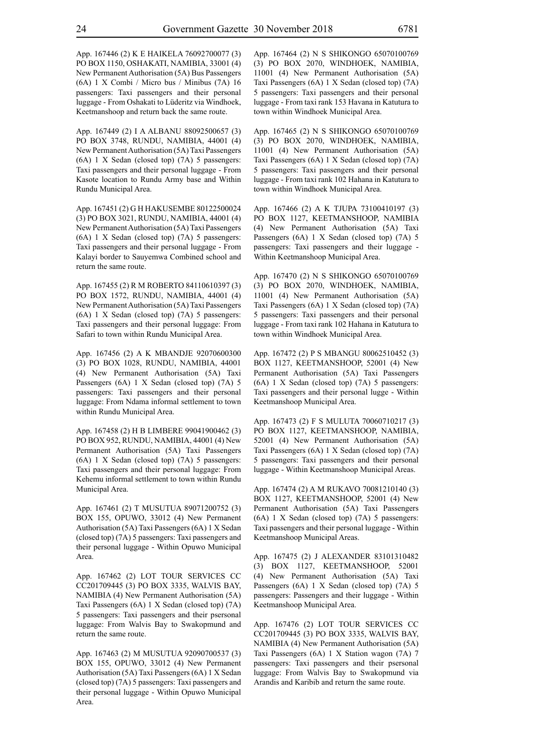App. 167446 (2) K E HAIKELA 76092700077 (3) PO BOX 1150, OSHAKATI, NAMIBIA, 33001 (4) New Permanent Authorisation (5A) Bus Passengers (6A) 1 X Combi / Micro bus / Minibus (7A) 16 passengers: Taxi passengers and their personal luggage - From Oshakati to Lüderitz via Windhoek, Keetmanshoop and return back the same route.

App. 167449 (2) I A ALBANU 88092500657 (3) PO BOX 3748, RUNDU, NAMIBIA, 44001 (4) New Permanent Authorisation (5A) Taxi Passengers (6A) 1 X Sedan (closed top) (7A) 5 passengers: Taxi passengers and their personal luggage - From Kasote location to Rundu Army base and Within Rundu Municipal Area.

App. 167451 (2) G H HAKUSEMBE 80122500024 (3) PO BOX 3021, RUNDU, NAMIBIA, 44001 (4) New Permanent Authorisation (5A) Taxi Passengers (6A) 1 X Sedan (closed top) (7A) 5 passengers: Taxi passengers and their personal luggage - From Kalayi border to Sauyemwa Combined school and return the same route.

App. 167455 (2) R M ROBERTO 84110610397 (3) PO BOX 1572, RUNDU, NAMIBIA, 44001 (4) New Permanent Authorisation (5A) Taxi Passengers (6A) 1 X Sedan (closed top) (7A) 5 passengers: Taxi passengers and their personal luggage: From Safari to town within Rundu Municipal Area.

App. 167456 (2) A K MBANDJE 92070600300 (3) PO BOX 1028, RUNDU, NAMIBIA, 44001 (4) New Permanent Authorisation (5A) Taxi Passengers (6A) 1 X Sedan (closed top) (7A) 5 passengers: Taxi passengers and their personal luggage: From Ndama informal settlement to town within Rundu Municipal Area.

App. 167458 (2) H B LIMBERE 99041900462 (3) PO BOX 952, RUNDU, NAMIBIA, 44001 (4) New Permanent Authorisation (5A) Taxi Passengers (6A) 1 X Sedan (closed top) (7A) 5 passengers: Taxi passengers and their personal luggage: From Kehemu informal settlement to town within Rundu Municipal Area.

App. 167461 (2) T MUSUTUA 89071200752 (3) BOX 155, OPUWO, 33012 (4) New Permanent Authorisation (5A) Taxi Passengers (6A) 1 X Sedan (closed top) (7A) 5 passengers: Taxi passengers and their personal luggage - Within Opuwo Municipal Area.

App. 167462 (2) LOT TOUR SERVICES CC CC201709445 (3) PO BOX 3335, WALVIS BAY, NAMIBIA (4) New Permanent Authorisation (5A) Taxi Passengers (6A) 1 X Sedan (closed top) (7A) 5 passengers: Taxi passengers and their psersonal luggage: From Walvis Bay to Swakopmund and return the same route.

App. 167463 (2) M MUSUTUA 92090700537 (3) BOX 155, OPUWO, 33012 (4) New Permanent Authorisation (5A) Taxi Passengers (6A) 1 X Sedan (closed top) (7A) 5 passengers: Taxi passengers and their personal luggage - Within Opuwo Municipal Area.

App. 167464 (2) N S SHIKONGO 65070100769 (3) PO BOX 2070, WINDHOEK, NAMIBIA, 11001 (4) New Permanent Authorisation (5A) Taxi Passengers (6A) 1 X Sedan (closed top) (7A) 5 passengers: Taxi passengers and their personal luggage - From taxi rank 153 Havana in Katutura to town within Windhoek Municipal Area.

App. 167465 (2) N S SHIKONGO 65070100769 (3) PO BOX 2070, WINDHOEK, NAMIBIA, 11001 (4) New Permanent Authorisation (5A) Taxi Passengers (6A) 1 X Sedan (closed top) (7A) 5 passengers: Taxi passengers and their personal luggage - From taxi rank 102 Hahana in Katutura to town within Windhoek Municipal Area.

App. 167466 (2) A K TJUPA 73100410197 (3) PO BOX 1127, KEETMANSHOOP, NAMIBIA (4) New Permanent Authorisation (5A) Taxi Passengers (6A) 1 X Sedan (closed top) (7A) 5 passengers: Taxi passengers and their luggage - Within Keetmanshoop Municipal Area.

App. 167470 (2) N S SHIKONGO 65070100769 (3) PO BOX 2070, WINDHOEK, NAMIBIA, 11001 (4) New Permanent Authorisation (5A) Taxi Passengers (6A) 1 X Sedan (closed top) (7A) 5 passengers: Taxi passengers and their personal luggage - From taxi rank 102 Hahana in Katutura to town within Windhoek Municipal Area.

App. 167472 (2) P S MBANGU 80062510452 (3) BOX 1127, KEETMANSHOOP, 52001 (4) New Permanent Authorisation (5A) Taxi Passengers (6A) 1 X Sedan (closed top) (7A) 5 passengers: Taxi passengers and their personal lugge - Within Keetmanshoop Municipal Area.

App. 167473 (2) F S MULUTA 70060710217 (3) PO BOX 1127, KEETMANSHOOP, NAMIBIA, 52001 (4) New Permanent Authorisation (5A) Taxi Passengers (6A) 1 X Sedan (closed top) (7A) 5 passengers: Taxi passengers and their personal luggage - Within Keetmanshoop Municipal Areas.

App. 167474 (2) A M RUKAVO 70081210140 (3) BOX 1127, KEETMANSHOOP, 52001 (4) New Permanent Authorisation (5A) Taxi Passengers (6A) 1 X Sedan (closed top) (7A) 5 passengers: Taxi passengers and their personal luggage - Within Keetmanshoop Municipal Areas.

App. 167475 (2) J ALEXANDER 83101310482 (3) BOX 1127, KEETMANSHOOP, 52001 (4) New Permanent Authorisation (5A) Taxi Passengers (6A) 1 X Sedan (closed top) (7A) 5 passengers: Passengers and their luggage - Within Keetmanshoop Municipal Area.

App. 167476 (2) LOT TOUR SERVICES CC CC201709445 (3) PO BOX 3335, WALVIS BAY, NAMIBIA (4) New Permanent Authorisation (5A) Taxi Passengers (6A) 1 X Station wagon (7A) 7 passengers: Taxi passengers and their psersonal luggage: From Walvis Bay to Swakopmund via Arandis and Karibib and return the same route.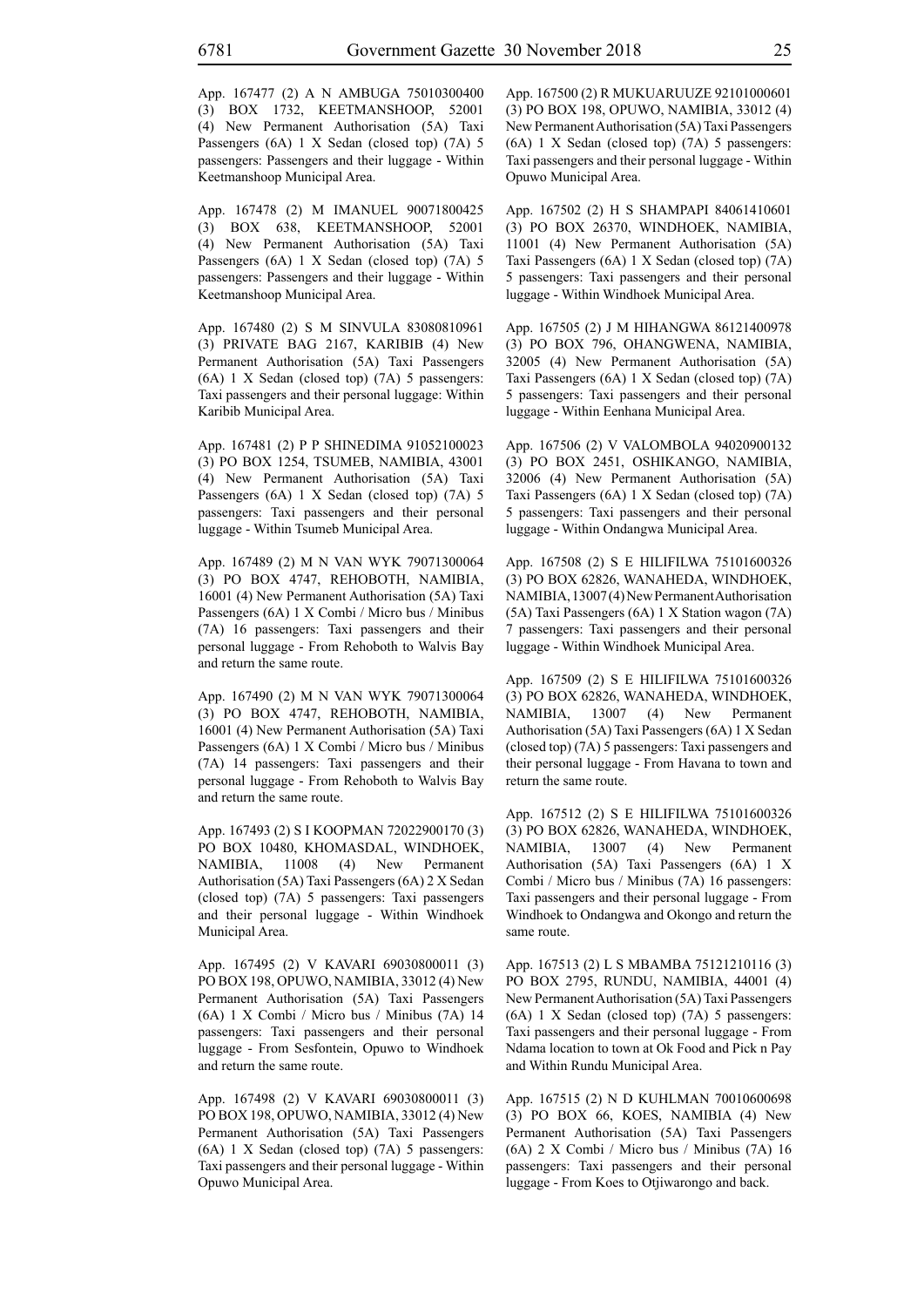App. 167477 (2) A N AMBUGA 75010300400 (3) BOX 1732, KEETMANSHOOP, 52001 (4) New Permanent Authorisation (5A) Taxi Passengers (6A) 1 X Sedan (closed top) (7A) 5 passengers: Passengers and their luggage - Within Keetmanshoop Municipal Area.

App. 167478 (2) M IMANUEL 90071800425 (3) BOX 638, KEETMANSHOOP, 52001 (4) New Permanent Authorisation (5A) Taxi Passengers (6A) 1 X Sedan (closed top) (7A) 5 passengers: Passengers and their luggage - Within Keetmanshoop Municipal Area.

App. 167480 (2) S M SINVULA 83080810961 (3) PRIVATE BAG 2167, KARIBIB (4) New Permanent Authorisation (5A) Taxi Passengers (6A) 1 X Sedan (closed top) (7A) 5 passengers: Taxi passengers and their personal luggage: Within Karibib Municipal Area.

App. 167481 (2) P P SHINEDIMA 91052100023 (3) PO BOX 1254, TSUMEB, NAMIBIA, 43001 (4) New Permanent Authorisation (5A) Taxi Passengers (6A) 1 X Sedan (closed top) (7A) 5 passengers: Taxi passengers and their personal luggage - Within Tsumeb Municipal Area.

App. 167489 (2) M N VAN WYK 79071300064 (3) PO BOX 4747, REHOBOTH, NAMIBIA, 16001 (4) New Permanent Authorisation (5A) Taxi Passengers (6A) 1 X Combi / Micro bus / Minibus (7A) 16 passengers: Taxi passengers and their personal luggage - From Rehoboth to Walvis Bay and return the same route.

App. 167490 (2) M N VAN WYK 79071300064 (3) PO BOX 4747, REHOBOTH, NAMIBIA, 16001 (4) New Permanent Authorisation (5A) Taxi Passengers (6A) 1 X Combi / Micro bus / Minibus (7A) 14 passengers: Taxi passengers and their personal luggage - From Rehoboth to Walvis Bay and return the same route.

App. 167493 (2) S I KOOPMAN 72022900170 (3) PO BOX 10480, KHOMASDAL, WINDHOEK, NAMIBIA, 11008 (4) New Permanent Authorisation (5A) Taxi Passengers (6A) 2 X Sedan (closed top) (7A) 5 passengers: Taxi passengers and their personal luggage - Within Windhoek Municipal Area.

App. 167495 (2) V KAVARI 69030800011 (3) PO BOX 198, OPUWO, NAMIBIA, 33012 (4) New Permanent Authorisation (5A) Taxi Passengers (6A) 1 X Combi / Micro bus / Minibus (7A) 14 passengers: Taxi passengers and their personal luggage - From Sesfontein, Opuwo to Windhoek and return the same route.

App. 167498 (2) V KAVARI 69030800011 (3) PO BOX 198, OPUWO, NAMIBIA, 33012 (4) New Permanent Authorisation (5A) Taxi Passengers (6A) 1 X Sedan (closed top) (7A) 5 passengers: Taxi passengers and their personal luggage - Within Opuwo Municipal Area.

App. 167500 (2) R MUKUARUUZE 92101000601 (3) PO BOX 198, OPUWO, NAMIBIA, 33012 (4) New Permanent Authorisation (5A) Taxi Passengers (6A) 1 X Sedan (closed top) (7A) 5 passengers: Taxi passengers and their personal luggage - Within Opuwo Municipal Area.

App. 167502 (2) H S SHAMPAPI 84061410601 (3) PO BOX 26370, WINDHOEK, NAMIBIA, 11001 (4) New Permanent Authorisation (5A) Taxi Passengers (6A) 1 X Sedan (closed top) (7A) 5 passengers: Taxi passengers and their personal luggage - Within Windhoek Municipal Area.

App. 167505 (2) J M HIHANGWA 86121400978 (3) PO BOX 796, OHANGWENA, NAMIBIA, 32005 (4) New Permanent Authorisation (5A) Taxi Passengers (6A) 1 X Sedan (closed top) (7A) 5 passengers: Taxi passengers and their personal luggage - Within Eenhana Municipal Area.

App. 167506 (2) V VALOMBOLA 94020900132 (3) PO BOX 2451, OSHIKANGO, NAMIBIA, 32006 (4) New Permanent Authorisation (5A) Taxi Passengers (6A) 1 X Sedan (closed top) (7A) 5 passengers: Taxi passengers and their personal luggage - Within Ondangwa Municipal Area.

App. 167508 (2) S E HILIFILWA 75101600326 (3) PO BOX 62826, WANAHEDA, WINDHOEK, NAMIBIA, 13007 (4) New Permanent Authorisation (5A) Taxi Passengers (6A) 1 X Station wagon (7A) 7 passengers: Taxi passengers and their personal luggage - Within Windhoek Municipal Area.

App. 167509 (2) S E HILIFILWA 75101600326 (3) PO BOX 62826, WANAHEDA, WINDHOEK, NAMIBIA, 13007 (4) New Permanent Authorisation (5A) Taxi Passengers (6A) 1 X Sedan (closed top) (7A) 5 passengers: Taxi passengers and their personal luggage - From Havana to town and return the same route.

App. 167512 (2) S E HILIFILWA 75101600326 (3) PO BOX 62826, WANAHEDA, WINDHOEK, NAMIBIA, 13007 (4) New Permanent Authorisation (5A) Taxi Passengers (6A) 1 X Combi / Micro bus / Minibus (7A) 16 passengers: Taxi passengers and their personal luggage - From Windhoek to Ondangwa and Okongo and return the same route.

App. 167513 (2) L S MBAMBA 75121210116 (3) PO BOX 2795, RUNDU, NAMIBIA, 44001 (4) New Permanent Authorisation (5A) Taxi Passengers (6A) 1 X Sedan (closed top) (7A) 5 passengers: Taxi passengers and their personal luggage - From Ndama location to town at Ok Food and Pick n Pay and Within Rundu Municipal Area.

App. 167515 (2) N D KUHLMAN 70010600698 (3) PO BOX 66, KOES, NAMIBIA (4) New Permanent Authorisation (5A) Taxi Passengers (6A) 2 X Combi / Micro bus / Minibus (7A) 16 passengers: Taxi passengers and their personal luggage - From Koes to Otjiwarongo and back.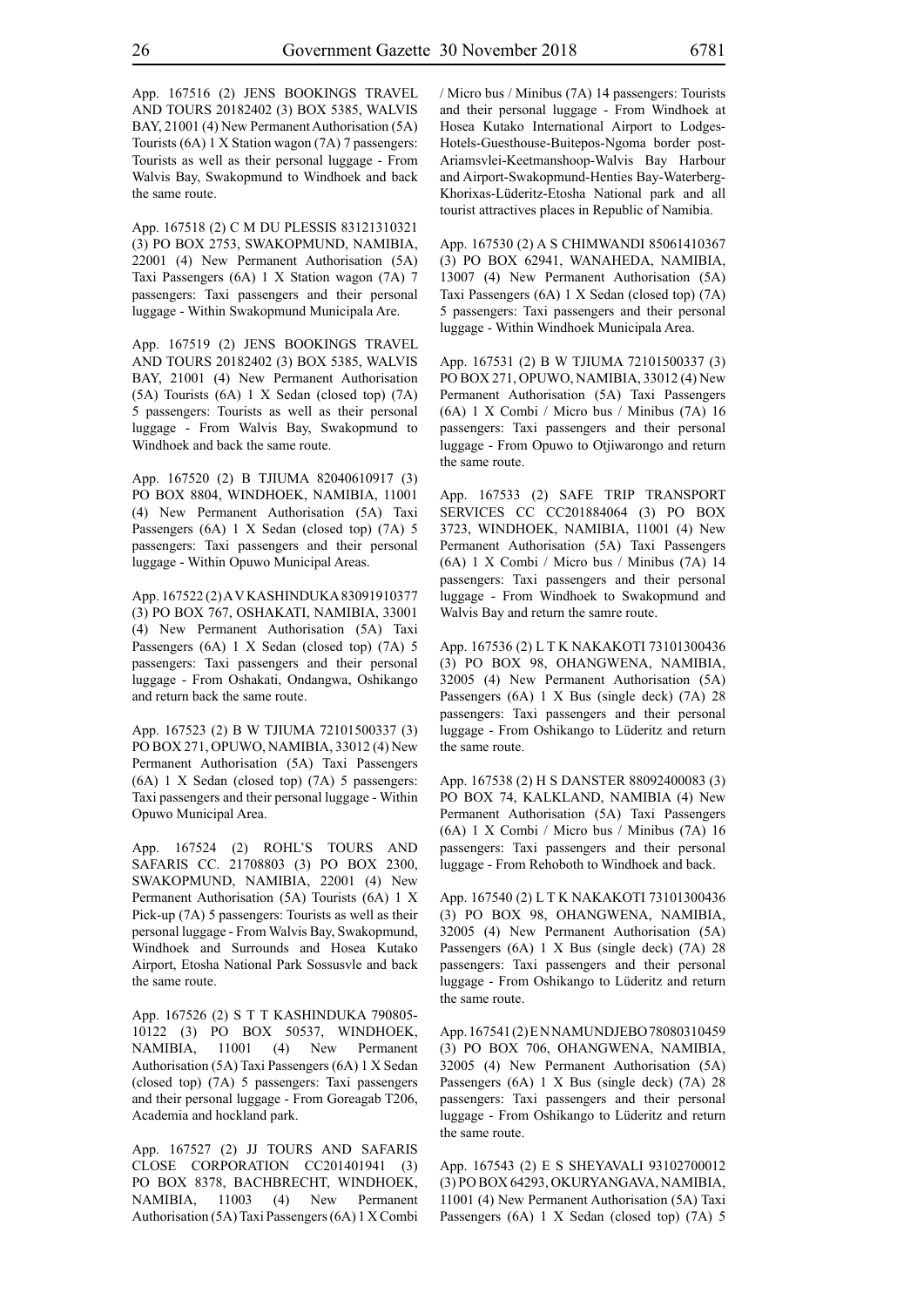App. 167516 (2) JENS BOOKINGS TRAVEL AND TOURS 20182402 (3) BOX 5385, WALVIS BAY, 21001 (4) New Permanent Authorisation (5A) Tourists (6A) 1 X Station wagon (7A) 7 passengers: Tourists as well as their personal luggage - From Walvis Bay, Swakopmund to Windhoek and back the same route.

App. 167518 (2) C M DU PLESSIS 83121310321 (3) PO BOX 2753, SWAKOPMUND, NAMIBIA, 22001 (4) New Permanent Authorisation (5A) Taxi Passengers (6A) 1 X Station wagon (7A) 7 passengers: Taxi passengers and their personal luggage - Within Swakopmund Municipala Are.

App. 167519 (2) JENS BOOKINGS TRAVEL AND TOURS 20182402 (3) BOX 5385, WALVIS BAY, 21001 (4) New Permanent Authorisation (5A) Tourists (6A) 1 X Sedan (closed top) (7A) 5 passengers: Tourists as well as their personal luggage - From Walvis Bay, Swakopmund to Windhoek and back the same route.

App. 167520 (2) B TJIUMA 82040610917 (3) PO BOX 8804, WINDHOEK, NAMIBIA, 11001 (4) New Permanent Authorisation (5A) Taxi Passengers (6A) 1 X Sedan (closed top) (7A) 5 passengers: Taxi passengers and their personal luggage - Within Opuwo Municipal Areas.

App. 167522 (2) A V KASHINDUKA 83091910377 (3) PO BOX 767, OSHAKATI, NAMIBIA, 33001 (4) New Permanent Authorisation (5A) Taxi Passengers (6A) 1 X Sedan (closed top) (7A) 5 passengers: Taxi passengers and their personal luggage - From Oshakati, Ondangwa, Oshikango and return back the same route.

App. 167523 (2) B W TJIUMA 72101500337 (3) PO BOX 271, OPUWO, NAMIBIA, 33012 (4) New Permanent Authorisation (5A) Taxi Passengers (6A) 1 X Sedan (closed top) (7A) 5 passengers: Taxi passengers and their personal luggage - Within Opuwo Municipal Area.

App. 167524 (2) ROHL'S TOURS AND SAFARIS CC. 21708803 (3) PO BOX 2300, SWAKOPMUND, NAMIBIA, 22001 (4) New Permanent Authorisation (5A) Tourists (6A) 1 X Pick-up (7A) 5 passengers: Tourists as well as their personal luggage - From Walvis Bay, Swakopmund, Windhoek and Surrounds and Hosea Kutako Airport, Etosha National Park Sossusvle and back the same route.

App. 167526 (2) S T T KASHINDUKA 790805-10122 (3) PO BOX 50537, WINDHOEK, NAMIBIA, 11001 (4) New Permanent Authorisation (5A) Taxi Passengers (6A) 1 X Sedan (closed top) (7A) 5 passengers: Taxi passengers and their personal luggage - From Goreagab T206, Academia and hockland park.

App. 167527 (2) JJ TOURS AND SAFARIS CLOSE CORPORATION CC201401941 (3) PO BOX 8378, BACHBRECHT, WINDHOEK, NAMIBIA, 11003 (4) New Permanent Authorisation (5A) Taxi Passengers (6A) 1 X Combi / Micro bus / Minibus (7A) 14 passengers: Tourists and their personal luggage - From Windhoek at Hosea Kutako International Airport to Lodges-Hotels-Guesthouse-Buitepos-Ngoma border post-Ariamsvlei-Keetmanshoop-Walvis Bay Harbour and Airport-Swakopmund-Henties Bay-Waterberg-Khorixas-Lüderitz-Etosha National park and all tourist attractives places in Republic of Namibia.

App. 167530 (2) A S CHIMWANDI 85061410367 (3) PO BOX 62941, WANAHEDA, NAMIBIA, 13007 (4) New Permanent Authorisation (5A) Taxi Passengers (6A) 1 X Sedan (closed top) (7A) 5 passengers: Taxi passengers and their personal luggage - Within Windhoek Municipala Area.

App. 167531 (2) B W TJIUMA 72101500337 (3) PO BOX 271, OPUWO, NAMIBIA, 33012 (4) New Permanent Authorisation (5A) Taxi Passengers (6A) 1 X Combi / Micro bus / Minibus (7A) 16 passengers: Taxi passengers and their personal luggage - From Opuwo to Otjiwarongo and return the same route.

App. 167533 (2) SAFE TRIP TRANSPORT SERVICES CC CC201884064 (3) PO BOX 3723, WINDHOEK, NAMIBIA, 11001 (4) New Permanent Authorisation (5A) Taxi Passengers (6A) 1 X Combi / Micro bus / Minibus (7A) 14 passengers: Taxi passengers and their personal luggage - From Windhoek to Swakopmund and Walvis Bay and return the samre route.

App. 167536 (2) L T K NAKAKOTI 73101300436 (3) PO BOX 98, OHANGWENA, NAMIBIA, 32005 (4) New Permanent Authorisation (5A) Passengers (6A) 1 X Bus (single deck) (7A) 28 passengers: Taxi passengers and their personal luggage - From Oshikango to Lüderitz and return the same route.

App. 167538 (2) H S DANSTER 88092400083 (3) PO BOX 74, KALKLAND, NAMIBIA (4) New Permanent Authorisation (5A) Taxi Passengers (6A) 1 X Combi / Micro bus / Minibus (7A) 16 passengers: Taxi passengers and their personal luggage - From Rehoboth to Windhoek and back.

App. 167540 (2) L T K NAKAKOTI 73101300436 (3) PO BOX 98, OHANGWENA, NAMIBIA, 32005 (4) New Permanent Authorisation (5A) Passengers (6A) 1 X Bus (single deck) (7A) 28 passengers: Taxi passengers and their personal luggage - From Oshikango to Lüderitz and return the same route.

App. 167541 (2) E N NAMUNDJEBO 78080310459 (3) PO BOX 706, OHANGWENA, NAMIBIA, 32005 (4) New Permanent Authorisation (5A) Passengers (6A) 1 X Bus (single deck) (7A) 28 passengers: Taxi passengers and their personal luggage - From Oshikango to Lüderitz and return the same route.

App. 167543 (2) E S SHEYAVALI 93102700012 (3) PO BOX 64293, OKURYANGAVA, NAMIBIA, 11001 (4) New Permanent Authorisation (5A) Taxi Passengers (6A) 1 X Sedan (closed top) (7A) 5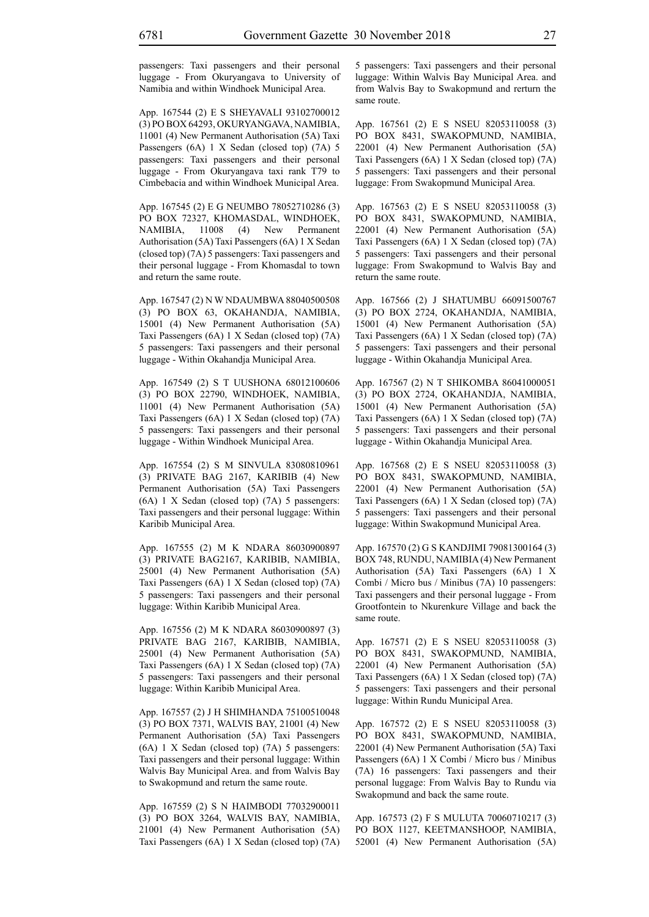passengers: Taxi passengers and their personal luggage - From Okuryangava to University of Namibia and within Windhoek Municipal Area.

App. 167544 (2) E S SHEYAVALI 93102700012 (3) PO BOX 64293, OKURYANGAVA, NAMIBIA, 11001 (4) New Permanent Authorisation (5A) Taxi Passengers (6A) 1 X Sedan (closed top) (7A) 5 passengers: Taxi passengers and their personal luggage - From Okuryangava taxi rank T79 to Cimbebacia and within Windhoek Municipal Area.

App. 167545 (2) E G NEUMBO 78052710286 (3) PO BOX 72327, KHOMASDAL, WINDHOEK, NAMIBIA, 11008 (4) New Permanent Authorisation (5A) Taxi Passengers (6A) 1 X Sedan (closed top) (7A) 5 passengers: Taxi passengers and their personal luggage - From Khomasdal to town and return the same route.

App. 167547 (2) N W NDAUMBWA 88040500508 (3) PO BOX 63, OKAHANDJA, NAMIBIA, 15001 (4) New Permanent Authorisation (5A) Taxi Passengers (6A) 1 X Sedan (closed top) (7A) 5 passengers: Taxi passengers and their personal luggage - Within Okahandja Municipal Area.

App. 167549 (2) S T UUSHONA 68012100606 (3) PO BOX 22790, WINDHOEK, NAMIBIA, 11001 (4) New Permanent Authorisation (5A) Taxi Passengers (6A) 1 X Sedan (closed top) (7A) 5 passengers: Taxi passengers and their personal luggage - Within Windhoek Municipal Area.

App. 167554 (2) S M SINVULA 83080810961 (3) PRIVATE BAG 2167, KARIBIB (4) New Permanent Authorisation (5A) Taxi Passengers (6A) 1 X Sedan (closed top) (7A) 5 passengers: Taxi passengers and their personal luggage: Within Karibib Municipal Area.

App. 167555 (2) M K NDARA 86030900897 (3) PRIVATE BAG2167, KARIBIB, NAMIBIA, 25001 (4) New Permanent Authorisation (5A) Taxi Passengers (6A) 1 X Sedan (closed top) (7A) 5 passengers: Taxi passengers and their personal luggage: Within Karibib Municipal Area.

App. 167556 (2) M K NDARA 86030900897 (3) PRIVATE BAG 2167, KARIBIB, NAMIBIA, 25001 (4) New Permanent Authorisation (5A) Taxi Passengers (6A) 1 X Sedan (closed top) (7A) 5 passengers: Taxi passengers and their personal luggage: Within Karibib Municipal Area.

App. 167557 (2) J H SHIMHANDA 75100510048 (3) PO BOX 7371, WALVIS BAY, 21001 (4) New Permanent Authorisation (5A) Taxi Passengers (6A) 1 X Sedan (closed top) (7A) 5 passengers: Taxi passengers and their personal luggage: Within Walvis Bay Municipal Area. and from Walvis Bay to Swakopmund and return the same route.

App. 167559 (2) S N HAIMBODI 77032900011 (3) PO BOX 3264, WALVIS BAY, NAMIBIA, 21001 (4) New Permanent Authorisation (5A) Taxi Passengers (6A) 1 X Sedan (closed top) (7A) 5 passengers: Taxi passengers and their personal luggage: Within Walvis Bay Municipal Area. and from Walvis Bay to Swakopmund and rerturn the same route.

App. 167561 (2) E S NSEU 82053110058 (3) PO BOX 8431, SWAKOPMUND, NAMIBIA, 22001 (4) New Permanent Authorisation (5A) Taxi Passengers (6A) 1 X Sedan (closed top) (7A) 5 passengers: Taxi passengers and their personal luggage: From Swakopmund Municipal Area.

App. 167563 (2) E S NSEU 82053110058 (3) PO BOX 8431, SWAKOPMUND, NAMIBIA, 22001 (4) New Permanent Authorisation (5A) Taxi Passengers (6A) 1 X Sedan (closed top) (7A) 5 passengers: Taxi passengers and their personal luggage: From Swakopmund to Walvis Bay and return the same route.

App. 167566 (2) J SHATUMBU 66091500767 (3) PO BOX 2724, OKAHANDJA, NAMIBIA, 15001 (4) New Permanent Authorisation (5A) Taxi Passengers (6A) 1 X Sedan (closed top) (7A) 5 passengers: Taxi passengers and their personal luggage - Within Okahandja Municipal Area.

App. 167567 (2) N T SHIKOMBA 86041000051 (3) PO BOX 2724, OKAHANDJA, NAMIBIA, 15001 (4) New Permanent Authorisation (5A) Taxi Passengers (6A) 1 X Sedan (closed top) (7A) 5 passengers: Taxi passengers and their personal luggage - Within Okahandja Municipal Area.

App. 167568 (2) E S NSEU 82053110058 (3) PO BOX 8431, SWAKOPMUND, NAMIBIA, 22001 (4) New Permanent Authorisation (5A) Taxi Passengers (6A) 1 X Sedan (closed top) (7A) 5 passengers: Taxi passengers and their personal luggage: Within Swakopmund Municipal Area.

App. 167570 (2) G S KANDJIMI 79081300164 (3) BOX 748, RUNDU, NAMIBIA (4) New Permanent Authorisation (5A) Taxi Passengers (6A) 1 X Combi / Micro bus / Minibus (7A) 10 passengers: Taxi passengers and their personal luggage - From Grootfontein to Nkurenkure Village and back the same route.

App. 167571 (2) E S NSEU 82053110058 (3) PO BOX 8431, SWAKOPMUND, NAMIBIA, 22001 (4) New Permanent Authorisation (5A) Taxi Passengers (6A) 1 X Sedan (closed top) (7A) 5 passengers: Taxi passengers and their personal luggage: Within Rundu Municipal Area.

App. 167572 (2) E S NSEU 82053110058 (3) PO BOX 8431, SWAKOPMUND, NAMIBIA, 22001 (4) New Permanent Authorisation (5A) Taxi Passengers (6A) 1 X Combi / Micro bus / Minibus (7A) 16 passengers: Taxi passengers and their personal luggage: From Walvis Bay to Rundu via Swakopmund and back the same route.

App. 167573 (2) F S MULUTA 70060710217 (3) PO BOX 1127, KEETMANSHOOP, NAMIBIA, 52001 (4) New Permanent Authorisation (5A)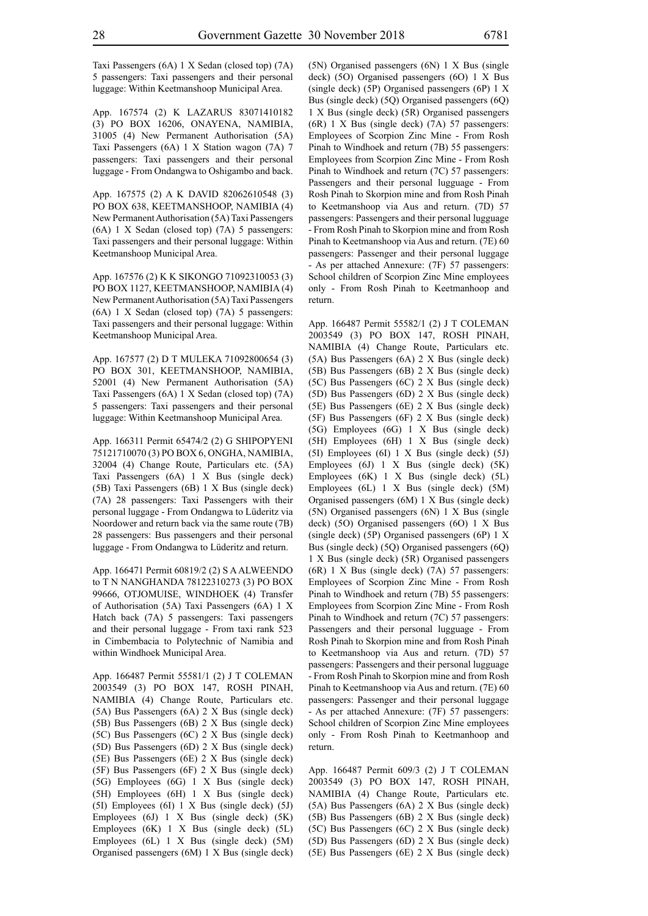Taxi Passengers (6A) 1 X Sedan (closed top) (7A) 5 passengers: Taxi passengers and their personal luggage: Within Keetmanshoop Municipal Area.

App. 167574 (2) K LAZARUS 83071410182 (3) PO BOX 16206, ONAYENA, NAMIBIA, 31005 (4) New Permanent Authorisation (5A) Taxi Passengers (6A) 1 X Station wagon (7A) 7 passengers: Taxi passengers and their personal luggage - From Ondangwa to Oshigambo and back.

App. 167575 (2) A K DAVID 82062610548 (3) PO BOX 638, KEETMANSHOOP, NAMIBIA (4) New Permanent Authorisation (5A) Taxi Passengers (6A) 1 X Sedan (closed top) (7A) 5 passengers: Taxi passengers and their personal luggage: Within Keetmanshoop Municipal Area.

App. 167576 (2) K K SIKONGO 71092310053 (3) PO BOX 1127, KEETMANSHOOP, NAMIBIA (4) New Permanent Authorisation (5A) Taxi Passengers (6A) 1 X Sedan (closed top) (7A) 5 passengers: Taxi passengers and their personal luggage: Within Keetmanshoop Municipal Area.

App. 167577 (2) D T MULEKA 71092800654 (3) PO BOX 301, KEETMANSHOOP, NAMIBIA, 52001 (4) New Permanent Authorisation (5A) Taxi Passengers (6A) 1 X Sedan (closed top) (7A) 5 passengers: Taxi passengers and their personal luggage: Within Keetmanshoop Municipal Area.

App. 166311 Permit 65474/2 (2) G SHIPOPYENI 75121710070 (3) PO BOX 6, ONGHA, NAMIBIA, 32004 (4) Change Route, Particulars etc. (5A) Taxi Passengers (6A) 1 X Bus (single deck) (5B) Taxi Passengers (6B) 1 X Bus (single deck) (7A) 28 passengers: Taxi Passengers with their personal luggage - From Ondangwa to Lüderitz via Noordower and return back via the same route (7B) 28 passengers: Bus passengers and their personal luggage - From Ondangwa to Lüderitz and return.

App. 166471 Permit 60819/2 (2) S A ALWEENDO to T N NANGHANDA 78122310273 (3) PO BOX 99666, OTJOMUISE, WINDHOEK (4) Transfer of Authorisation (5A) Taxi Passengers (6A) 1 X Hatch back (7A) 5 passengers: Taxi passengers and their personal luggage - From taxi rank 523 in Cimbembacia to Polytechnic of Namibia and within Windhoek Municipal Area.

App. 166487 Permit 55581/1 (2) J T COLEMAN 2003549 (3) PO BOX 147, ROSH PINAH, NAMIBIA (4) Change Route, Particulars etc. (5A) Bus Passengers (6A) 2 X Bus (single deck) (5B) Bus Passengers (6B) 2 X Bus (single deck) (5C) Bus Passengers (6C) 2 X Bus (single deck) (5D) Bus Passengers (6D) 2 X Bus (single deck) (5E) Bus Passengers (6E) 2 X Bus (single deck) (5F) Bus Passengers (6F) 2 X Bus (single deck) (5G) Employees (6G) 1 X Bus (single deck) (5H) Employees (6H) 1 X Bus (single deck) (5I) Employees (6I) 1 X Bus (single deck) (5J) Employees (6J) 1 X Bus (single deck) (5K) Employees (6K) 1 X Bus (single deck) (5L) Employees (6L) 1 X Bus (single deck) (5M) Organised passengers (6M) 1 X Bus (single deck) (5N) Organised passengers (6N) 1 X Bus (single deck) (5O) Organised passengers (6O) 1 X Bus (single deck) (5P) Organised passengers (6P) 1 X Bus (single deck) (5Q) Organised passengers (6Q) 1 X Bus (single deck) (5R) Organised passengers (6R) 1 X Bus (single deck) (7A) 57 passengers: Employees of Scorpion Zinc Mine - From Rosh Pinah to Windhoek and return (7B) 55 passengers: Employees from Scorpion Zinc Mine - From Rosh Pinah to Windhoek and return (7C) 57 passengers: Passengers and their personal lugguage - From Rosh Pinah to Skorpion mine and from Rosh Pinah to Keetmanshoop via Aus and return. (7D) 57 passengers: Passengers and their personal lugguage - From Rosh Pinah to Skorpion mine and from Rosh Pinah to Keetmanshoop via Aus and return. (7E) 60 passengers: Passenger and their personal luggage - As per attached Annexure: (7F) 57 passengers: School children of Scorpion Zinc Mine employees only - From Rosh Pinah to Keetmanhoop and return.

App. 166487 Permit 55582/1 (2) J T COLEMAN 2003549 (3) PO BOX 147, ROSH PINAH, NAMIBIA (4) Change Route, Particulars etc. (5A) Bus Passengers (6A) 2 X Bus (single deck) (5B) Bus Passengers (6B) 2 X Bus (single deck) (5C) Bus Passengers (6C) 2 X Bus (single deck) (5D) Bus Passengers (6D) 2 X Bus (single deck) (5E) Bus Passengers (6E) 2 X Bus (single deck) (5F) Bus Passengers (6F) 2 X Bus (single deck) (5G) Employees (6G) 1 X Bus (single deck) (5H) Employees (6H) 1 X Bus (single deck) (5I) Employees (6I) 1 X Bus (single deck) (5J) Employees (6J) 1 X Bus (single deck) (5K) Employees (6K) 1 X Bus (single deck) (5L) Employees (6L) 1 X Bus (single deck) (5M) Organised passengers (6M) 1 X Bus (single deck) (5N) Organised passengers (6N) 1 X Bus (single deck) (5O) Organised passengers (6O) 1 X Bus (single deck) (5P) Organised passengers (6P) 1 X Bus (single deck) (5Q) Organised passengers (6Q) 1 X Bus (single deck) (5R) Organised passengers (6R) 1 X Bus (single deck) (7A) 57 passengers: Employees of Scorpion Zinc Mine - From Rosh Pinah to Windhoek and return (7B) 55 passengers: Employees from Scorpion Zinc Mine - From Rosh Pinah to Windhoek and return (7C) 57 passengers: Passengers and their personal lugguage - From Rosh Pinah to Skorpion mine and from Rosh Pinah to Keetmanshoop via Aus and return. (7D) 57 passengers: Passengers and their personal lugguage - From Rosh Pinah to Skorpion mine and from Rosh Pinah to Keetmanshoop via Aus and return. (7E) 60 passengers: Passenger and their personal luggage - As per attached Annexure: (7F) 57 passengers: School children of Scorpion Zinc Mine employees only - From Rosh Pinah to Keetmanhoop and return.

App. 166487 Permit 609/3 (2) J T COLEMAN 2003549 (3) PO BOX 147, ROSH PINAH, NAMIBIA (4) Change Route, Particulars etc. (5A) Bus Passengers (6A) 2 X Bus (single deck) (5B) Bus Passengers (6B) 2 X Bus (single deck) (5C) Bus Passengers (6C) 2 X Bus (single deck) (5D) Bus Passengers (6D) 2 X Bus (single deck) (5E) Bus Passengers (6E) 2 X Bus (single deck)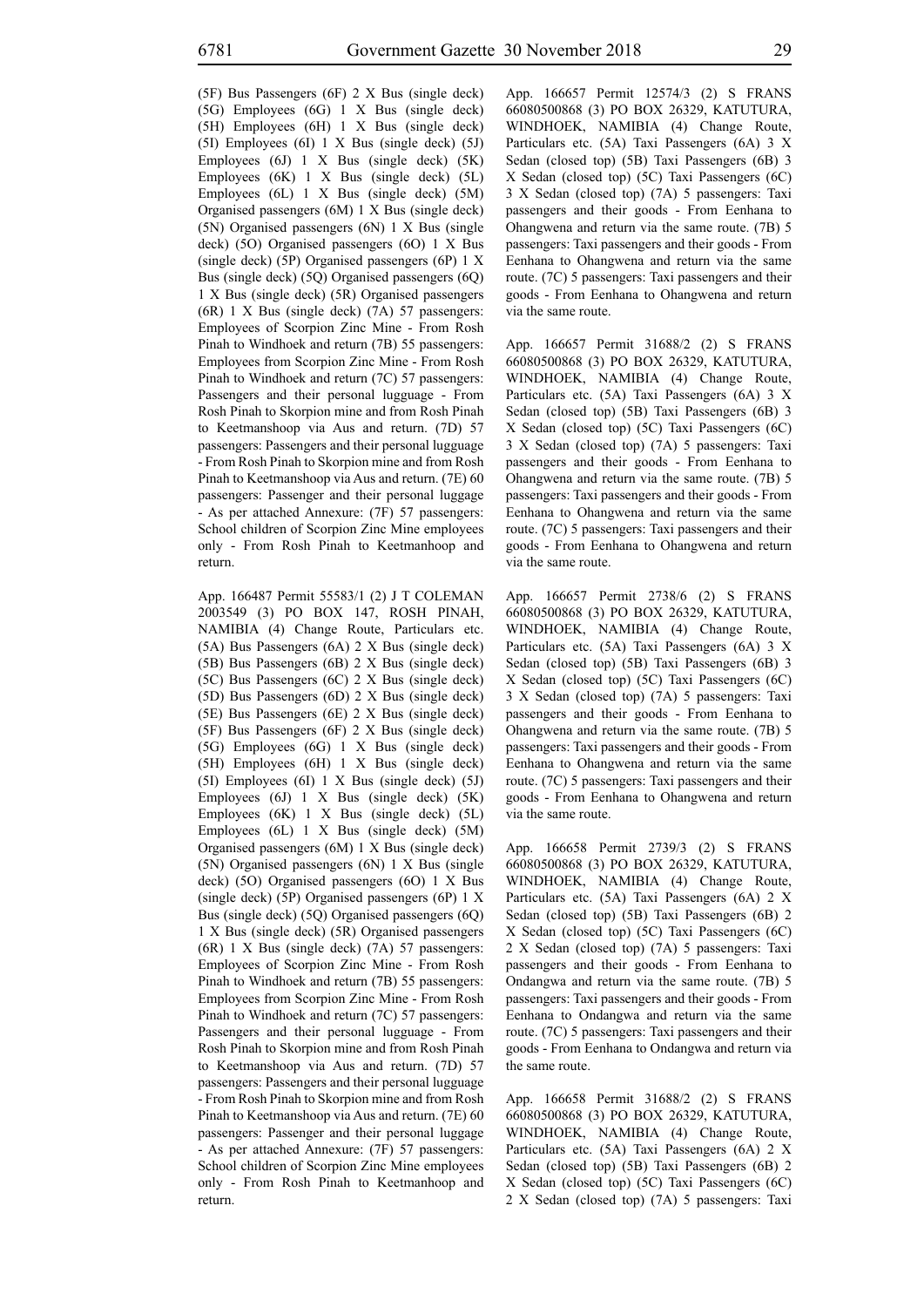(5F) Bus Passengers (6F) 2 X Bus (single deck) (5G) Employees (6G) 1 X Bus (single deck) (5H) Employees (6H) 1 X Bus (single deck) (5I) Employees (6I) 1 X Bus (single deck) (5J) Employees (6J) 1 X Bus (single deck) (5K) Employees (6K) 1 X Bus (single deck) (5L) Employees (6L) 1 X Bus (single deck) (5M) Organised passengers (6M) 1 X Bus (single deck) (5N) Organised passengers (6N) 1 X Bus (single deck) (5O) Organised passengers (6O) 1 X Bus (single deck) (5P) Organised passengers (6P) 1 X Bus (single deck) (5Q) Organised passengers (6Q) 1 X Bus (single deck) (5R) Organised passengers (6R) 1 X Bus (single deck) (7A) 57 passengers: Employees of Scorpion Zinc Mine - From Rosh Pinah to Windhoek and return (7B) 55 passengers: Employees from Scorpion Zinc Mine - From Rosh Pinah to Windhoek and return (7C) 57 passengers: Passengers and their personal lugguage - From Rosh Pinah to Skorpion mine and from Rosh Pinah to Keetmanshoop via Aus and return. (7D) 57 passengers: Passengers and their personal lugguage - From Rosh Pinah to Skorpion mine and from Rosh Pinah to Keetmanshoop via Aus and return. (7E) 60 passengers: Passenger and their personal luggage - As per attached Annexure: (7F) 57 passengers: School children of Scorpion Zinc Mine employees only - From Rosh Pinah to Keetmanhoop and return.

App. 166487 Permit 55583/1 (2) J T COLEMAN 2003549 (3) PO BOX 147, ROSH PINAH, NAMIBIA (4) Change Route, Particulars etc. (5A) Bus Passengers (6A) 2 X Bus (single deck) (5B) Bus Passengers (6B) 2 X Bus (single deck) (5C) Bus Passengers (6C) 2 X Bus (single deck) (5D) Bus Passengers (6D) 2 X Bus (single deck) (5E) Bus Passengers (6E) 2 X Bus (single deck) (5F) Bus Passengers (6F) 2 X Bus (single deck) (5G) Employees (6G) 1 X Bus (single deck) (5H) Employees (6H) 1 X Bus (single deck) (5I) Employees (6I) 1 X Bus (single deck) (5J) Employees (6J) 1 X Bus (single deck) (5K) Employees (6K) 1 X Bus (single deck) (5L) Employees (6L) 1 X Bus (single deck) (5M) Organised passengers (6M) 1 X Bus (single deck) (5N) Organised passengers (6N) 1 X Bus (single deck) (5O) Organised passengers (6O) 1 X Bus (single deck) (5P) Organised passengers (6P) 1 X Bus (single deck) (5Q) Organised passengers (6Q) 1 X Bus (single deck) (5R) Organised passengers (6R) 1 X Bus (single deck) (7A) 57 passengers: Employees of Scorpion Zinc Mine - From Rosh Pinah to Windhoek and return (7B) 55 passengers: Employees from Scorpion Zinc Mine - From Rosh Pinah to Windhoek and return (7C) 57 passengers: Passengers and their personal lugguage - From Rosh Pinah to Skorpion mine and from Rosh Pinah to Keetmanshoop via Aus and return. (7D) 57 passengers: Passengers and their personal lugguage - From Rosh Pinah to Skorpion mine and from Rosh Pinah to Keetmanshoop via Aus and return. (7E) 60 passengers: Passenger and their personal luggage - As per attached Annexure: (7F) 57 passengers: School children of Scorpion Zinc Mine employees only - From Rosh Pinah to Keetmanhoop and return.

App. 166657 Permit 12574/3 (2) S FRANS 66080500868 (3) PO BOX 26329, KATUTURA, WINDHOEK, NAMIBIA (4) Change Route, Particulars etc. (5A) Taxi Passengers (6A) 3 X Sedan (closed top) (5B) Taxi Passengers (6B) 3 X Sedan (closed top) (5C) Taxi Passengers (6C) 3 X Sedan (closed top) (7A) 5 passengers: Taxi passengers and their goods - From Eenhana to Ohangwena and return via the same route. (7B) 5 passengers: Taxi passengers and their goods - From Eenhana to Ohangwena and return via the same route. (7C) 5 passengers: Taxi passengers and their goods - From Eenhana to Ohangwena and return via the same route.

App. 166657 Permit 31688/2 (2) S FRANS 66080500868 (3) PO BOX 26329, KATUTURA, WINDHOEK, NAMIBIA (4) Change Route, Particulars etc. (5A) Taxi Passengers (6A) 3 X Sedan (closed top) (5B) Taxi Passengers (6B) 3 X Sedan (closed top) (5C) Taxi Passengers (6C) 3 X Sedan (closed top) (7A) 5 passengers: Taxi passengers and their goods - From Eenhana to Ohangwena and return via the same route. (7B) 5 passengers: Taxi passengers and their goods - From Eenhana to Ohangwena and return via the same route. (7C) 5 passengers: Taxi passengers and their goods - From Eenhana to Ohangwena and return via the same route.

App. 166657 Permit 2738/6 (2) S FRANS 66080500868 (3) PO BOX 26329, KATUTURA, WINDHOEK, NAMIBIA (4) Change Route, Particulars etc. (5A) Taxi Passengers (6A) 3 X Sedan (closed top) (5B) Taxi Passengers (6B) 3 X Sedan (closed top) (5C) Taxi Passengers (6C) 3 X Sedan (closed top) (7A) 5 passengers: Taxi passengers and their goods - From Eenhana to Ohangwena and return via the same route. (7B) 5 passengers: Taxi passengers and their goods - From Eenhana to Ohangwena and return via the same route. (7C) 5 passengers: Taxi passengers and their goods - From Eenhana to Ohangwena and return via the same route.

App. 166658 Permit 2739/3 (2) S FRANS 66080500868 (3) PO BOX 26329, KATUTURA, WINDHOEK, NAMIBIA (4) Change Route, Particulars etc. (5A) Taxi Passengers (6A) 2 X Sedan (closed top) (5B) Taxi Passengers (6B) 2 X Sedan (closed top) (5C) Taxi Passengers (6C) 2 X Sedan (closed top) (7A) 5 passengers: Taxi passengers and their goods - From Eenhana to Ondangwa and return via the same route. (7B) 5 passengers: Taxi passengers and their goods - From Eenhana to Ondangwa and return via the same route. (7C) 5 passengers: Taxi passengers and their goods - From Eenhana to Ondangwa and return via the same route.

App. 166658 Permit 31688/2 (2) S FRANS 66080500868 (3) PO BOX 26329, KATUTURA, WINDHOEK, NAMIBIA (4) Change Route, Particulars etc. (5A) Taxi Passengers (6A) 2 X Sedan (closed top) (5B) Taxi Passengers (6B) 2 X Sedan (closed top) (5C) Taxi Passengers (6C) 2 X Sedan (closed top) (7A) 5 passengers: Taxi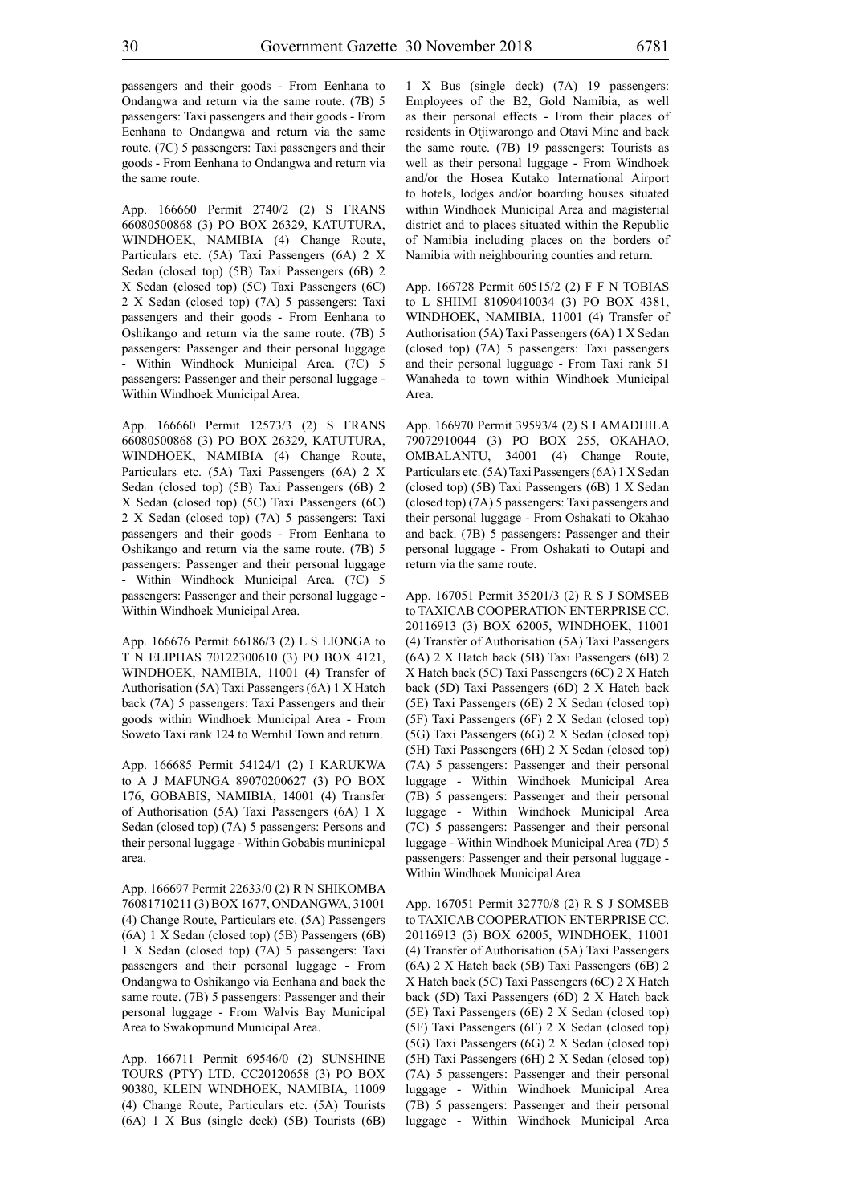passengers and their goods - From Eenhana to Ondangwa and return via the same route. (7B) 5 passengers: Taxi passengers and their goods - From Eenhana to Ondangwa and return via the same route. (7C) 5 passengers: Taxi passengers and their goods - From Eenhana to Ondangwa and return via the same route.

App. 166660 Permit 2740/2 (2) S FRANS 66080500868 (3) PO BOX 26329, KATUTURA, WINDHOEK, NAMIBIA (4) Change Route, Particulars etc. (5A) Taxi Passengers (6A) 2 X Sedan (closed top) (5B) Taxi Passengers (6B) 2 X Sedan (closed top) (5C) Taxi Passengers (6C) 2 X Sedan (closed top) (7A) 5 passengers: Taxi passengers and their goods - From Eenhana to Oshikango and return via the same route. (7B) 5 passengers: Passenger and their personal luggage - Within Windhoek Municipal Area. (7C) 5 passengers: Passenger and their personal luggage - Within Windhoek Municipal Area.

App. 166660 Permit 12573/3 (2) S FRANS 66080500868 (3) PO BOX 26329, KATUTURA, WINDHOEK, NAMIBIA (4) Change Route, Particulars etc. (5A) Taxi Passengers (6A) 2 X Sedan (closed top) (5B) Taxi Passengers (6B) 2 X Sedan (closed top) (5C) Taxi Passengers (6C) 2 X Sedan (closed top) (7A) 5 passengers: Taxi passengers and their goods - From Eenhana to Oshikango and return via the same route. (7B) 5 passengers: Passenger and their personal luggage - Within Windhoek Municipal Area. (7C) 5 passengers: Passenger and their personal luggage - Within Windhoek Municipal Area.

App. 166676 Permit 66186/3 (2) L S LIONGA to T N ELIPHAS 70122300610 (3) PO BOX 4121, WINDHOEK, NAMIBIA, 11001 (4) Transfer of Authorisation (5A) Taxi Passengers (6A) 1 X Hatch back (7A) 5 passengers: Taxi Passengers and their goods within Windhoek Municipal Area - From Soweto Taxi rank 124 to Wernhil Town and return.

App. 166685 Permit 54124/1 (2) I KARUKWA to A J MAFUNGA 89070200627 (3) PO BOX 176, GOBABIS, NAMIBIA, 14001 (4) Transfer of Authorisation (5A) Taxi Passengers (6A) 1 X Sedan (closed top) (7A) 5 passengers: Persons and their personal luggage - Within Gobabis muninicpal area.

App. 166697 Permit 22633/0 (2) R N SHIKOMBA 76081710211 (3) BOX 1677, ONDANGWA, 31001 (4) Change Route, Particulars etc. (5A) Passengers (6A) 1 X Sedan (closed top) (5B) Passengers (6B) 1 X Sedan (closed top) (7A) 5 passengers: Taxi passengers and their personal luggage - From Ondangwa to Oshikango via Eenhana and back the same route. (7B) 5 passengers: Passenger and their personal luggage - From Walvis Bay Municipal Area to Swakopmund Municipal Area.

App. 166711 Permit 69546/0 (2) SUNSHINE TOURS (PTY) LTD. CC20120658 (3) PO BOX 90380, KLEIN WINDHOEK, NAMIBIA, 11009 (4) Change Route, Particulars etc. (5A) Tourists (6A) 1 X Bus (single deck) (5B) Tourists (6B) 1 X Bus (single deck) (7A) 19 passengers: Employees of the B2, Gold Namibia, as well as their personal effects - From their places of residents in Otjiwarongo and Otavi Mine and back the same route. (7B) 19 passengers: Tourists as well as their personal luggage - From Windhoek and/or the Hosea Kutako International Airport to hotels, lodges and/or boarding houses situated within Windhoek Municipal Area and magisterial district and to places situated within the Republic of Namibia including places on the borders of Namibia with neighbouring counties and return.

App. 166728 Permit 60515/2 (2) F F N TOBIAS to L SHIIMI 81090410034 (3) PO BOX 4381, WINDHOEK, NAMIBIA, 11001 (4) Transfer of Authorisation (5A) Taxi Passengers (6A) 1 X Sedan (closed top) (7A) 5 passengers: Taxi passengers and their personal lugguage - From Taxi rank 51 Wanaheda to town within Windhoek Municipal Area.

App. 166970 Permit 39593/4 (2) S I AMADHILA 79072910044 (3) PO BOX 255, OKAHAO, OMBALANTU, 34001 (4) Change Route, Particulars etc. (5A) Taxi Passengers (6A) 1 X Sedan (closed top) (5B) Taxi Passengers (6B) 1 X Sedan (closed top) (7A) 5 passengers: Taxi passengers and their personal luggage - From Oshakati to Okahao and back. (7B) 5 passengers: Passenger and their personal luggage - From Oshakati to Outapi and return via the same route.

App. 167051 Permit 35201/3 (2) R S J SOMSEB to TAXICAB COOPERATION ENTERPRISE CC. 20116913 (3) BOX 62005, WINDHOEK, 11001 (4) Transfer of Authorisation (5A) Taxi Passengers (6A) 2 X Hatch back (5B) Taxi Passengers (6B) 2 X Hatch back (5C) Taxi Passengers (6C) 2 X Hatch back (5D) Taxi Passengers (6D) 2 X Hatch back (5E) Taxi Passengers (6E) 2 X Sedan (closed top) (5F) Taxi Passengers (6F) 2 X Sedan (closed top) (5G) Taxi Passengers (6G) 2 X Sedan (closed top) (5H) Taxi Passengers (6H) 2 X Sedan (closed top) (7A) 5 passengers: Passenger and their personal luggage - Within Windhoek Municipal Area (7B) 5 passengers: Passenger and their personal luggage - Within Windhoek Municipal Area (7C) 5 passengers: Passenger and their personal luggage - Within Windhoek Municipal Area (7D) 5 passengers: Passenger and their personal luggage - Within Windhoek Municipal Area

App. 167051 Permit 32770/8 (2) R S J SOMSEB to TAXICAB COOPERATION ENTERPRISE CC. 20116913 (3) BOX 62005, WINDHOEK, 11001 (4) Transfer of Authorisation (5A) Taxi Passengers (6A) 2 X Hatch back (5B) Taxi Passengers (6B) 2 X Hatch back (5C) Taxi Passengers (6C) 2 X Hatch back (5D) Taxi Passengers (6D) 2 X Hatch back (5E) Taxi Passengers (6E) 2 X Sedan (closed top) (5F) Taxi Passengers (6F) 2 X Sedan (closed top) (5G) Taxi Passengers (6G) 2 X Sedan (closed top) (5H) Taxi Passengers (6H) 2 X Sedan (closed top) (7A) 5 passengers: Passenger and their personal luggage - Within Windhoek Municipal Area (7B) 5 passengers: Passenger and their personal luggage - Within Windhoek Municipal Area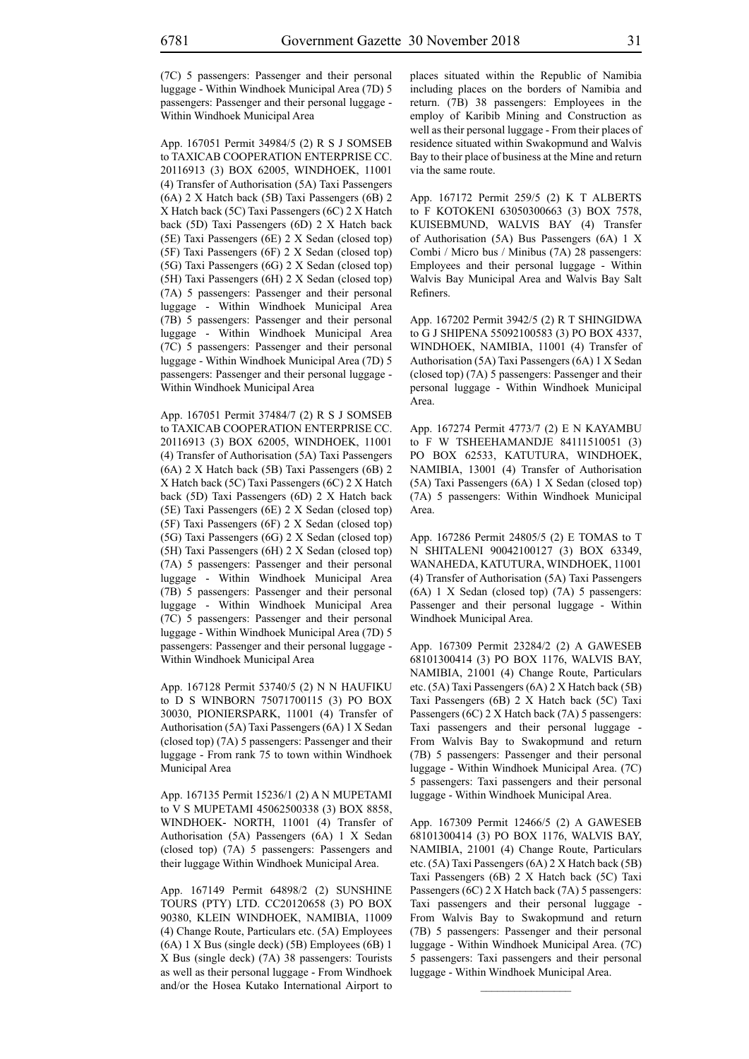(7C) 5 passengers: Passenger and their personal luggage - Within Windhoek Municipal Area (7D) 5 passengers: Passenger and their personal luggage - Within Windhoek Municipal Area

App. 167051 Permit 34984/5 (2) R S J SOMSEB to TAXICAB COOPERATION ENTERPRISE CC. 20116913 (3) BOX 62005, WINDHOEK, 11001 (4) Transfer of Authorisation (5A) Taxi Passengers (6A) 2 X Hatch back (5B) Taxi Passengers (6B) 2 X Hatch back (5C) Taxi Passengers (6C) 2 X Hatch back (5D) Taxi Passengers (6D) 2 X Hatch back (5E) Taxi Passengers (6E) 2 X Sedan (closed top) (5F) Taxi Passengers (6F) 2 X Sedan (closed top) (5G) Taxi Passengers (6G) 2 X Sedan (closed top) (5H) Taxi Passengers (6H) 2 X Sedan (closed top) (7A) 5 passengers: Passenger and their personal luggage - Within Windhoek Municipal Area (7B) 5 passengers: Passenger and their personal luggage - Within Windhoek Municipal Area (7C) 5 passengers: Passenger and their personal luggage - Within Windhoek Municipal Area (7D) 5 passengers: Passenger and their personal luggage - Within Windhoek Municipal Area

App. 167051 Permit 37484/7 (2) R S J SOMSEB to TAXICAB COOPERATION ENTERPRISE CC. 20116913 (3) BOX 62005, WINDHOEK, 11001 (4) Transfer of Authorisation (5A) Taxi Passengers (6A) 2 X Hatch back (5B) Taxi Passengers (6B) 2 X Hatch back (5C) Taxi Passengers (6C) 2 X Hatch back (5D) Taxi Passengers (6D) 2 X Hatch back (5E) Taxi Passengers (6E) 2 X Sedan (closed top) (5F) Taxi Passengers (6F) 2 X Sedan (closed top) (5G) Taxi Passengers (6G) 2 X Sedan (closed top) (5H) Taxi Passengers (6H) 2 X Sedan (closed top) (7A) 5 passengers: Passenger and their personal luggage - Within Windhoek Municipal Area (7B) 5 passengers: Passenger and their personal luggage - Within Windhoek Municipal Area (7C) 5 passengers: Passenger and their personal luggage - Within Windhoek Municipal Area (7D) 5 passengers: Passenger and their personal luggage - Within Windhoek Municipal Area

App. 167128 Permit 53740/5 (2) N N HAUFIKU to D S WINBORN 75071700115 (3) PO BOX 30030, PIONIERSPARK, 11001 (4) Transfer of Authorisation (5A) Taxi Passengers (6A) 1 X Sedan (closed top) (7A) 5 passengers: Passenger and their luggage - From rank 75 to town within Windhoek Municipal Area

App. 167135 Permit 15236/1 (2) A N MUPETAMI to V S MUPETAMI 45062500338 (3) BOX 8858, WINDHOEK- NORTH, 11001 (4) Transfer of Authorisation (5A) Taxi Passengers (6A) 1 X Sedan (closed top) (7A) 5 passengers: Passengers and their luggage Within Windhoek Municipal Area.

App. 167149 Permit 64898/2 (2) SUNSHINE TOURS (PTY) LTD. CC20120658 (3) PO BOX 90380, KLEIN WINDHOEK, NAMIBIA, 11009 (4) Change Route, Particulars etc. (5A) Employees (6A) 1 X Bus (single deck) (5B) Employees (6B) 1 X Bus (single deck) (7A) 38 passengers: Tourists as well as their personal luggage - From Windhoek and/or the Hosea Kutako International Airport to places situated within the Republic of Namibia including places on the borders of Namibia and return. (7B) 38 passengers: Employees in the employ of Karibib Mining and Construction as well as their personal luggage - From their places of residence situated within Swakopmund and Walvis Bay to their place of business at the Mine and return via the same route.

App. 167172 Permit 259/5 (2) K T ALBERTS to F KOTOKENI 63050300663 (3) BOX 7578, KUISEBMUND, WALVIS BAY (4) Transfer of Authorisation (5A) Bus Passengers (6A) 1 X Combi / Micro bus / Minibus (7A) 28 passengers: Employees and their personal luggage - Within Walvis Bay Municipal Area and Walvis Bay Salt Refiners.

App. 167202 Permit 3942/5 (2) R T SHINGIDWA to G J SHIPENA 55092100583 (3) PO BOX 4337, WINDHOEK, NAMIBIA, 11001 (4) Transfer of Authorisation (5A) Taxi Passengers (6A) 1 X Sedan (closed top) (7A) 5 passengers: Passenger and their personal luggage - Within Windhoek Municipal Area.

App. 167274 Permit 4773/7 (2) E N KAYAMBU to F W TSHEEHAMANDJE 84111510051 (3) PO BOX 62533, KATUTURA, WINDHOEK, NAMIBIA, 13001 (4) Transfer of Authorisation (5A) Taxi Passengers (6A) 1 X Sedan (closed top) (7A) 5 passengers: Within Windhoek Municipal Area.

App. 167286 Permit 24805/5 (2) E TOMAS to T N SHITALENI 90042100127 (3) BOX 63349, WANAHEDA, KATUTURA, WINDHOEK, 11001 (4) Transfer of Authorisation (5A) Taxi Passengers (6A) 1 X Sedan (closed top) (7A) 5 passengers: Passenger and their personal luggage - Within Windhoek Municipal Area.

App. 167309 Permit 23284/2 (2) A GAWESEB 68101300414 (3) PO BOX 1176, WALVIS BAY, NAMIBIA, 21001 (4) Change Route, Particulars etc. (5A) Taxi Passengers (6A) 2 X Hatch back (5B) Taxi Passengers (6B) 2 X Hatch back (5C) Taxi Passengers (6C) 2 X Hatch back (7A) 5 passengers: Taxi passengers and their personal luggage - From Walvis Bay to Swakopmund and return (7B) 5 passengers: Passenger and their personal luggage - Within Windhoek Municipal Area. (7C) 5 passengers: Taxi passengers and their personal luggage - Within Windhoek Municipal Area.

App. 167309 Permit 12466/5 (2) A GAWESEB 68101300414 (3) PO BOX 1176, WALVIS BAY, NAMIBIA, 21001 (4) Change Route, Particulars etc. (5A) Taxi Passengers (6A) 2 X Hatch back (5B) Taxi Passengers (6B) 2 X Hatch back (5C) Taxi Passengers (6C) 2 X Hatch back (7A) 5 passengers: Taxi passengers and their personal luggage - From Walvis Bay to Swakopmund and return (7B) 5 passengers: Passenger and their personal luggage - Within Windhoek Municipal Area. (7C) 5 passengers: Taxi passengers and their personal luggage - Within Windhoek Municipal Area.

________________